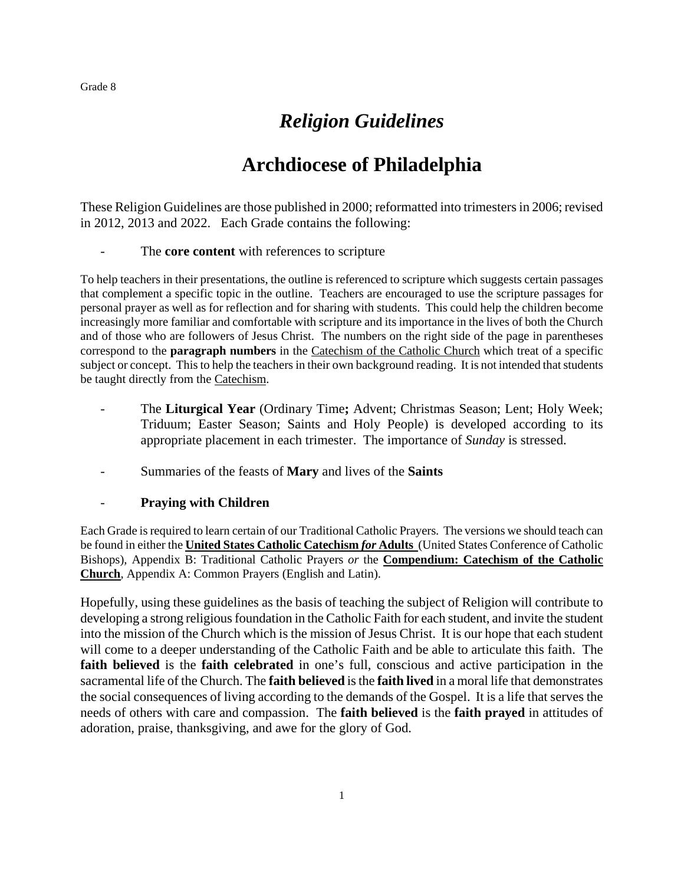Grade 8

# *Religion Guidelines*

# Archdiocese of Philadelphia

These Religion Guidelines are those published in 2000; reformatted into trimesters in 2006; revised in 2012, 2013 and 2022. Each Grade contains the following:

- The **core content** with references to scripture

To help teachers in their presentations, the outline is referenced to scripture which suggests certain passages that complement a specific topic in the outline. Teachers are encouraged to use the scripture passages for personal prayer as well as for reflection and for sharing with students. This could help the children become increasingly more familiar and comfortable with scripture and its importance in the lives of both the Church and of those who are followers of Jesus Christ. The numbers on the right side of the page in parentheses correspond to the **paragraph numbers** in the Catechism of the Catholic Church which treat of a specific subject or concept. This to help the teachers in their own background reading. It is not intended that students be taught directly from the Catechism.

- The **Liturgical Year** (Ordinary Time**;** Advent; Christmas Season; Lent; Holy Week; Triduum; Easter Season; Saints and Holy People) is developed according to its appropriate placement in each trimester. The importance of *Sunday* is stressed.

- Summaries of the feasts of **Mary** and lives of the **Saints**

- **Praying with Children**

Each Grade is required to learn certain of our Traditional Catholic Prayers. The versions we should teach can be found in either the **United States Catholic Catechism *for* Adults** (United States Conference of Catholic Bishops), Appendix B: Traditional Catholic Prayers *or* the **Compendium: Catechism of the Catholic Church**, Appendix A: Common Prayers (English and Latin).

Hopefully, using these guidelines as the basis of teaching the subject of Religion will contribute to developing a strong religious foundation in the Catholic Faith for each student, and invite the student into the mission of the Church which is the mission of Jesus Christ. It is our hope that each student will come to a deeper understanding of the Catholic Faith and be able to articulate this faith. The **faith believed** is the **faith celebrated** in one's full, conscious and active participation in the sacramental life of the Church. The **faith believed** is the **faith lived** in a moral life that demonstrates the social consequences of living according to the demands of the Gospel. It is a life that serves the needs of others with care and compassion. The **faith believed** is the **faith prayed** in attitudes of adoration, praise, thanksgiving, and awe for the glory of God.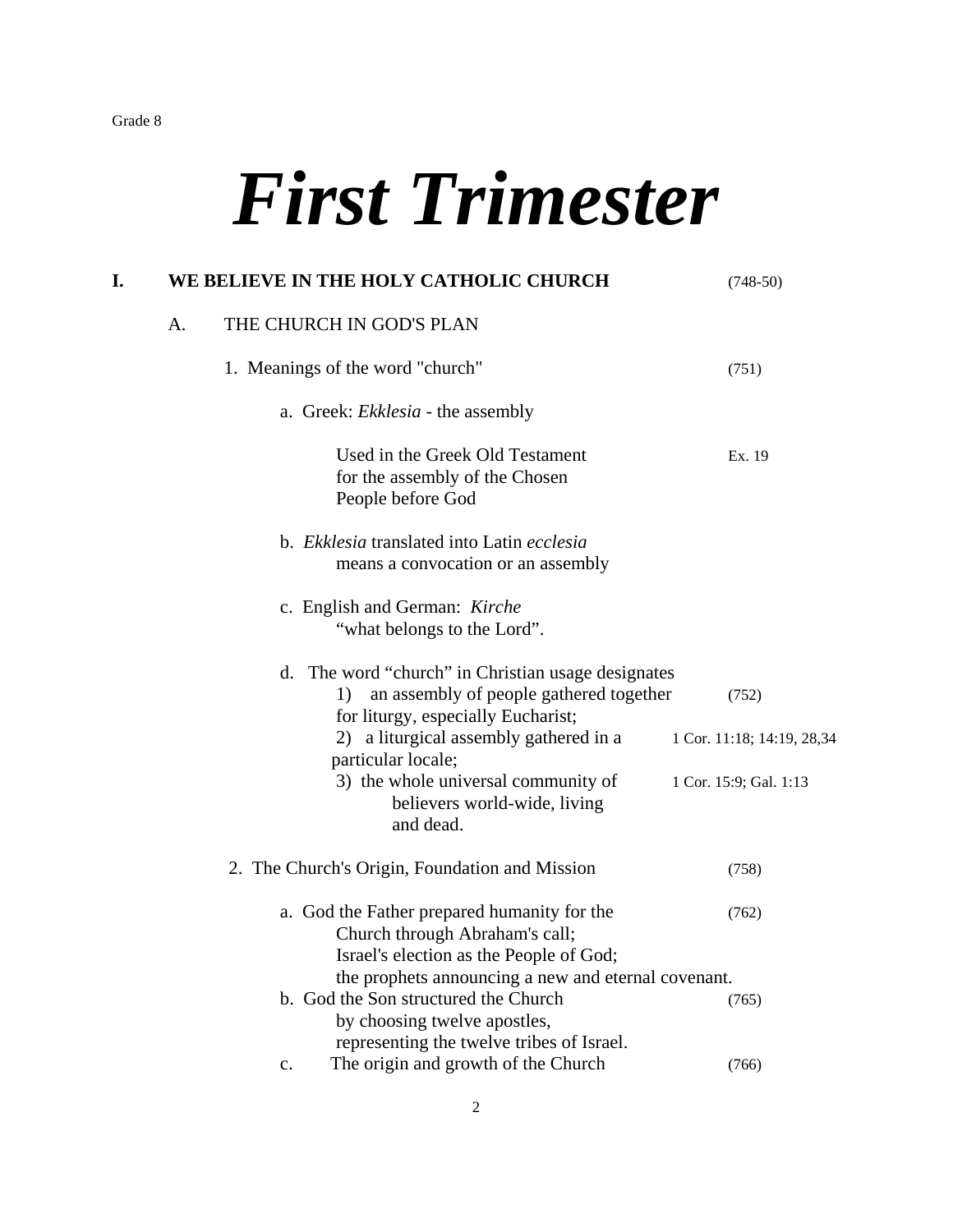Grade 8

# *First Trimester*

## I. WE BELIEVE IN THE HOLY CATHOLIC CHURCH (748-50)

### A. THE CHURCH IN GOD'S PLAN

1. Meanings of the word "church" (751)

   a. Greek: *Ekklesia* - the assembly

      Used in the Greek Old Testament for the assembly of the Chosen People before God — Ex. 19

   b. *Ekklesia* translated into Latin *ecclesia* means a convocation or an assembly

   c. English and German: *Kirche* "what belongs to the Lord".

   d. The word "church" in Christian usage designates
      1) an assembly of people gathered together for liturgy, especially Eucharist; (752)
      2) a liturgical assembly gathered in a particular locale; — 1 Cor. 11:18; 14:19, 28,34
      3) the whole universal community of believers world-wide, living and dead. — 1 Cor. 15:9; Gal. 1:13

2. The Church's Origin, Foundation and Mission (758)

   a. God the Father prepared humanity for the Church through Abraham's call; Israel's election as the People of God; the prophets announcing a new and eternal covenant. (762)
   b. God the Son structured the Church by choosing twelve apostles, representing the twelve tribes of Israel. (765)
   c. The origin and growth of the Church (766)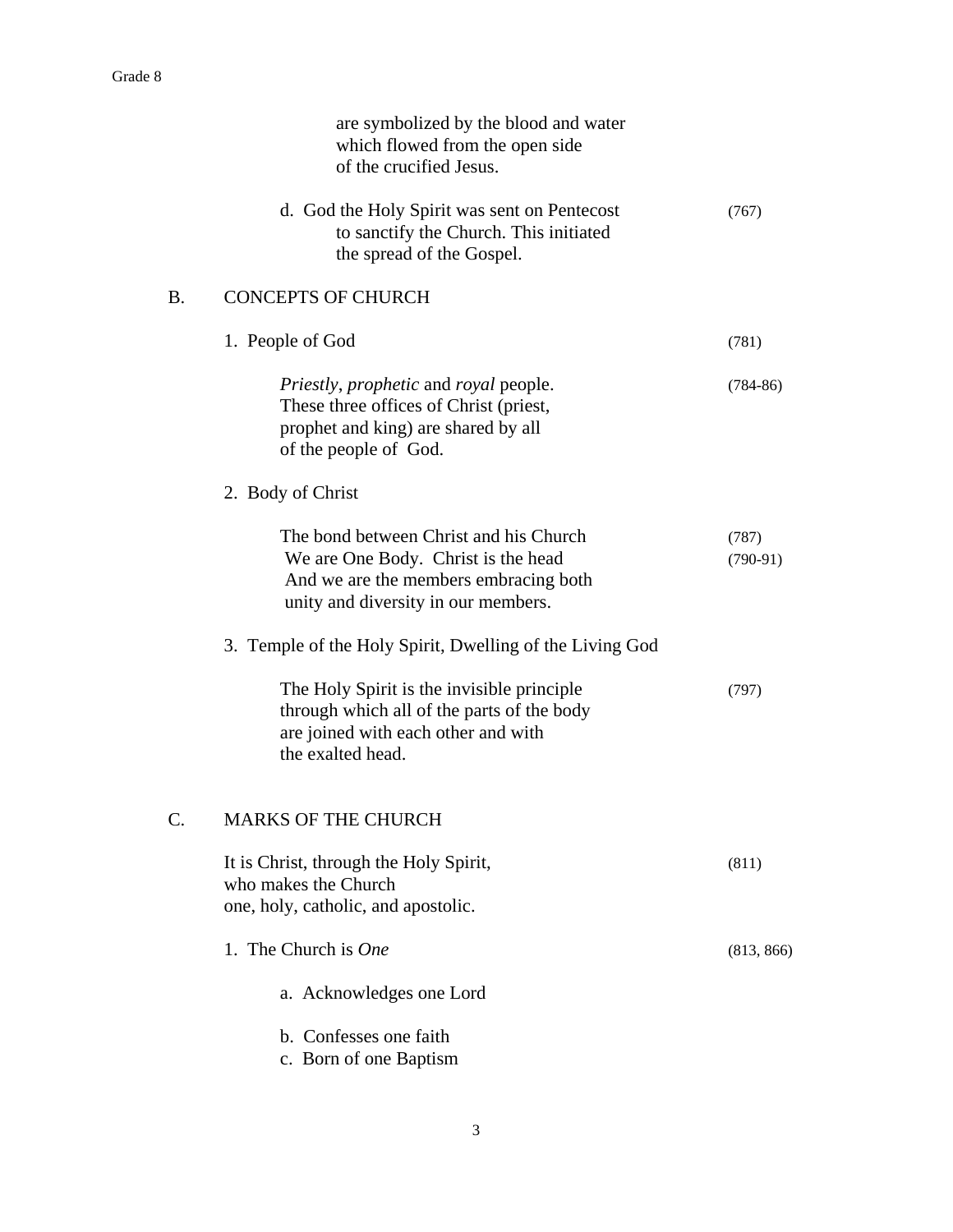are symbolized by the blood and water which flowed from the open side of the crucified Jesus.

d. God the Holy Spirit was sent on Pentecost to sanctify the Church. This initiated the spread of the Gospel. (767)

## B. CONCEPTS OF CHURCH

1. People of God (781)

   *Priestly*, *prophetic* and *royal* people. These three offices of Christ (priest, prophet and king) are shared by all of the people of God. (784-86)

2. Body of Christ

   The bond between Christ and his Church (787)
   We are One Body. Christ is the head And we are the members embracing both unity and diversity in our members. (790-91)

3. Temple of the Holy Spirit, Dwelling of the Living God

   The Holy Spirit is the invisible principle through which all of the parts of the body are joined with each other and with the exalted head. (797)

## C. MARKS OF THE CHURCH

It is Christ, through the Holy Spirit, who makes the Church one, holy, catholic, and apostolic. (811)

1. The Church is *One* (813, 866)

   a. Acknowledges one Lord

   b. Confesses one faith
   c. Born of one Baptism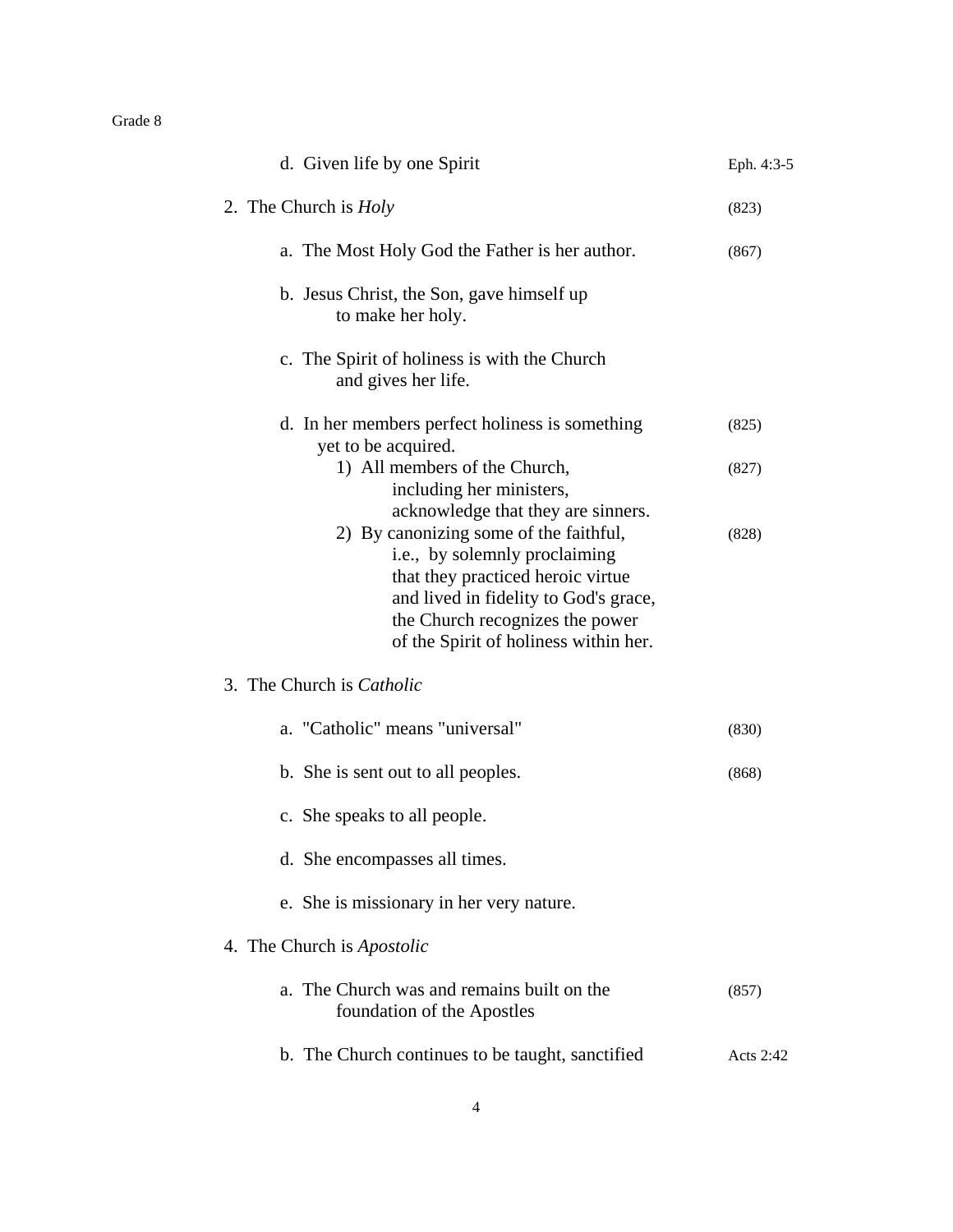d. Given life by one Spirit — Eph. 4:3-5

2. The Church is *Holy* (823)

   a. The Most Holy God the Father is her author. (867)

   b. Jesus Christ, the Son, gave himself up to make her holy.

   c. The Spirit of holiness is with the Church and gives her life.

   d. In her members perfect holiness is something yet to be acquired. (825)

      1) All members of the Church, including her ministers, acknowledge that they are sinners. (827)

      2) By canonizing some of the faithful, i.e., by solemnly proclaiming that they practiced heroic virtue and lived in fidelity to God's grace, the Church recognizes the power of the Spirit of holiness within her. (828)

3. The Church is *Catholic*

   a. "Catholic" means "universal" (830)

   b. She is sent out to all peoples. (868)

   c. She speaks to all people.

   d. She encompasses all times.

   e. She is missionary in her very nature.

4. The Church is *Apostolic*

   a. The Church was and remains built on the foundation of the Apostles (857)

   b. The Church continues to be taught, sanctified — Acts 2:42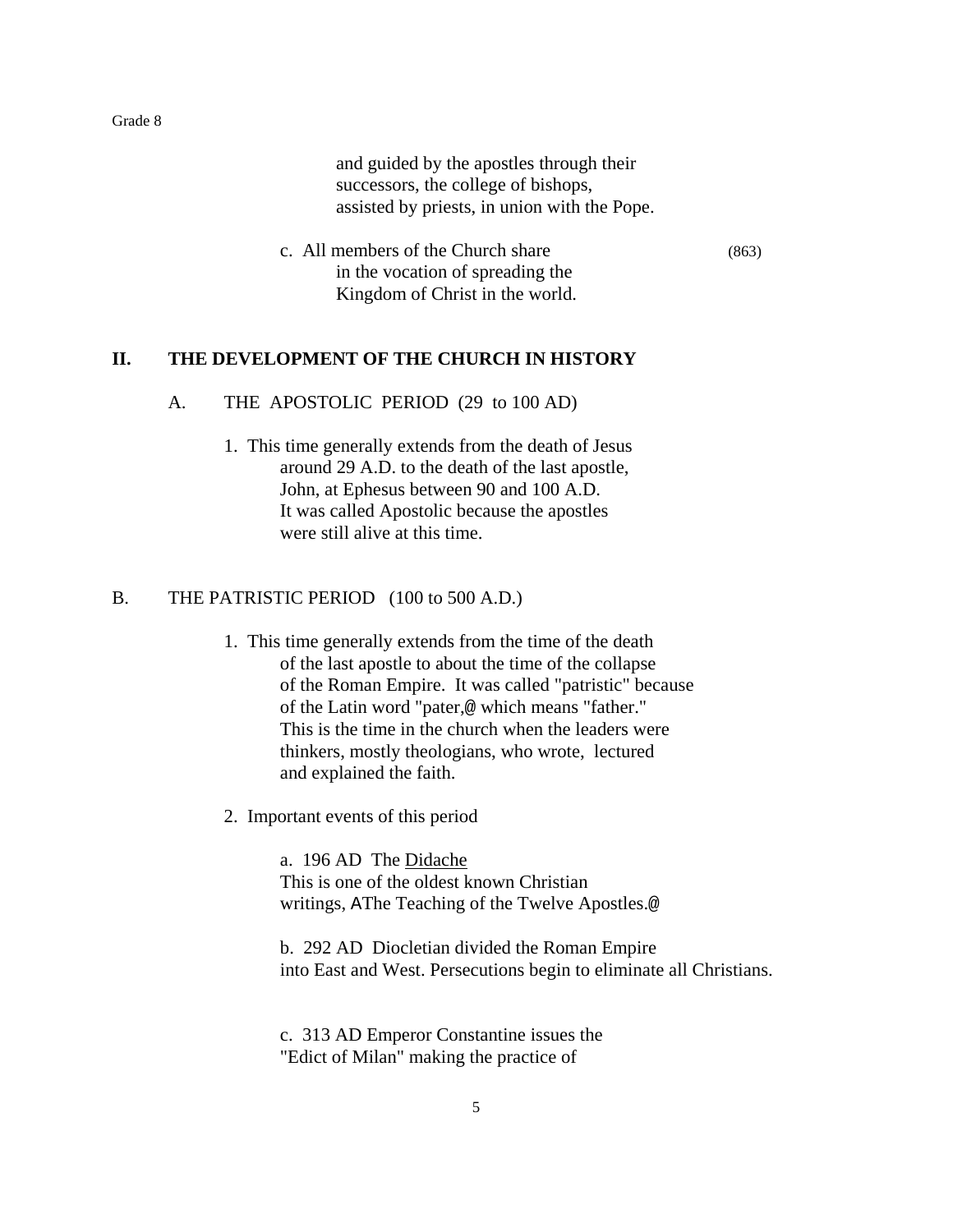and guided by the apostles through their successors, the college of bishops, assisted by priests, in union with the Pope.

c. All members of the Church share in the vocation of spreading the Kingdom of Christ in the world. (863)

## II. THE DEVELOPMENT OF THE CHURCH IN HISTORY

### A. THE APOSTOLIC PERIOD (29 to 100 AD)

1. This time generally extends from the death of Jesus around 29 A.D. to the death of the last apostle, John, at Ephesus between 90 and 100 A.D. It was called Apostolic because the apostles were still alive at this time.

### B. THE PATRISTIC PERIOD (100 to 500 A.D.)

1. This time generally extends from the time of the death of the last apostle to about the time of the collapse of the Roman Empire. It was called "patristic" because of the Latin word "pater,@ which means "father." This is the time in the church when the leaders were thinkers, mostly theologians, who wrote, lectured and explained the faith.

2. Important events of this period

   a. 196 AD The Didache
   This is one of the oldest known Christian writings, AThe Teaching of the Twelve Apostles.@

   b. 292 AD Diocletian divided the Roman Empire into East and West. Persecutions begin to eliminate all Christians.

   c. 313 AD Emperor Constantine issues the "Edict of Milan" making the practice of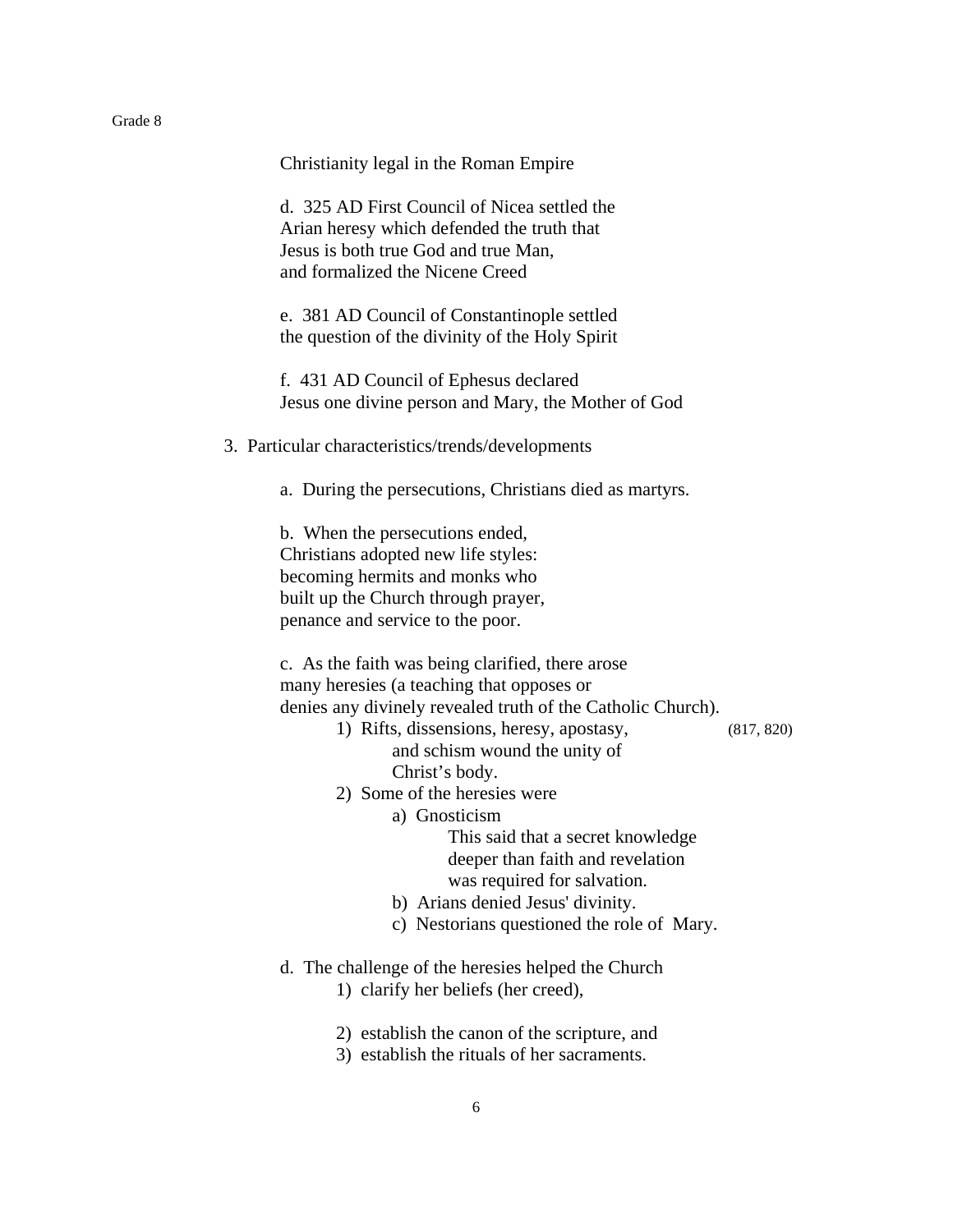Christianity legal in the Roman Empire

d. 325 AD First Council of Nicea settled the Arian heresy which defended the truth that Jesus is both true God and true Man, and formalized the Nicene Creed

e. 381 AD Council of Constantinople settled the question of the divinity of the Holy Spirit

f. 431 AD Council of Ephesus declared Jesus one divine person and Mary, the Mother of God

3. Particular characteristics/trends/developments

   a. During the persecutions, Christians died as martyrs.

   b. When the persecutions ended, Christians adopted new life styles: becoming hermits and monks who built up the Church through prayer, penance and service to the poor.

   c. As the faith was being clarified, there arose many heresies (a teaching that opposes or denies any divinely revealed truth of the Catholic Church).

      1) Rifts, dissensions, heresy, apostasy, and schism wound the unity of Christ's body. (817, 820)

      2) Some of the heresies were

         a) Gnosticism

            This said that a secret knowledge deeper than faith and revelation was required for salvation.

         b) Arians denied Jesus' divinity.

         c) Nestorians questioned the role of Mary.

   d. The challenge of the heresies helped the Church

      1) clarify her beliefs (her creed),

      2) establish the canon of the scripture, and

      3) establish the rituals of her sacraments.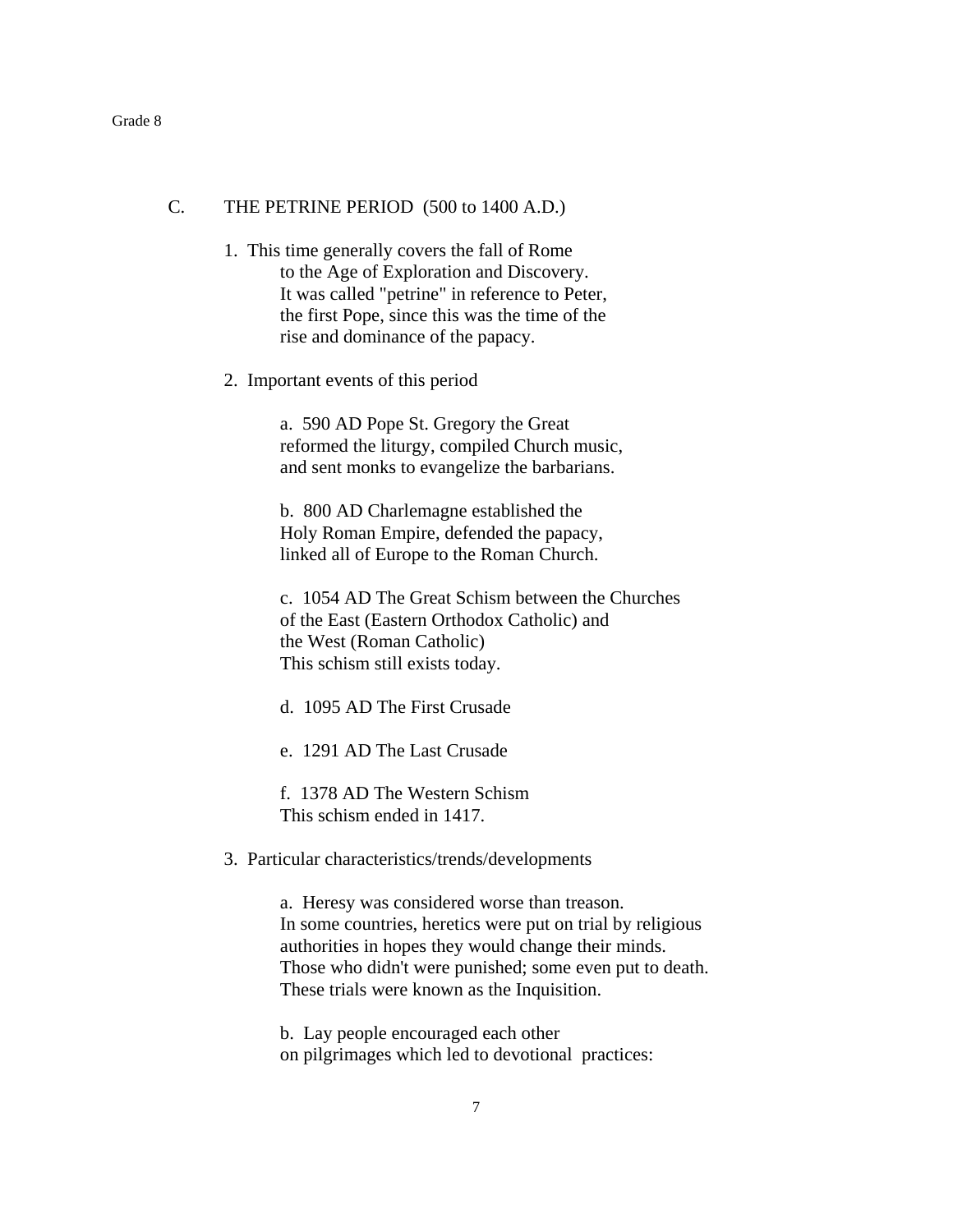## C. THE PETRINE PERIOD (500 to 1400 A.D.)

1. This time generally covers the fall of Rome to the Age of Exploration and Discovery. It was called "petrine" in reference to Peter, the first Pope, since this was the time of the rise and dominance of the papacy.

2. Important events of this period

   a. 590 AD Pope St. Gregory the Great reformed the liturgy, compiled Church music, and sent monks to evangelize the barbarians.

   b. 800 AD Charlemagne established the Holy Roman Empire, defended the papacy, linked all of Europe to the Roman Church.

   c. 1054 AD The Great Schism between the Churches of the East (Eastern Orthodox Catholic) and the West (Roman Catholic)
   This schism still exists today.

   d. 1095 AD The First Crusade

   e. 1291 AD The Last Crusade

   f. 1378 AD The Western Schism
   This schism ended in 1417.

3. Particular characteristics/trends/developments

   a. Heresy was considered worse than treason. In some countries, heretics were put on trial by religious authorities in hopes they would change their minds. Those who didn't were punished; some even put to death. These trials were known as the Inquisition.

   b. Lay people encouraged each other on pilgrimages which led to devotional practices: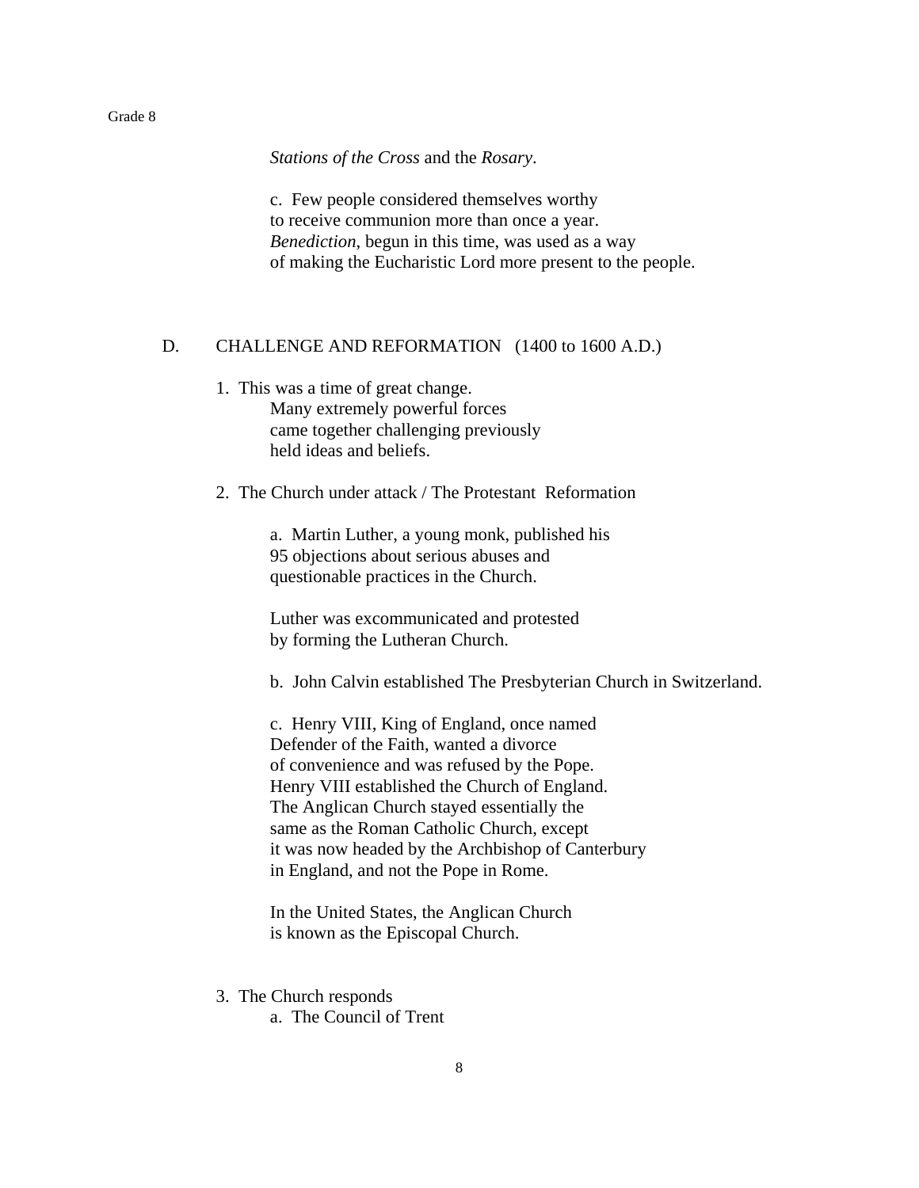*Stations of the Cross* and the *Rosary*.

c. Few people considered themselves worthy to receive communion more than once a year. *Benediction*, begun in this time, was used as a way of making the Eucharistic Lord more present to the people.

## D. CHALLENGE AND REFORMATION (1400 to 1600 A.D.)

1. This was a time of great change. Many extremely powerful forces came together challenging previously held ideas and beliefs.

2. The Church under attack / The Protestant Reformation

   a. Martin Luther, a young monk, published his 95 objections about serious abuses and questionable practices in the Church.

   Luther was excommunicated and protested by forming the Lutheran Church.

   b. John Calvin established The Presbyterian Church in Switzerland.

   c. Henry VIII, King of England, once named Defender of the Faith, wanted a divorce of convenience and was refused by the Pope. Henry VIII established the Church of England. The Anglican Church stayed essentially the same as the Roman Catholic Church, except it was now headed by the Archbishop of Canterbury in England, and not the Pope in Rome.

   In the United States, the Anglican Church is known as the Episcopal Church.

3. The Church responds

   a. The Council of Trent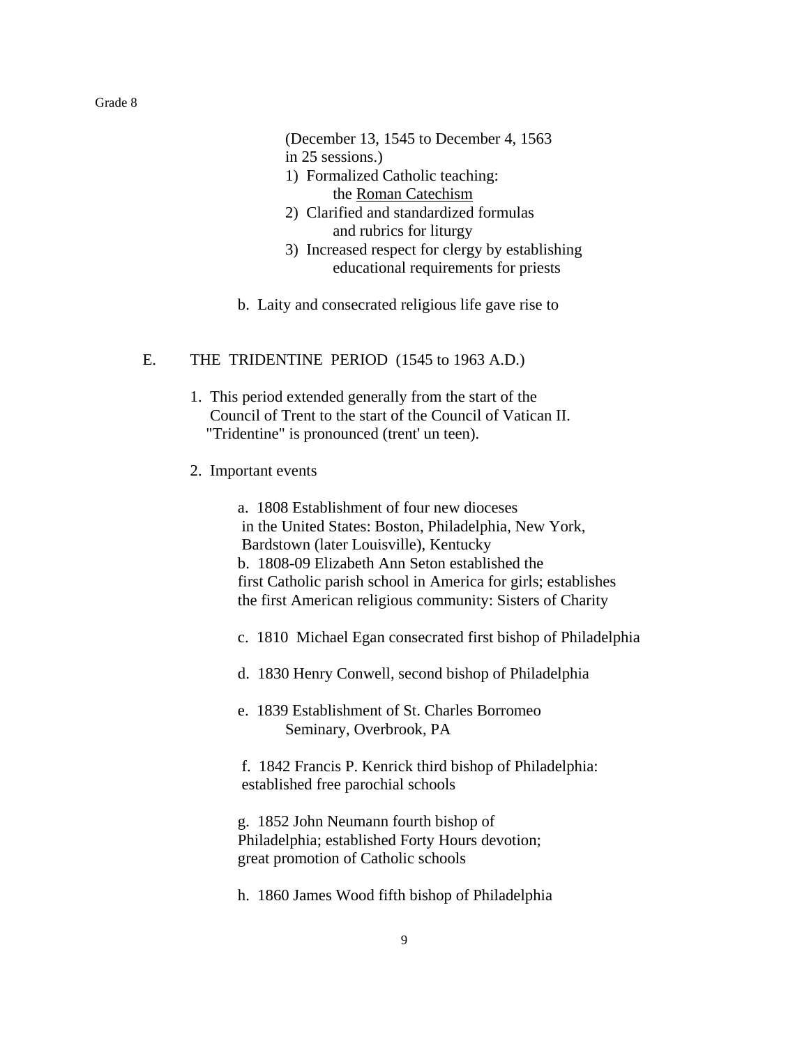(December 13, 1545 to December 4, 1563 in 25 sessions.)

1) Formalized Catholic teaching: the Roman Catechism
2) Clarified and standardized formulas and rubrics for liturgy
3) Increased respect for clergy by establishing educational requirements for priests

b. Laity and consecrated religious life gave rise to

## E. THE TRIDENTINE PERIOD (1545 to 1963 A.D.)

1. This period extended generally from the start of the Council of Trent to the start of the Council of Vatican II. "Tridentine" is pronounced (trent' un teen).

2. Important events

   a. 1808 Establishment of four new dioceses in the United States: Boston, Philadelphia, New York, Bardstown (later Louisville), Kentucky

   b. 1808-09 Elizabeth Ann Seton established the first Catholic parish school in America for girls; establishes the first American religious community: Sisters of Charity

   c. 1810 Michael Egan consecrated first bishop of Philadelphia

   d. 1830 Henry Conwell, second bishop of Philadelphia

   e. 1839 Establishment of St. Charles Borromeo Seminary, Overbrook, PA

   f. 1842 Francis P. Kenrick third bishop of Philadelphia: established free parochial schools

   g. 1852 John Neumann fourth bishop of Philadelphia; established Forty Hours devotion; great promotion of Catholic schools

   h. 1860 James Wood fifth bishop of Philadelphia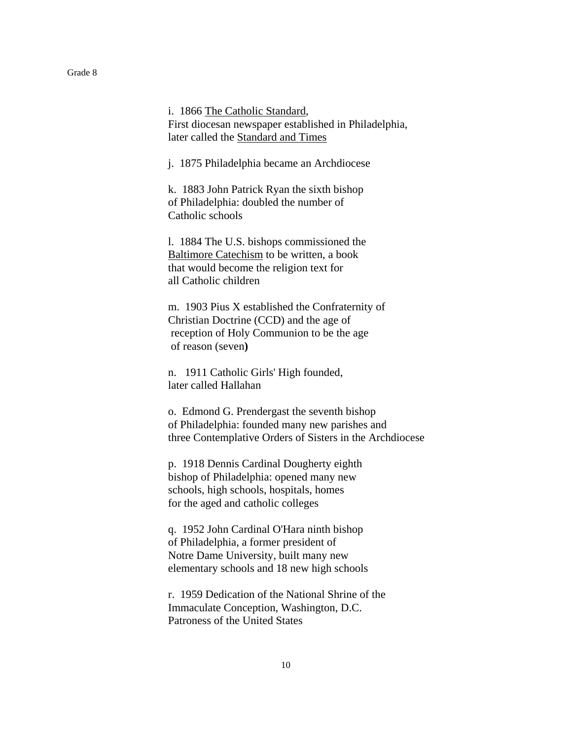i. 1866 The Catholic Standard,
First diocesan newspaper established in Philadelphia, later called the Standard and Times

j. 1875 Philadelphia became an Archdiocese

k. 1883 John Patrick Ryan the sixth bishop of Philadelphia: doubled the number of Catholic schools

l. 1884 The U.S. bishops commissioned the Baltimore Catechism to be written, a book that would become the religion text for all Catholic children

m. 1903 Pius X established the Confraternity of Christian Doctrine (CCD) and the age of reception of Holy Communion to be the age of reason (seven**)**

n. 1911 Catholic Girls' High founded, later called Hallahan

o. Edmond G. Prendergast the seventh bishop of Philadelphia: founded many new parishes and three Contemplative Orders of Sisters in the Archdiocese

p. 1918 Dennis Cardinal Dougherty eighth bishop of Philadelphia: opened many new schools, high schools, hospitals, homes for the aged and catholic colleges

q. 1952 John Cardinal O'Hara ninth bishop of Philadelphia, a former president of Notre Dame University, built many new elementary schools and 18 new high schools

r. 1959 Dedication of the National Shrine of the Immaculate Conception, Washington, D.C. Patroness of the United States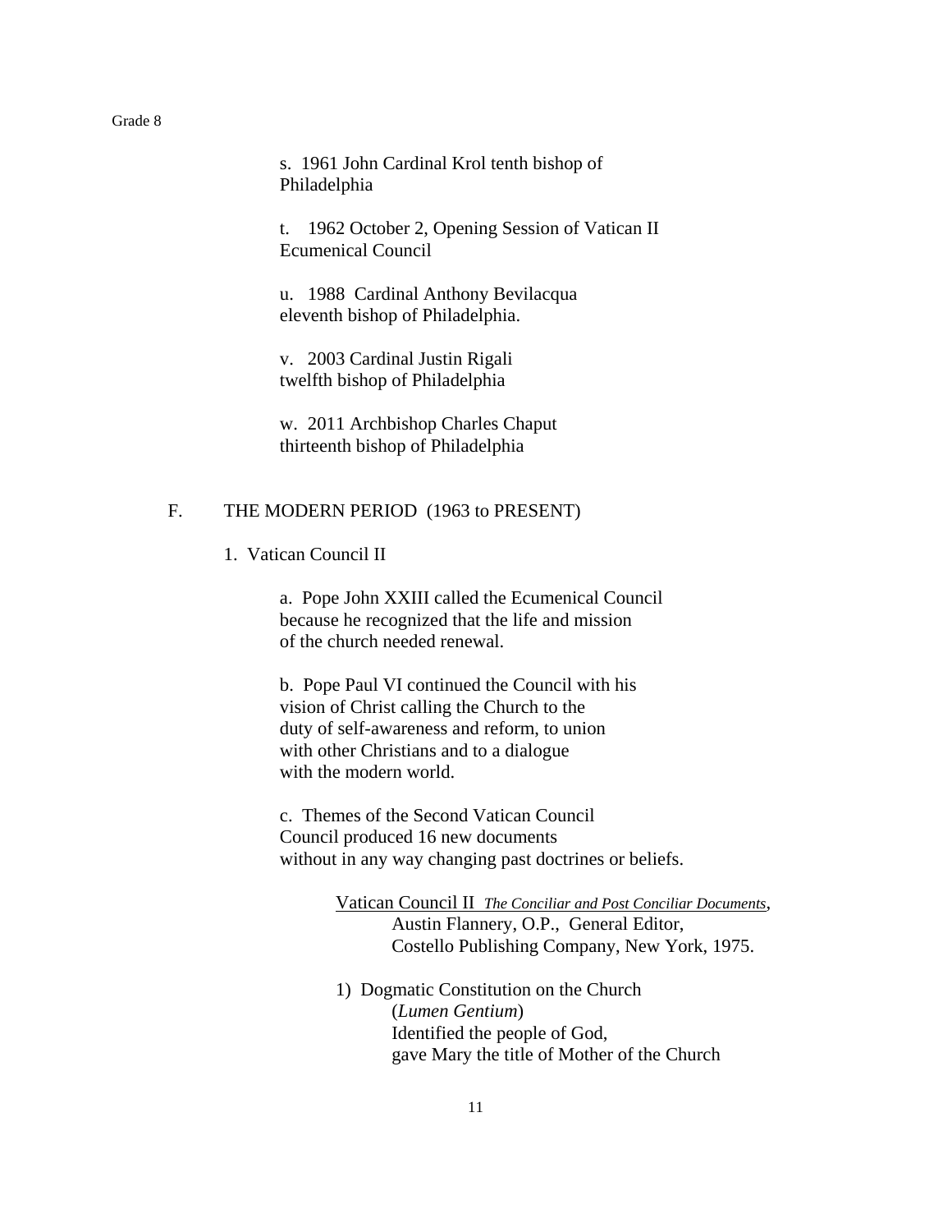s. 1961 John Cardinal Krol tenth bishop of Philadelphia

t. 1962 October 2, Opening Session of Vatican II Ecumenical Council

u. 1988 Cardinal Anthony Bevilacqua eleventh bishop of Philadelphia.

v. 2003 Cardinal Justin Rigali twelfth bishop of Philadelphia

w. 2011 Archbishop Charles Chaput thirteenth bishop of Philadelphia

## F. THE MODERN PERIOD (1963 to PRESENT)

1. Vatican Council II

   a. Pope John XXIII called the Ecumenical Council because he recognized that the life and mission of the church needed renewal.

   b. Pope Paul VI continued the Council with his vision of Christ calling the Church to the duty of self-awareness and reform, to union with other Christians and to a dialogue with the modern world.

   c. Themes of the Second Vatican Council
   Council produced 16 new documents without in any way changing past doctrines or beliefs.

   Vatican Council II *The Conciliar and Post Conciliar Documents*, Austin Flannery, O.P., General Editor, Costello Publishing Company, New York, 1975.

   1) Dogmatic Constitution on the Church (*Lumen Gentium*)
   Identified the people of God, gave Mary the title of Mother of the Church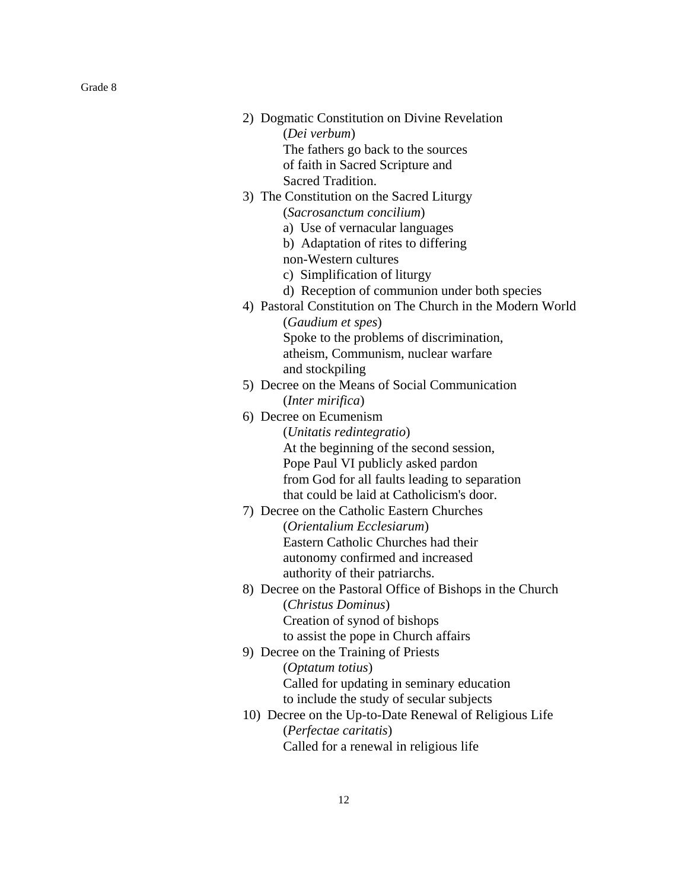2) Dogmatic Constitution on Divine Revelation
   (*Dei verbum*)
   The fathers go back to the sources
   of faith in Sacred Scripture and
   Sacred Tradition.
3) The Constitution on the Sacred Liturgy
   (*Sacrosanctum concilium*)
   a) Use of vernacular languages
   b) Adaptation of rites to differing
   non-Western cultures
   c) Simplification of liturgy
   d) Reception of communion under both species
4) Pastoral Constitution on The Church in the Modern World
   (*Gaudium et spes*)
   Spoke to the problems of discrimination,
   atheism, Communism, nuclear warfare
   and stockpiling
5) Decree on the Means of Social Communication
   (*Inter mirifica*)
6) Decree on Ecumenism
   (*Unitatis redintegratio*)
   At the beginning of the second session,
   Pope Paul VI publicly asked pardon
   from God for all faults leading to separation
   that could be laid at Catholicism's door.
7) Decree on the Catholic Eastern Churches
   (*Orientalium Ecclesiarum*)
   Eastern Catholic Churches had their
   autonomy confirmed and increased
   authority of their patriarchs.
8) Decree on the Pastoral Office of Bishops in the Church
   (*Christus Dominus*)
   Creation of synod of bishops
   to assist the pope in Church affairs
9) Decree on the Training of Priests
   (*Optatum totius*)
   Called for updating in seminary education
   to include the study of secular subjects
10) Decree on the Up-to-Date Renewal of Religious Life
   (*Perfectae caritatis*)
   Called for a renewal in religious life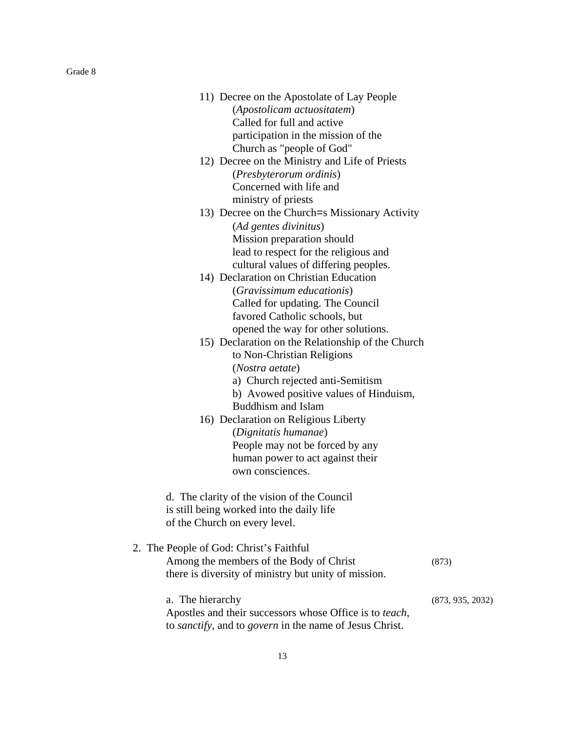11) Decree on the Apostolate of Lay People
    (*Apostolicam actuositatem*)
    Called for full and active participation in the mission of the Church as "people of God"

12) Decree on the Ministry and Life of Priests
    (*Presbyterorum ordinis*)
    Concerned with life and ministry of priests

13) Decree on the Church=s Missionary Activity
    (*Ad gentes divinitus*)
    Mission preparation should lead to respect for the religious and cultural values of differing peoples.

14) Declaration on Christian Education
    (*Gravissimum educationis*)
    Called for updating. The Council favored Catholic schools, but opened the way for other solutions.

15) Declaration on the Relationship of the Church to Non-Christian Religions
    (*Nostra aetate*)
    a) Church rejected anti-Semitism
    b) Avowed positive values of Hinduism, Buddhism and Islam

16) Declaration on Religious Liberty
    (*Dignitatis humanae*)
    People may not be forced by any human power to act against their own consciences.

d. The clarity of the vision of the Council is still being worked into the daily life of the Church on every level.

2. The People of God: Christ's Faithful
   Among the members of the Body of Christ there is diversity of ministry but unity of mission. (873)

   a. The hierarchy (873, 935, 2032)
   Apostles and their successors whose Office is to *teach*, to *sanctify,* and to *govern* in the name of Jesus Christ.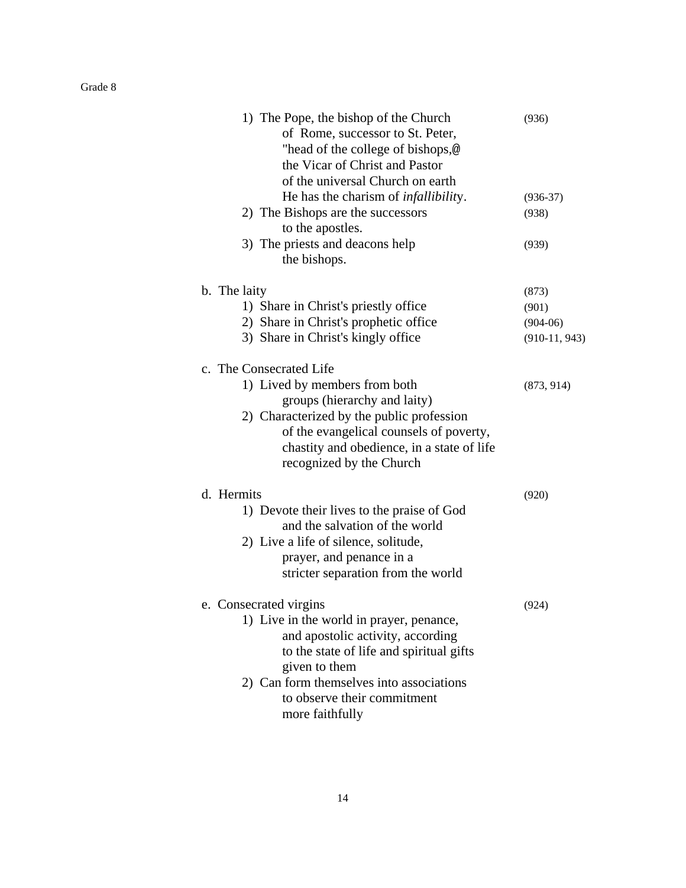1) The Pope, the bishop of the Church of Rome, successor to St. Peter, "head of the college of bishops,@ the Vicar of Christ and Pastor of the universal Church on earth (936)
   He has the charism of *infallibility*. (936-37)
2) The Bishops are the successors to the apostles. (938)
3) The priests and deacons help the bishops. (939)

b. The laity (873)
   1) Share in Christ's priestly office (901)
   2) Share in Christ's prophetic office (904-06)
   3) Share in Christ's kingly office (910-11, 943)

c. The Consecrated Life
   1) Lived by members from both groups (hierarchy and laity) (873, 914)
   2) Characterized by the public profession of the evangelical counsels of poverty, chastity and obedience, in a state of life recognized by the Church

d. Hermits (920)
   1) Devote their lives to the praise of God and the salvation of the world
   2) Live a life of silence, solitude, prayer, and penance in a stricter separation from the world

e. Consecrated virgins (924)
   1) Live in the world in prayer, penance, and apostolic activity, according to the state of life and spiritual gifts given to them
   2) Can form themselves into associations to observe their commitment more faithfully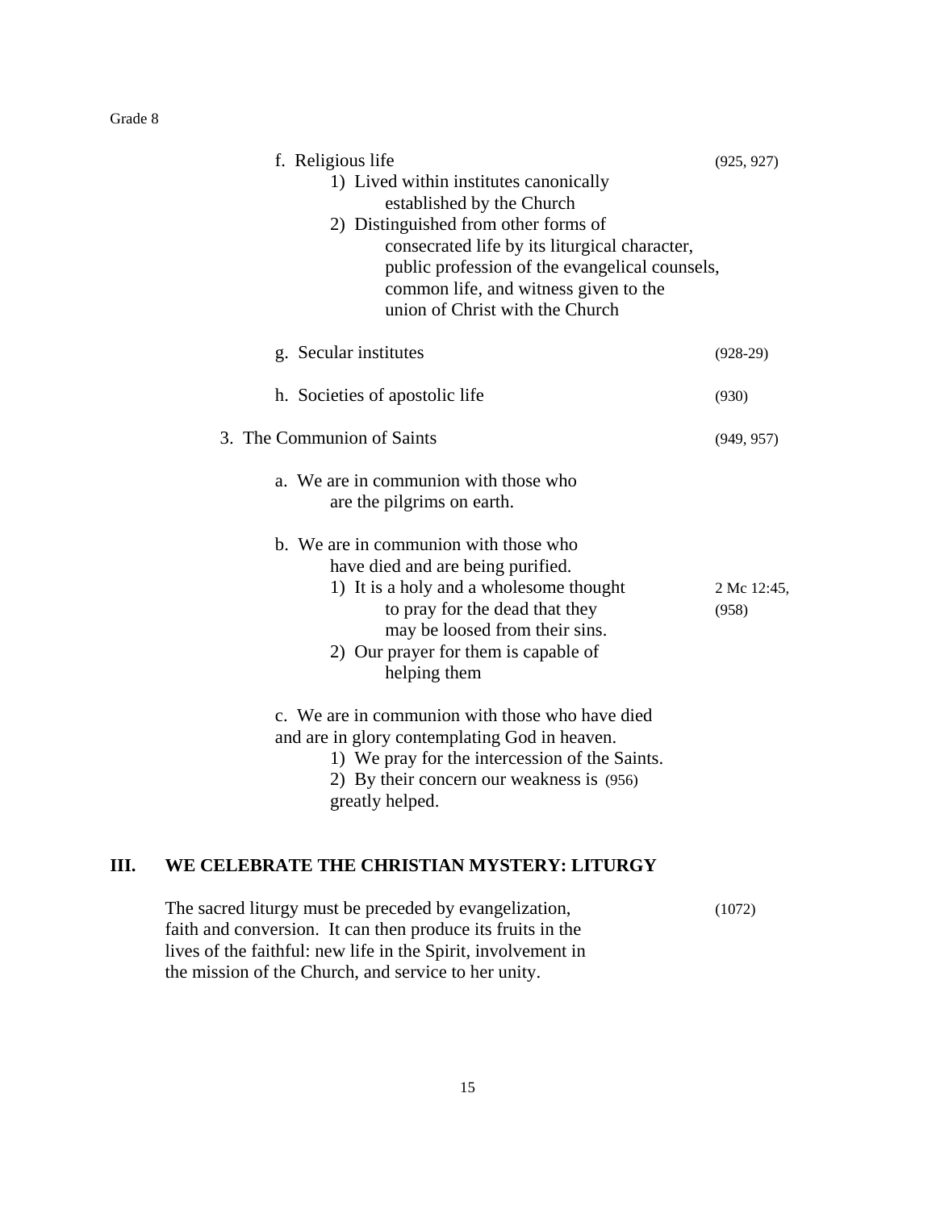f. Religious life (925, 927)
    1) Lived within institutes canonically established by the Church
    2) Distinguished from other forms of consecrated life by its liturgical character, public profession of the evangelical counsels, common life, and witness given to the union of Christ with the Church

g. Secular institutes (928-29)

h. Societies of apostolic life (930)

3. The Communion of Saints (949, 957)

    a. We are in communion with those who are the pilgrims on earth.

    b. We are in communion with those who have died and are being purified.
        1) It is a holy and a wholesome thought to pray for the dead that they may be loosed from their sins. 2 Mc 12:45, (958)
        2) Our prayer for them is capable of helping them

    c. We are in communion with those who have died and are in glory contemplating God in heaven.
        1) We pray for the intercession of the Saints.
        2) By their concern our weakness is (956) greatly helped.

## III. WE CELEBRATE THE CHRISTIAN MYSTERY: LITURGY

The sacred liturgy must be preceded by evangelization, faith and conversion. It can then produce its fruits in the lives of the faithful: new life in the Spirit, involvement in the mission of the Church, and service to her unity. (1072)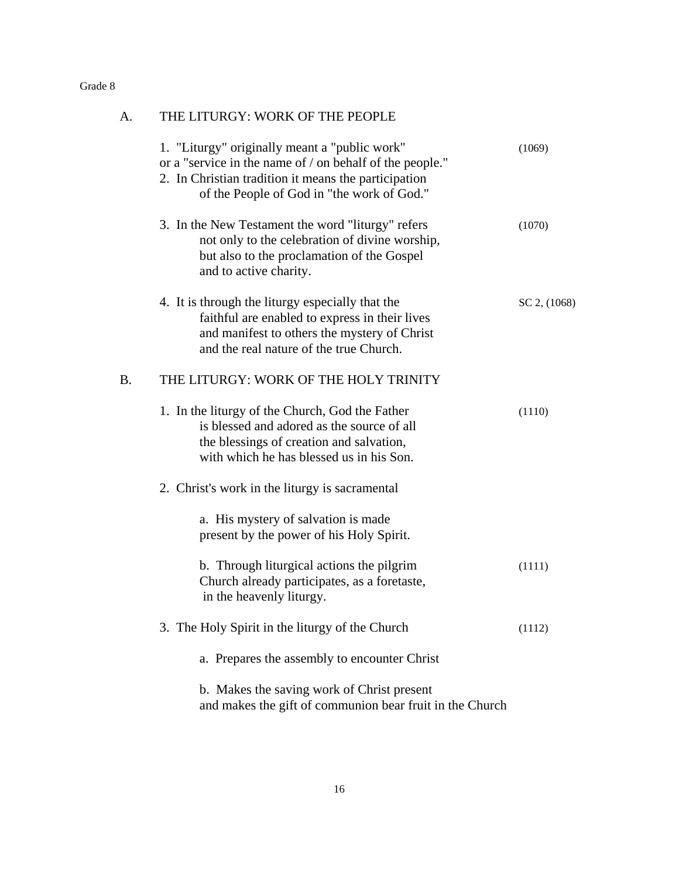Grade 8

## A. THE LITURGY: WORK OF THE PEOPLE

1. "Liturgy" originally meant a "public work" or a "service in the name of / on behalf of the people." (1069)
2. In Christian tradition it means the participation of the People of God in "the work of God."
3. In the New Testament the word "liturgy" refers not only to the celebration of divine worship, but also to the proclamation of the Gospel and to active charity. (1070)
4. It is through the liturgy especially that the faithful are enabled to express in their lives and manifest to others the mystery of Christ and the real nature of the true Church. SC 2, (1068)

## B. THE LITURGY: WORK OF THE HOLY TRINITY

1. In the liturgy of the Church, God the Father is blessed and adored as the source of all the blessings of creation and salvation, with which he has blessed us in his Son. (1110)
2. Christ's work in the liturgy is sacramental
   a. His mystery of salvation is made present by the power of his Holy Spirit.
   b. Through liturgical actions the pilgrim Church already participates, as a foretaste, in the heavenly liturgy. (1111)
3. The Holy Spirit in the liturgy of the Church (1112)
   a. Prepares the assembly to encounter Christ
   b. Makes the saving work of Christ present and makes the gift of communion bear fruit in the Church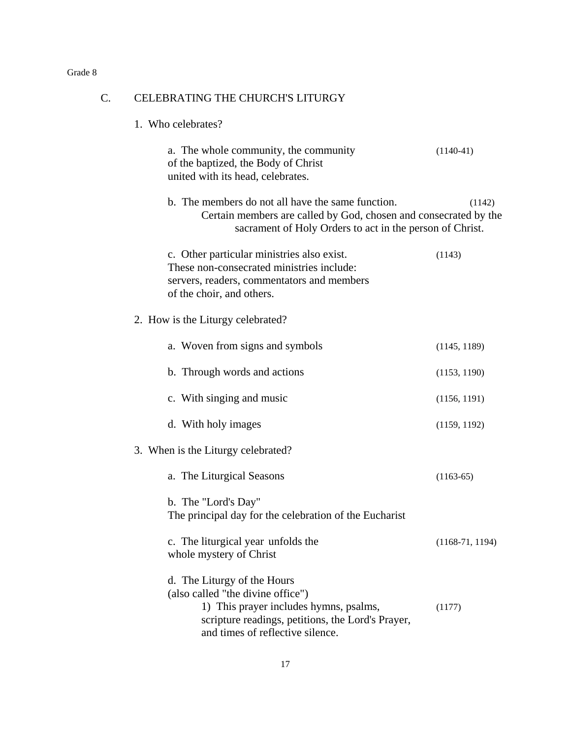Grade 8

## C. CELEBRATING THE CHURCH'S LITURGY

1. Who celebrates?

    a. The whole community, the community of the baptized, the Body of Christ united with its head, celebrates. (1140-41)

    b. The members do not all have the same function. (1142)
    Certain members are called by God, chosen and consecrated by the sacrament of Holy Orders to act in the person of Christ.

    c. Other particular ministries also exist. (1143)
    These non-consecrated ministries include: servers, readers, commentators and members of the choir, and others.

2. How is the Liturgy celebrated?

    a. Woven from signs and symbols (1145, 1189)

    b. Through words and actions (1153, 1190)

    c. With singing and music (1156, 1191)

    d. With holy images (1159, 1192)

3. When is the Liturgy celebrated?

    a. The Liturgical Seasons (1163-65)

    b. The "Lord's Day"
    The principal day for the celebration of the Eucharist

    c. The liturgical year unfolds the whole mystery of Christ (1168-71, 1194)

    d. The Liturgy of the Hours
    (also called "the divine office")
        1) This prayer includes hymns, psalms, scripture readings, petitions, the Lord's Prayer, and times of reflective silence. (1177)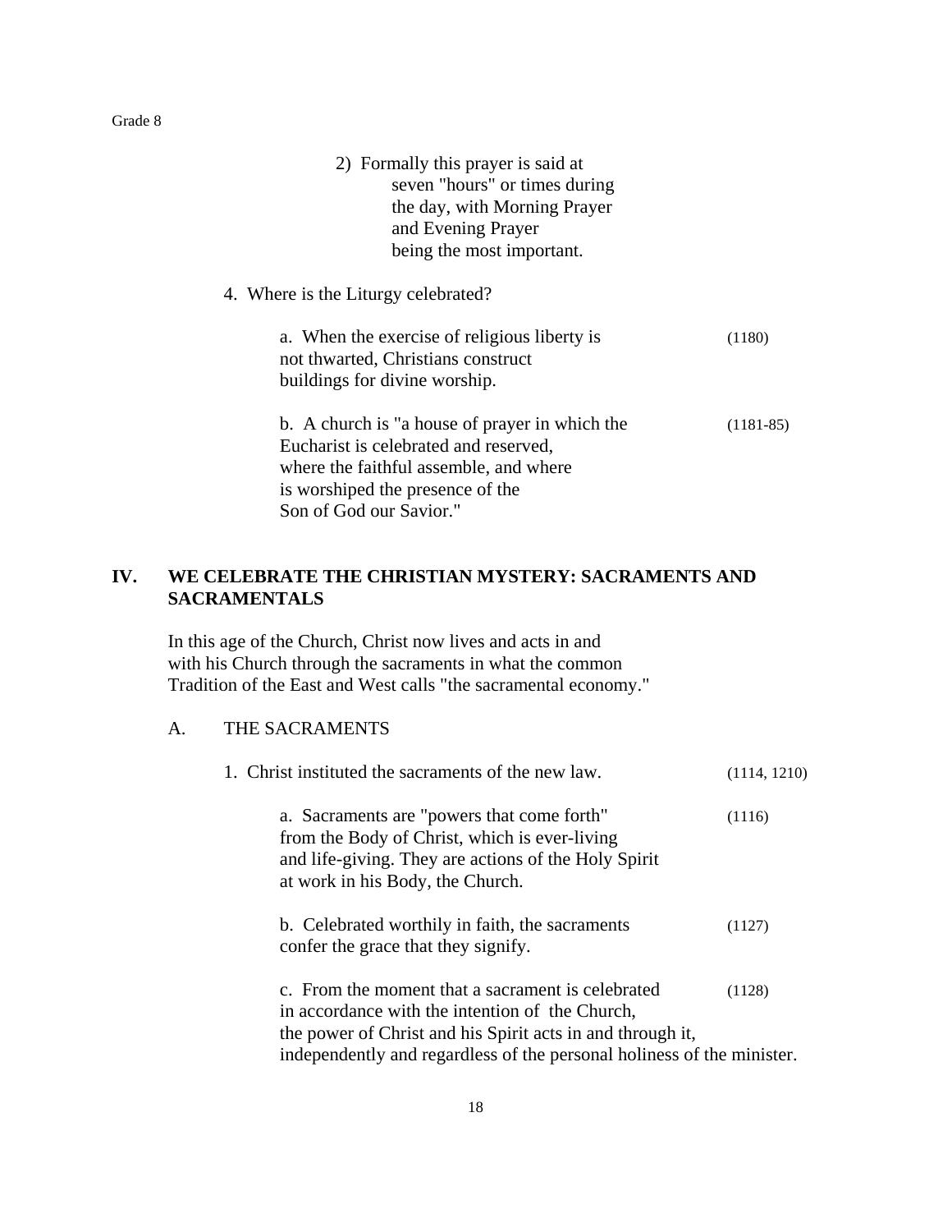2) Formally this prayer is said at seven "hours" or times during the day, with Morning Prayer and Evening Prayer being the most important.

4. Where is the Liturgy celebrated?

a. When the exercise of religious liberty is not thwarted, Christians construct buildings for divine worship. (1180)

b. A church is "a house of prayer in which the Eucharist is celebrated and reserved, where the faithful assemble, and where is worshiped the presence of the Son of God our Savior." (1181-85)

## IV. WE CELEBRATE THE CHRISTIAN MYSTERY: SACRAMENTS AND SACRAMENTALS

In this age of the Church, Christ now lives and acts in and with his Church through the sacraments in what the common Tradition of the East and West calls "the sacramental economy."

### A. THE SACRAMENTS

1. Christ instituted the sacraments of the new law. (1114, 1210)

a. Sacraments are "powers that come forth" from the Body of Christ, which is ever-living and life-giving. They are actions of the Holy Spirit at work in his Body, the Church. (1116)

b. Celebrated worthily in faith, the sacraments confer the grace that they signify. (1127)

c. From the moment that a sacrament is celebrated in accordance with the intention of the Church, the power of Christ and his Spirit acts in and through it, independently and regardless of the personal holiness of the minister. (1128)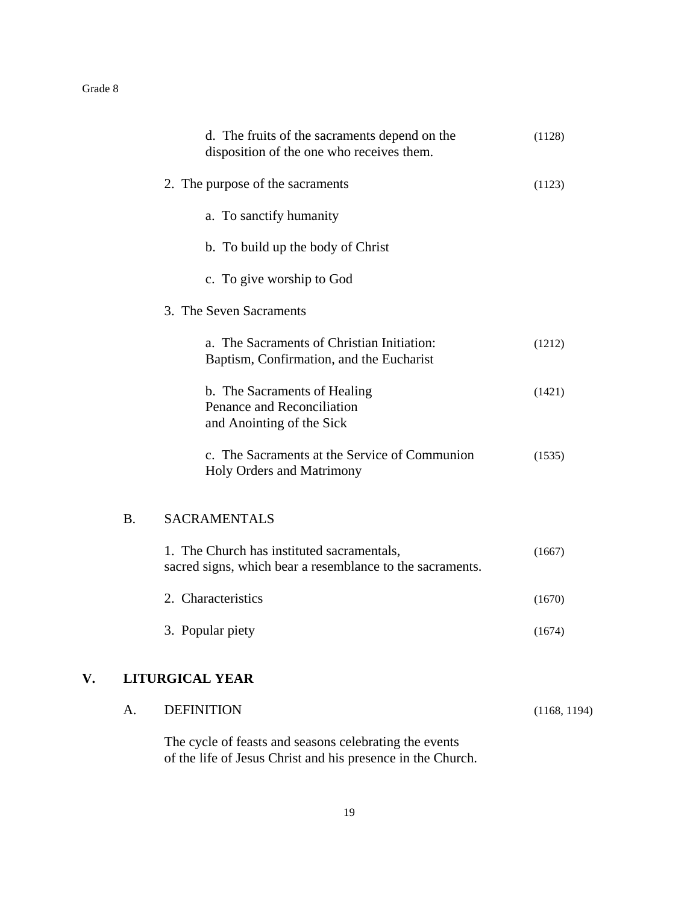d. The fruits of the sacraments depend on the disposition of the one who receives them. (1128)

2. The purpose of the sacraments (1123)

   a. To sanctify humanity

   b. To build up the body of Christ

   c. To give worship to God

3. The Seven Sacraments

   a. The Sacraments of Christian Initiation: Baptism, Confirmation, and the Eucharist (1212)

   b. The Sacraments of Healing Penance and Reconciliation and Anointing of the Sick (1421)

   c. The Sacraments at the Service of Communion Holy Orders and Matrimony (1535)

B. SACRAMENTALS

1. The Church has instituted sacramentals, sacred signs, which bear a resemblance to the sacraments. (1667)

2. Characteristics (1670)

3. Popular piety (1674)

## V. LITURGICAL YEAR

A. DEFINITION (1168, 1194)

The cycle of feasts and seasons celebrating the events of the life of Jesus Christ and his presence in the Church.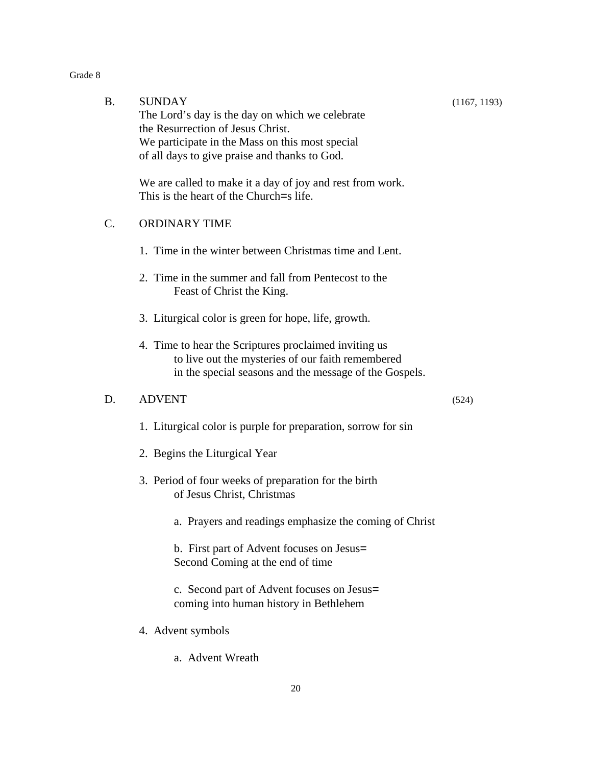B. SUNDAY (1167, 1193)

The Lord's day is the day on which we celebrate the Resurrection of Jesus Christ. We participate in the Mass on this most special of all days to give praise and thanks to God.

We are called to make it a day of joy and rest from work. This is the heart of the Church=s life.

C. ORDINARY TIME

1. Time in the winter between Christmas time and Lent.

2. Time in the summer and fall from Pentecost to the Feast of Christ the King.

3. Liturgical color is green for hope, life, growth.

4. Time to hear the Scriptures proclaimed inviting us to live out the mysteries of our faith remembered in the special seasons and the message of the Gospels.

D. ADVENT (524)

1. Liturgical color is purple for preparation, sorrow for sin

2. Begins the Liturgical Year

3. Period of four weeks of preparation for the birth of Jesus Christ, Christmas

   a. Prayers and readings emphasize the coming of Christ

   b. First part of Advent focuses on Jesus= Second Coming at the end of time

   c. Second part of Advent focuses on Jesus= coming into human history in Bethlehem

4. Advent symbols

   a. Advent Wreath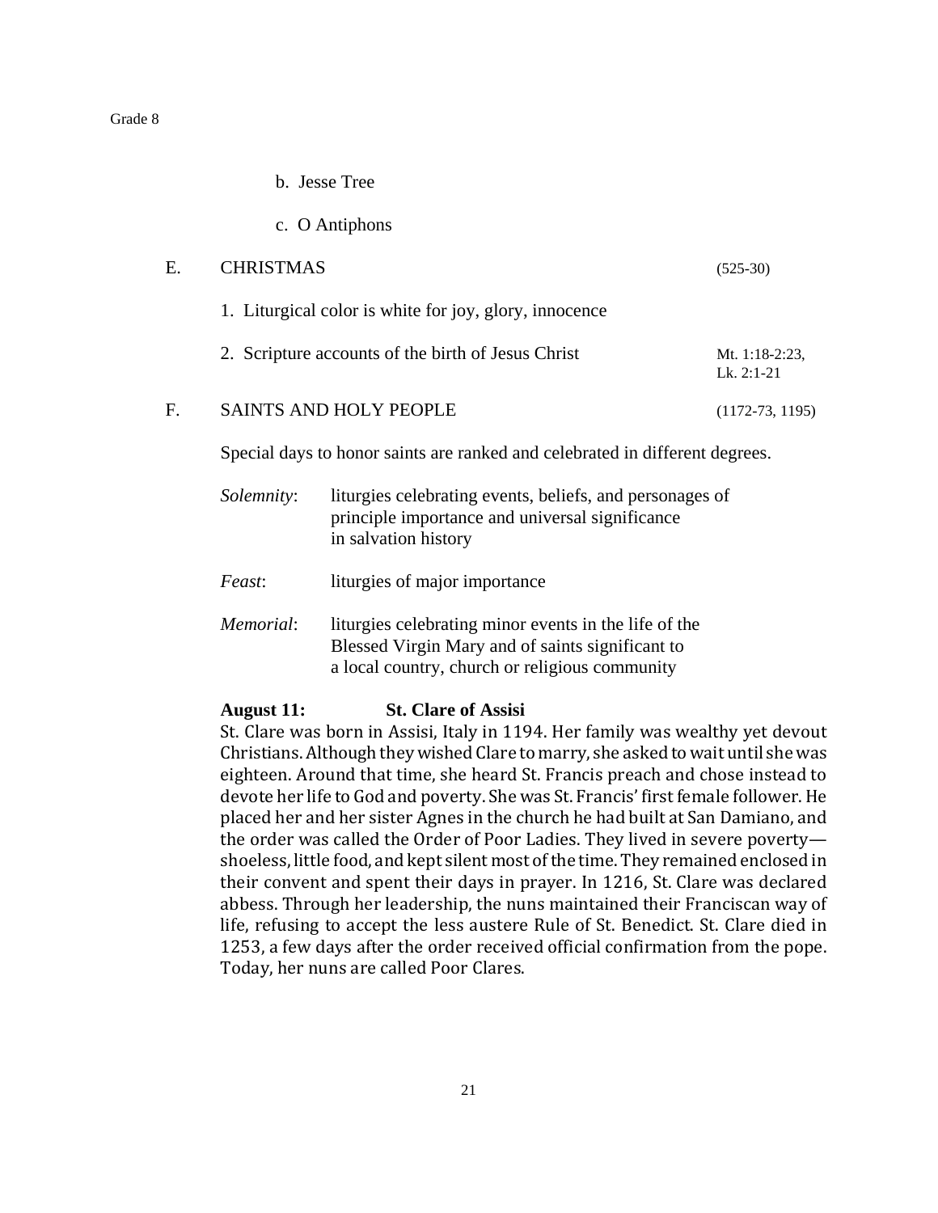b. Jesse Tree

c. O Antiphons

E. CHRISTMAS (525-30)

1. Liturgical color is white for joy, glory, innocence

2. Scripture accounts of the birth of Jesus Christ — Mt. 1:18-2:23, Lk. 2:1-21

F. SAINTS AND HOLY PEOPLE (1172-73, 1195)

Special days to honor saints are ranked and celebrated in different degrees.

*Solemnity*: liturgies celebrating events, beliefs, and personages of principle importance and universal significance in salvation history

*Feast*: liturgies of major importance

*Memorial*: liturgies celebrating minor events in the life of the Blessed Virgin Mary and of saints significant to a local country, church or religious community

**August 11: St. Clare of Assisi**

St. Clare was born in Assisi, Italy in 1194. Her family was wealthy yet devout Christians. Although they wished Clare to marry, she asked to wait until she was eighteen. Around that time, she heard St. Francis preach and chose instead to devote her life to God and poverty. She was St. Francis' first female follower. He placed her and her sister Agnes in the church he had built at San Damiano, and the order was called the Order of Poor Ladies. They lived in severe poverty—shoeless, little food, and kept silent most of the time. They remained enclosed in their convent and spent their days in prayer. In 1216, St. Clare was declared abbess. Through her leadership, the nuns maintained their Franciscan way of life, refusing to accept the less austere Rule of St. Benedict. St. Clare died in 1253, a few days after the order received official confirmation from the pope. Today, her nuns are called Poor Clares.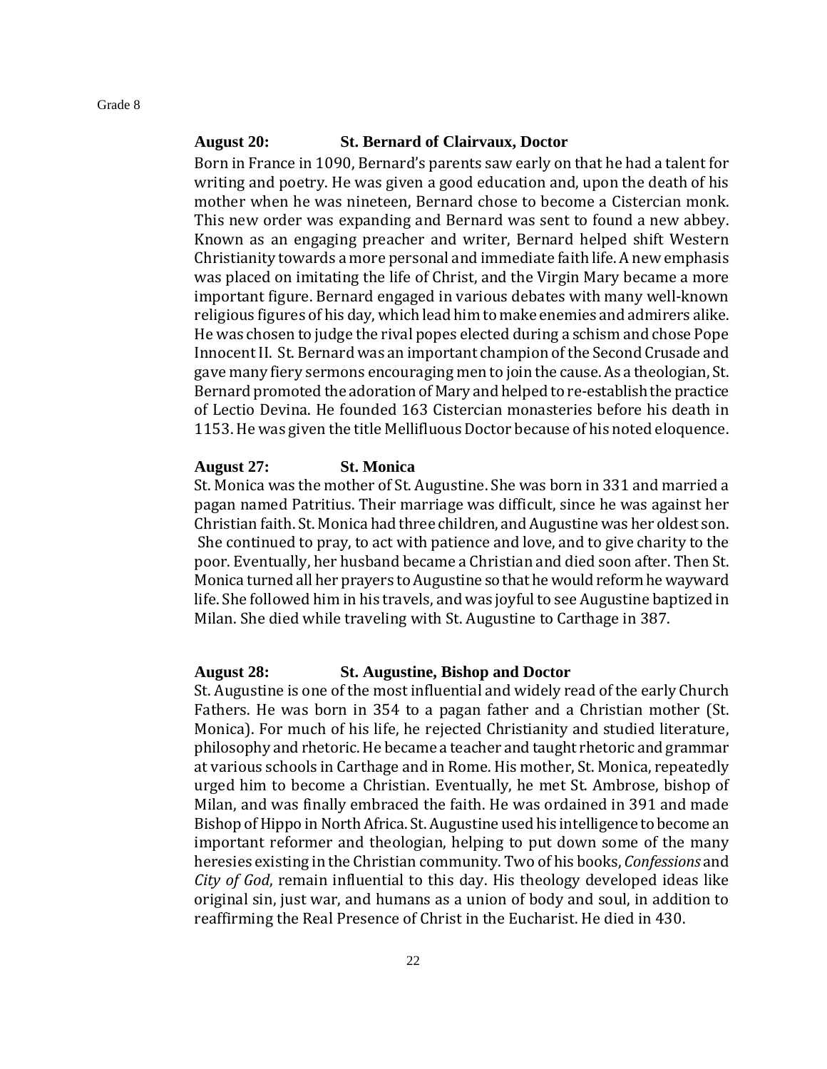### August 20: St. Bernard of Clairvaux, Doctor

Born in France in 1090, Bernard's parents saw early on that he had a talent for writing and poetry. He was given a good education and, upon the death of his mother when he was nineteen, Bernard chose to become a Cistercian monk. This new order was expanding and Bernard was sent to found a new abbey. Known as an engaging preacher and writer, Bernard helped shift Western Christianity towards a more personal and immediate faith life. A new emphasis was placed on imitating the life of Christ, and the Virgin Mary became a more important figure. Bernard engaged in various debates with many well-known religious figures of his day, which lead him to make enemies and admirers alike. He was chosen to judge the rival popes elected during a schism and chose Pope Innocent II. St. Bernard was an important champion of the Second Crusade and gave many fiery sermons encouraging men to join the cause. As a theologian, St. Bernard promoted the adoration of Mary and helped to re-establish the practice of Lectio Devina. He founded 163 Cistercian monasteries before his death in 1153. He was given the title Mellifluous Doctor because of his noted eloquence.

### August 27: St. Monica

St. Monica was the mother of St. Augustine. She was born in 331 and married a pagan named Patritius. Their marriage was difficult, since he was against her Christian faith. St. Monica had three children, and Augustine was her oldest son. She continued to pray, to act with patience and love, and to give charity to the poor. Eventually, her husband became a Christian and died soon after. Then St. Monica turned all her prayers to Augustine so that he would reform he wayward life. She followed him in his travels, and was joyful to see Augustine baptized in Milan. She died while traveling with St. Augustine to Carthage in 387.

### August 28: St. Augustine, Bishop and Doctor

St. Augustine is one of the most influential and widely read of the early Church Fathers. He was born in 354 to a pagan father and a Christian mother (St. Monica). For much of his life, he rejected Christianity and studied literature, philosophy and rhetoric. He became a teacher and taught rhetoric and grammar at various schools in Carthage and in Rome. His mother, St. Monica, repeatedly urged him to become a Christian. Eventually, he met St. Ambrose, bishop of Milan, and was finally embraced the faith. He was ordained in 391 and made Bishop of Hippo in North Africa. St. Augustine used his intelligence to become an important reformer and theologian, helping to put down some of the many heresies existing in the Christian community. Two of his books, *Confessions* and *City of God*, remain influential to this day. His theology developed ideas like original sin, just war, and humans as a union of body and soul, in addition to reaffirming the Real Presence of Christ in the Eucharist. He died in 430.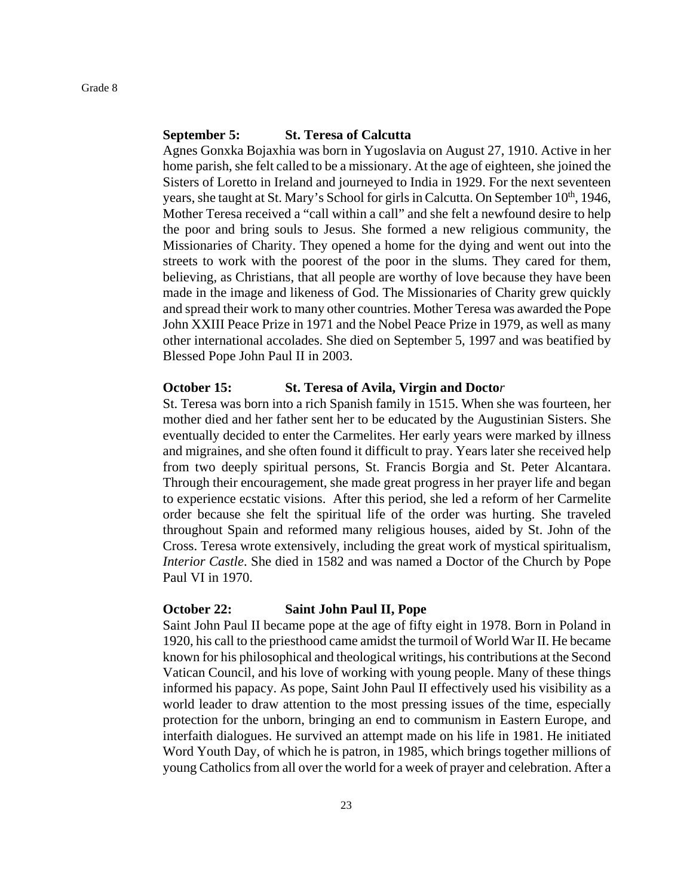**September 5: St. Teresa of Calcutta**

Agnes Gonxka Bojaxhia was born in Yugoslavia on August 27, 1910. Active in her home parish, she felt called to be a missionary. At the age of eighteen, she joined the Sisters of Loretto in Ireland and journeyed to India in 1929. For the next seventeen years, she taught at St. Mary's School for girls in Calcutta. On September 10th, 1946, Mother Teresa received a "call within a call" and she felt a newfound desire to help the poor and bring souls to Jesus. She formed a new religious community, the Missionaries of Charity. They opened a home for the dying and went out into the streets to work with the poorest of the poor in the slums. They cared for them, believing, as Christians, that all people are worthy of love because they have been made in the image and likeness of God. The Missionaries of Charity grew quickly and spread their work to many other countries. Mother Teresa was awarded the Pope John XXIII Peace Prize in 1971 and the Nobel Peace Prize in 1979, as well as many other international accolades. She died on September 5, 1997 and was beatified by Blessed Pope John Paul II in 2003.

**October 15: St. Teresa of Avila, Virgin and Doctor**

St. Teresa was born into a rich Spanish family in 1515. When she was fourteen, her mother died and her father sent her to be educated by the Augustinian Sisters. She eventually decided to enter the Carmelites. Her early years were marked by illness and migraines, and she often found it difficult to pray. Years later she received help from two deeply spiritual persons, St. Francis Borgia and St. Peter Alcantara. Through their encouragement, she made great progress in her prayer life and began to experience ecstatic visions. After this period, she led a reform of her Carmelite order because she felt the spiritual life of the order was hurting. She traveled throughout Spain and reformed many religious houses, aided by St. John of the Cross. Teresa wrote extensively, including the great work of mystical spiritualism, *Interior Castle*. She died in 1582 and was named a Doctor of the Church by Pope Paul VI in 1970.

**October 22: Saint John Paul II, Pope**

Saint John Paul II became pope at the age of fifty eight in 1978. Born in Poland in 1920, his call to the priesthood came amidst the turmoil of World War II. He became known for his philosophical and theological writings, his contributions at the Second Vatican Council, and his love of working with young people. Many of these things informed his papacy. As pope, Saint John Paul II effectively used his visibility as a world leader to draw attention to the most pressing issues of the time, especially protection for the unborn, bringing an end to communism in Eastern Europe, and interfaith dialogues. He survived an attempt made on his life in 1981. He initiated Word Youth Day, of which he is patron, in 1985, which brings together millions of young Catholics from all over the world for a week of prayer and celebration. After a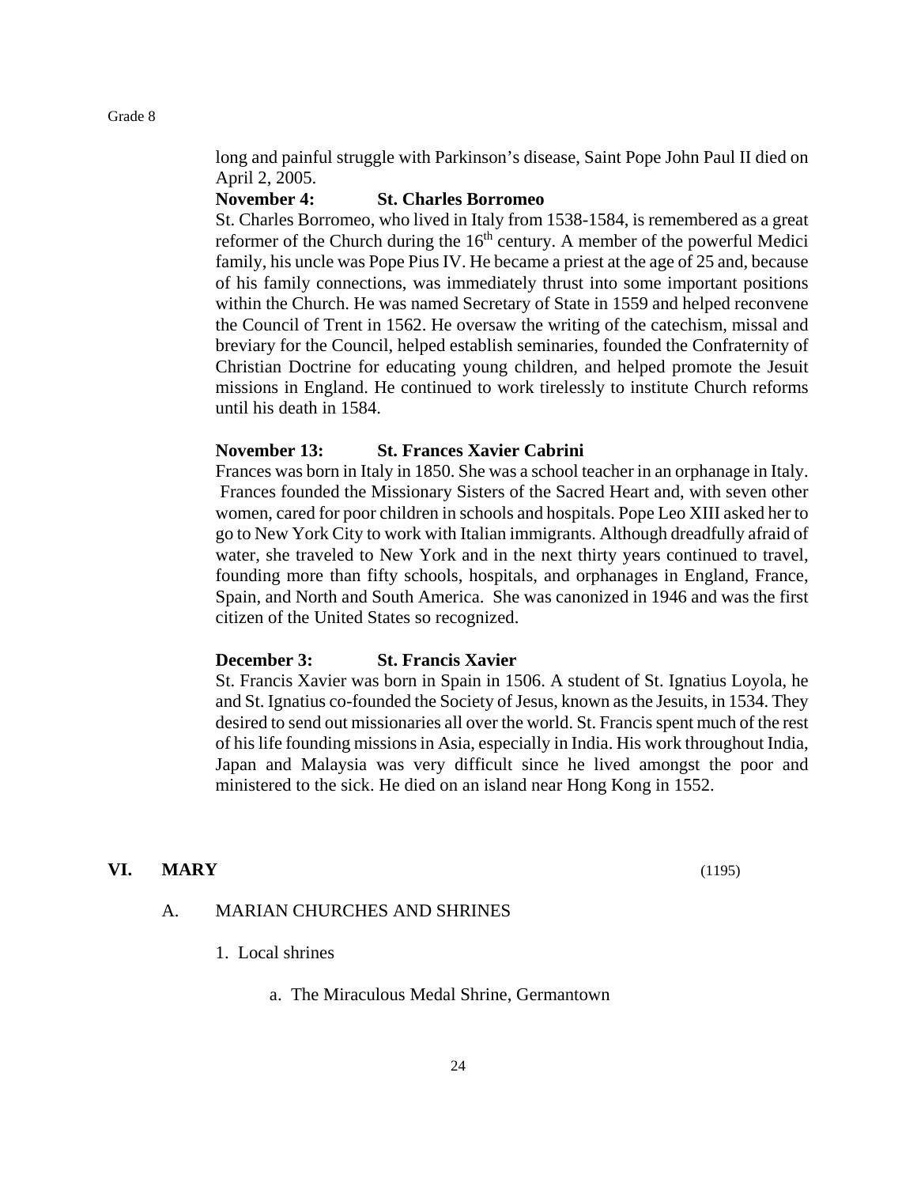long and painful struggle with Parkinson's disease, Saint Pope John Paul II died on April 2, 2005.

**November 4: St. Charles Borromeo**

St. Charles Borromeo, who lived in Italy from 1538-1584, is remembered as a great reformer of the Church during the 16th century. A member of the powerful Medici family, his uncle was Pope Pius IV. He became a priest at the age of 25 and, because of his family connections, was immediately thrust into some important positions within the Church. He was named Secretary of State in 1559 and helped reconvene the Council of Trent in 1562. He oversaw the writing of the catechism, missal and breviary for the Council, helped establish seminaries, founded the Confraternity of Christian Doctrine for educating young children, and helped promote the Jesuit missions in England. He continued to work tirelessly to institute Church reforms until his death in 1584.

**November 13: St. Frances Xavier Cabrini**

Frances was born in Italy in 1850. She was a school teacher in an orphanage in Italy. Frances founded the Missionary Sisters of the Sacred Heart and, with seven other women, cared for poor children in schools and hospitals. Pope Leo XIII asked her to go to New York City to work with Italian immigrants. Although dreadfully afraid of water, she traveled to New York and in the next thirty years continued to travel, founding more than fifty schools, hospitals, and orphanages in England, France, Spain, and North and South America. She was canonized in 1946 and was the first citizen of the United States so recognized.

**December 3: St. Francis Xavier**

St. Francis Xavier was born in Spain in 1506. A student of St. Ignatius Loyola, he and St. Ignatius co-founded the Society of Jesus, known as the Jesuits, in 1534. They desired to send out missionaries all over the world. St. Francis spent much of the rest of his life founding missions in Asia, especially in India. His work throughout India, Japan and Malaysia was very difficult since he lived amongst the poor and ministered to the sick. He died on an island near Hong Kong in 1552.

## VI. MARY (1195)

A. MARIAN CHURCHES AND SHRINES

1. Local shrines

   a. The Miraculous Medal Shrine, Germantown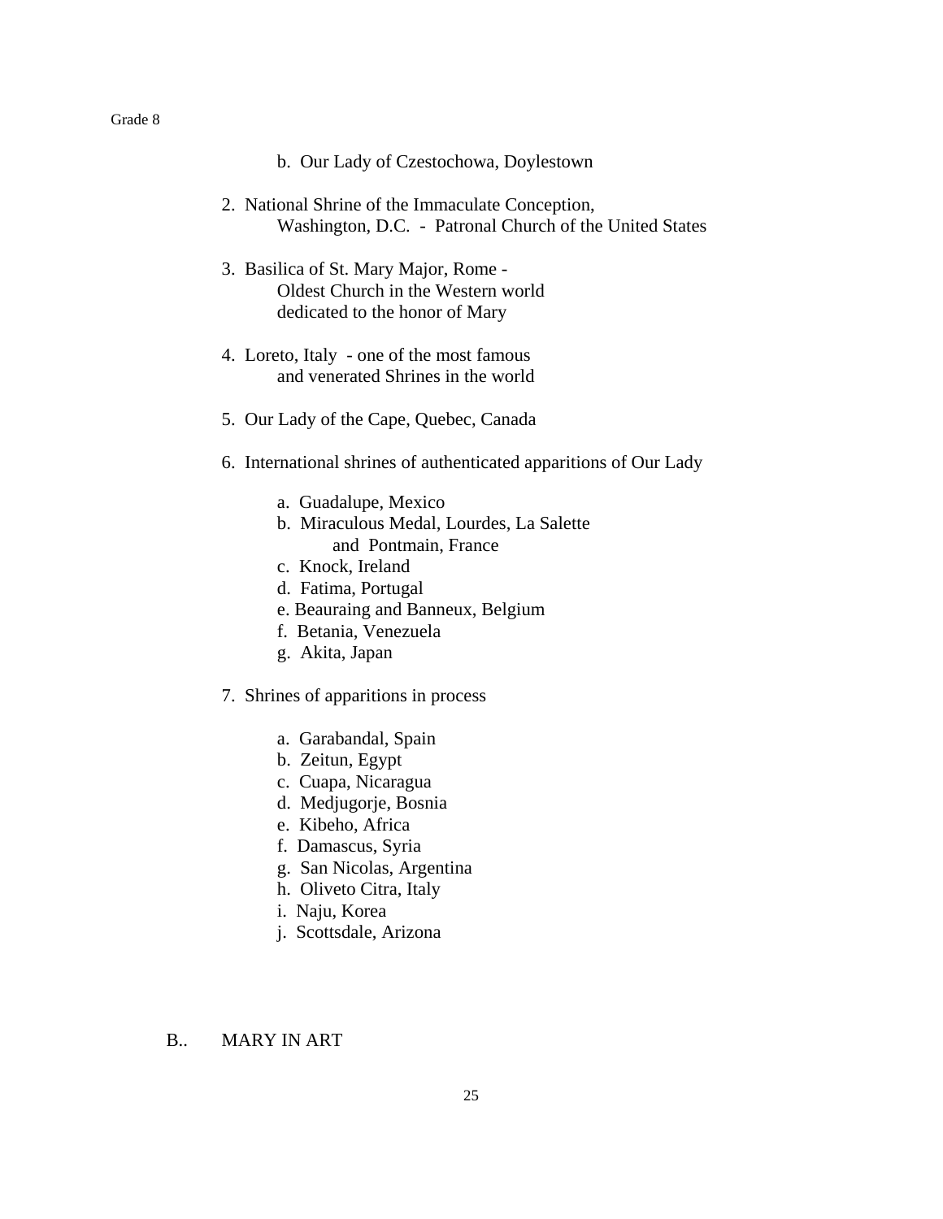b. Our Lady of Czestochowa, Doylestown

2. National Shrine of the Immaculate Conception,
   Washington, D.C. - Patronal Church of the United States

3. Basilica of St. Mary Major, Rome -
   Oldest Church in the Western world
   dedicated to the honor of Mary

4. Loreto, Italy - one of the most famous
   and venerated Shrines in the world

5. Our Lady of the Cape, Quebec, Canada

6. International shrines of authenticated apparitions of Our Lady

   a. Guadalupe, Mexico
   b. Miraculous Medal, Lourdes, La Salette
      and Pontmain, France
   c. Knock, Ireland
   d. Fatima, Portugal
   e. Beauraing and Banneux, Belgium
   f. Betania, Venezuela
   g. Akita, Japan

7. Shrines of apparitions in process

   a. Garabandal, Spain
   b. Zeitun, Egypt
   c. Cuapa, Nicaragua
   d. Medjugorje, Bosnia
   e. Kibeho, Africa
   f. Damascus, Syria
   g. San Nicolas, Argentina
   h. Oliveto Citra, Italy
   i. Naju, Korea
   j. Scottsdale, Arizona

## B.. MARY IN ART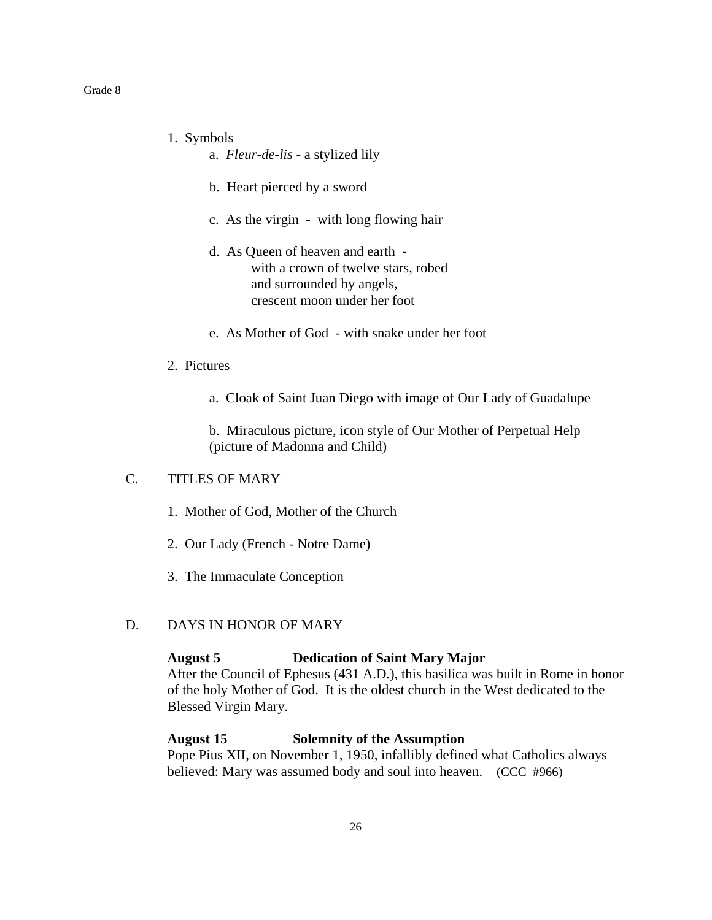1. Symbols
    a. *Fleur-de-lis* - a stylized lily

    b. Heart pierced by a sword

    c. As the virgin - with long flowing hair

    d. As Queen of heaven and earth -
    with a crown of twelve stars, robed
    and surrounded by angels,
    crescent moon under her foot

    e. As Mother of God - with snake under her foot

2. Pictures

    a. Cloak of Saint Juan Diego with image of Our Lady of Guadalupe

    b. Miraculous picture, icon style of Our Mother of Perpetual Help (picture of Madonna and Child)

## C. TITLES OF MARY

1. Mother of God, Mother of the Church

2. Our Lady (French - Notre Dame)

3. The Immaculate Conception

## D. DAYS IN HONOR OF MARY

**August 5 Dedication of Saint Mary Major**
After the Council of Ephesus (431 A.D.), this basilica was built in Rome in honor of the holy Mother of God. It is the oldest church in the West dedicated to the Blessed Virgin Mary.

**August 15 Solemnity of the Assumption**
Pope Pius XII, on November 1, 1950, infallibly defined what Catholics always believed: Mary was assumed body and soul into heaven. (CCC #966)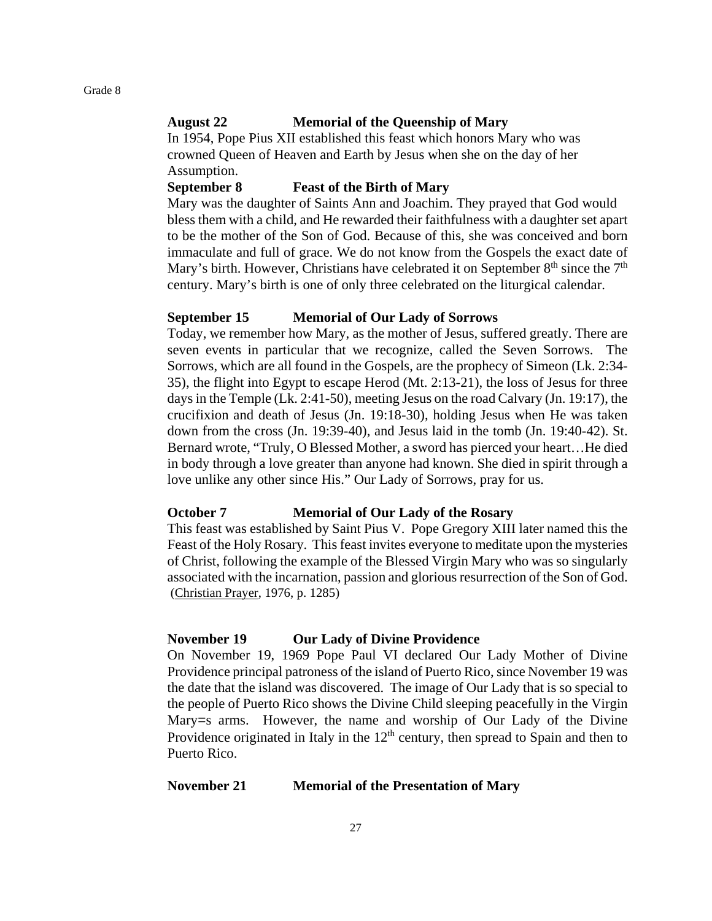**August 22 Memorial of the Queenship of Mary**

In 1954, Pope Pius XII established this feast which honors Mary who was crowned Queen of Heaven and Earth by Jesus when she on the day of her Assumption.

**September 8 Feast of the Birth of Mary**

Mary was the daughter of Saints Ann and Joachim. They prayed that God would bless them with a child, and He rewarded their faithfulness with a daughter set apart to be the mother of the Son of God. Because of this, she was conceived and born immaculate and full of grace. We do not know from the Gospels the exact date of Mary's birth. However, Christians have celebrated it on September 8th since the 7th century. Mary's birth is one of only three celebrated on the liturgical calendar.

**September 15 Memorial of Our Lady of Sorrows**

Today, we remember how Mary, as the mother of Jesus, suffered greatly. There are seven events in particular that we recognize, called the Seven Sorrows. The Sorrows, which are all found in the Gospels, are the prophecy of Simeon (Lk. 2:34-35), the flight into Egypt to escape Herod (Mt. 2:13-21), the loss of Jesus for three days in the Temple (Lk. 2:41-50), meeting Jesus on the road Calvary (Jn. 19:17), the crucifixion and death of Jesus (Jn. 19:18-30), holding Jesus when He was taken down from the cross (Jn. 19:39-40), and Jesus laid in the tomb (Jn. 19:40-42). St. Bernard wrote, "Truly, O Blessed Mother, a sword has pierced your heart…He died in body through a love greater than anyone had known. She died in spirit through a love unlike any other since His." Our Lady of Sorrows, pray for us.

**October 7 Memorial of Our Lady of the Rosary**

This feast was established by Saint Pius V. Pope Gregory XIII later named this the Feast of the Holy Rosary. This feast invites everyone to meditate upon the mysteries of Christ, following the example of the Blessed Virgin Mary who was so singularly associated with the incarnation, passion and glorious resurrection of the Son of God. (Christian Prayer, 1976, p. 1285)

**November 19 Our Lady of Divine Providence**

On November 19, 1969 Pope Paul VI declared Our Lady Mother of Divine Providence principal patroness of the island of Puerto Rico, since November 19 was the date that the island was discovered. The image of Our Lady that is so special to the people of Puerto Rico shows the Divine Child sleeping peacefully in the Virgin Mary=s arms. However, the name and worship of Our Lady of the Divine Providence originated in Italy in the 12th century, then spread to Spain and then to Puerto Rico.

**November 21 Memorial of the Presentation of Mary**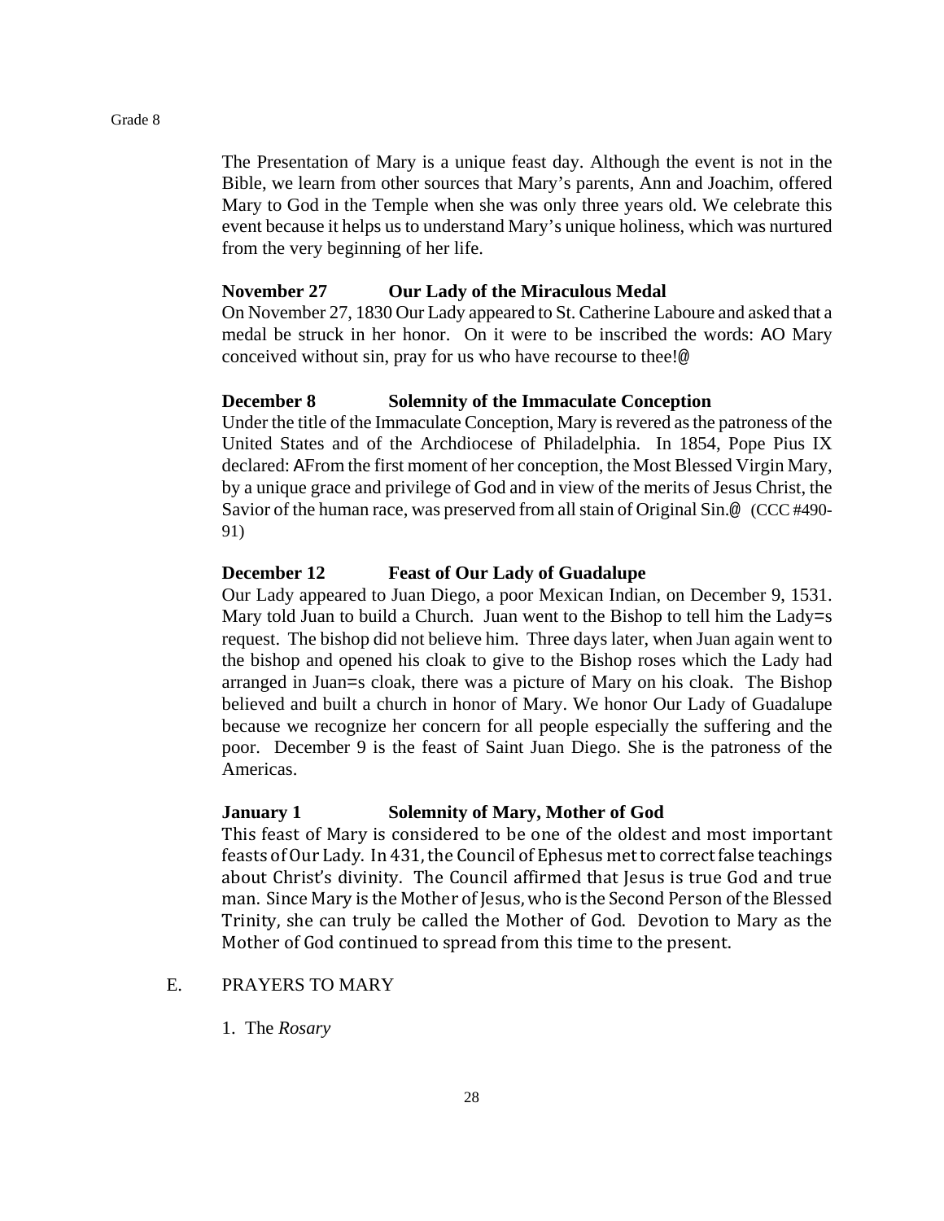The Presentation of Mary is a unique feast day. Although the event is not in the Bible, we learn from other sources that Mary's parents, Ann and Joachim, offered Mary to God in the Temple when she was only three years old. We celebrate this event because it helps us to understand Mary's unique holiness, which was nurtured from the very beginning of her life.

**November 27 Our Lady of the Miraculous Medal**

On November 27, 1830 Our Lady appeared to St. Catherine Laboure and asked that a medal be struck in her honor. On it were to be inscribed the words: AO Mary conceived without sin, pray for us who have recourse to thee!@

**December 8 Solemnity of the Immaculate Conception**

Under the title of the Immaculate Conception, Mary is revered as the patroness of the United States and of the Archdiocese of Philadelphia. In 1854, Pope Pius IX declared: AFrom the first moment of her conception, the Most Blessed Virgin Mary, by a unique grace and privilege of God and in view of the merits of Jesus Christ, the Savior of the human race, was preserved from all stain of Original Sin.@ (CCC #490-91)

**December 12 Feast of Our Lady of Guadalupe**

Our Lady appeared to Juan Diego, a poor Mexican Indian, on December 9, 1531. Mary told Juan to build a Church. Juan went to the Bishop to tell him the Lady=s request. The bishop did not believe him. Three days later, when Juan again went to the bishop and opened his cloak to give to the Bishop roses which the Lady had arranged in Juan=s cloak, there was a picture of Mary on his cloak. The Bishop believed and built a church in honor of Mary. We honor Our Lady of Guadalupe because we recognize her concern for all people especially the suffering and the poor. December 9 is the feast of Saint Juan Diego. She is the patroness of the Americas.

**January 1 Solemnity of Mary, Mother of God**

This feast of Mary is considered to be one of the oldest and most important feasts of Our Lady. In 431, the Council of Ephesus met to correct false teachings about Christ's divinity. The Council affirmed that Jesus is true God and true man. Since Mary is the Mother of Jesus, who is the Second Person of the Blessed Trinity, she can truly be called the Mother of God. Devotion to Mary as the Mother of God continued to spread from this time to the present.

E. PRAYERS TO MARY

1. The *Rosary*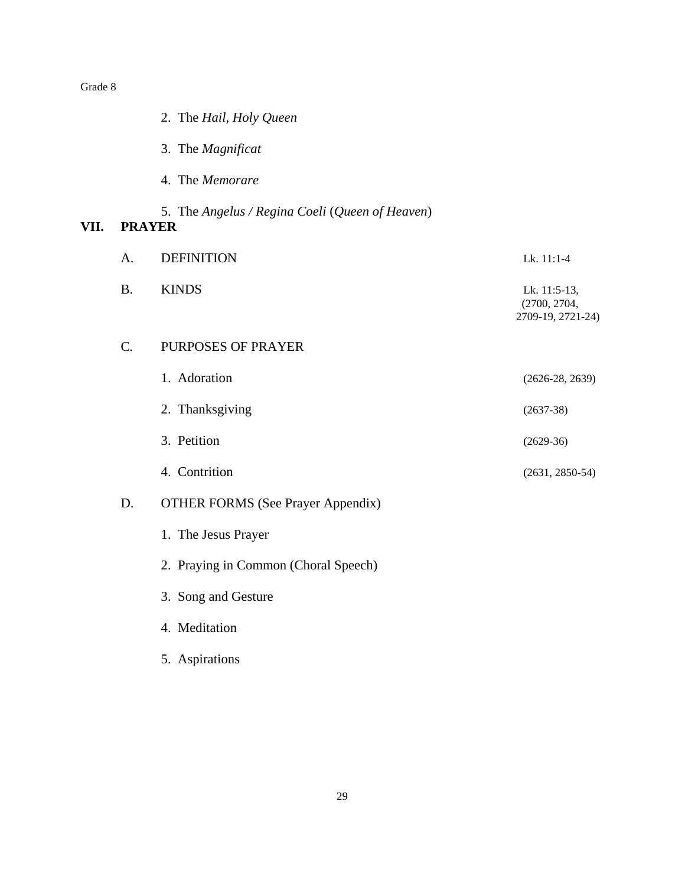2. The *Hail, Holy Queen*

3. The *Magnificat*

4. The *Memorare*

5. The *Angelus / Regina Coeli* (*Queen of Heaven*)

## VII. PRAYER

A. DEFINITION — Lk. 11:1-4

B. KINDS — Lk. 11:5-13, (2700, 2704, 2709-19, 2721-24)

C. PURPOSES OF PRAYER

1. Adoration (2626-28, 2639)

2. Thanksgiving (2637-38)

3. Petition (2629-36)

4. Contrition (2631, 2850-54)

D. OTHER FORMS (See Prayer Appendix)

1. The Jesus Prayer

2. Praying in Common (Choral Speech)

3. Song and Gesture

4. Meditation

5. Aspirations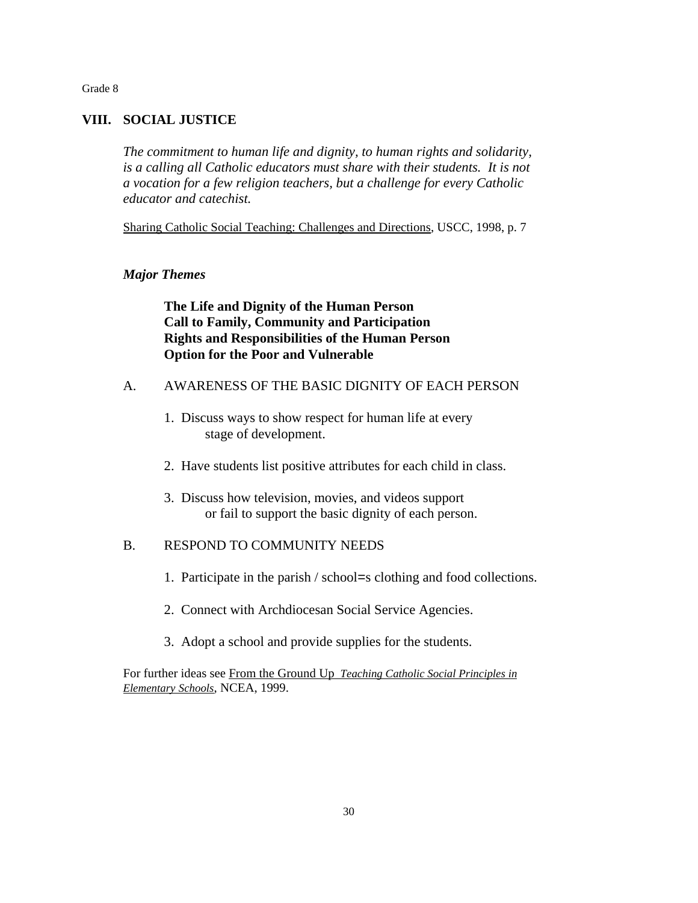Grade 8

## VIII. SOCIAL JUSTICE

*The commitment to human life and dignity, to human rights and solidarity, is a calling all Catholic educators must share with their students. It is not a vocation for a few religion teachers, but a challenge for every Catholic educator and catechist.*

Sharing Catholic Social Teaching: Challenges and Directions, USCC, 1998, p. 7

### *Major Themes*

**The Life and Dignity of the Human Person**
**Call to Family, Community and Participation**
**Rights and Responsibilities of the Human Person**
**Option for the Poor and Vulnerable**

A. AWARENESS OF THE BASIC DIGNITY OF EACH PERSON

1. Discuss ways to show respect for human life at every stage of development.

2. Have students list positive attributes for each child in class.

3. Discuss how television, movies, and videos support or fail to support the basic dignity of each person.

B. RESPOND TO COMMUNITY NEEDS

1. Participate in the parish / school=s clothing and food collections.

2. Connect with Archdiocesan Social Service Agencies.

3. Adopt a school and provide supplies for the students.

For further ideas see From the Ground Up *Teaching Catholic Social Principles in Elementary Schools*, NCEA, 1999.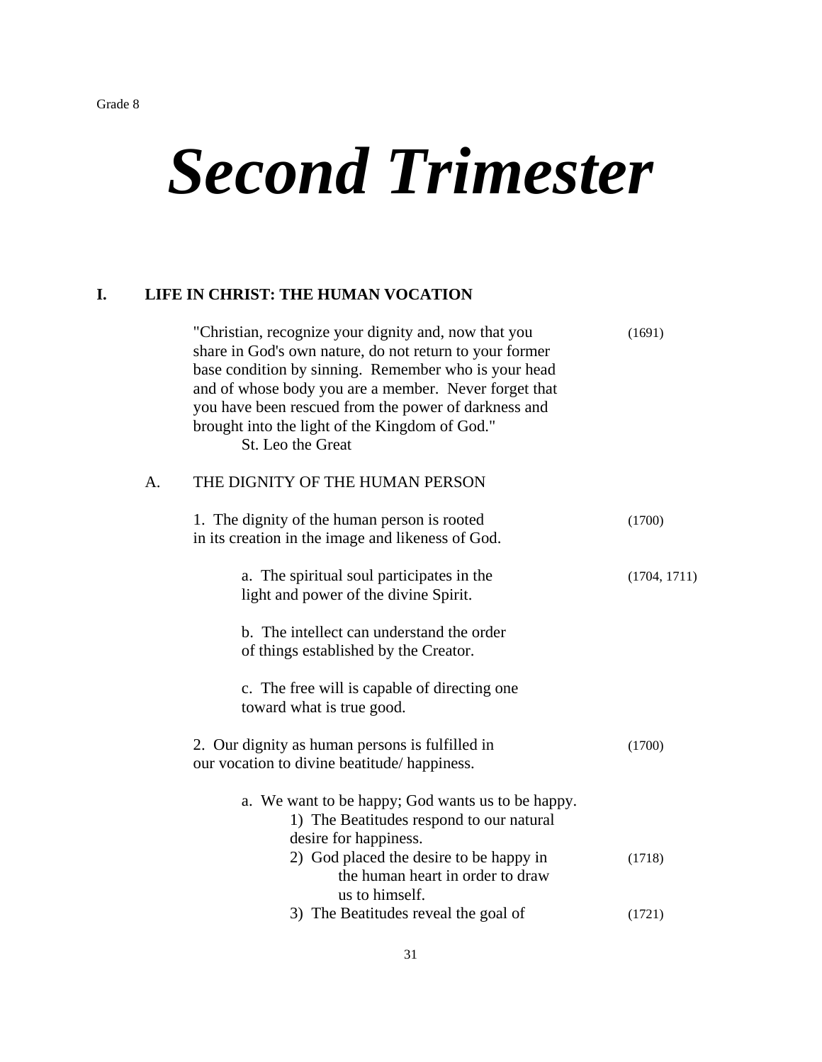Grade 8

# *Second Trimester*

## I. LIFE IN CHRIST: THE HUMAN VOCATION

"Christian, recognize your dignity and, now that you share in God's own nature, do not return to your former base condition by sinning. Remember who is your head and of whose body you are a member. Never forget that you have been rescued from the power of darkness and brought into the light of the Kingdom of God." (1691)
St. Leo the Great

### A. THE DIGNITY OF THE HUMAN PERSON

1. The dignity of the human person is rooted in its creation in the image and likeness of God. (1700)

   a. The spiritual soul participates in the light and power of the divine Spirit. (1704, 1711)

   b. The intellect can understand the order of things established by the Creator.

   c. The free will is capable of directing one toward what is true good.

2. Our dignity as human persons is fulfilled in our vocation to divine beatitude/ happiness. (1700)

   a. We want to be happy; God wants us to be happy.
      1) The Beatitudes respond to our natural desire for happiness.
      2) God placed the desire to be happy in the human heart in order to draw us to himself. (1718)
      3) The Beatitudes reveal the goal of (1721)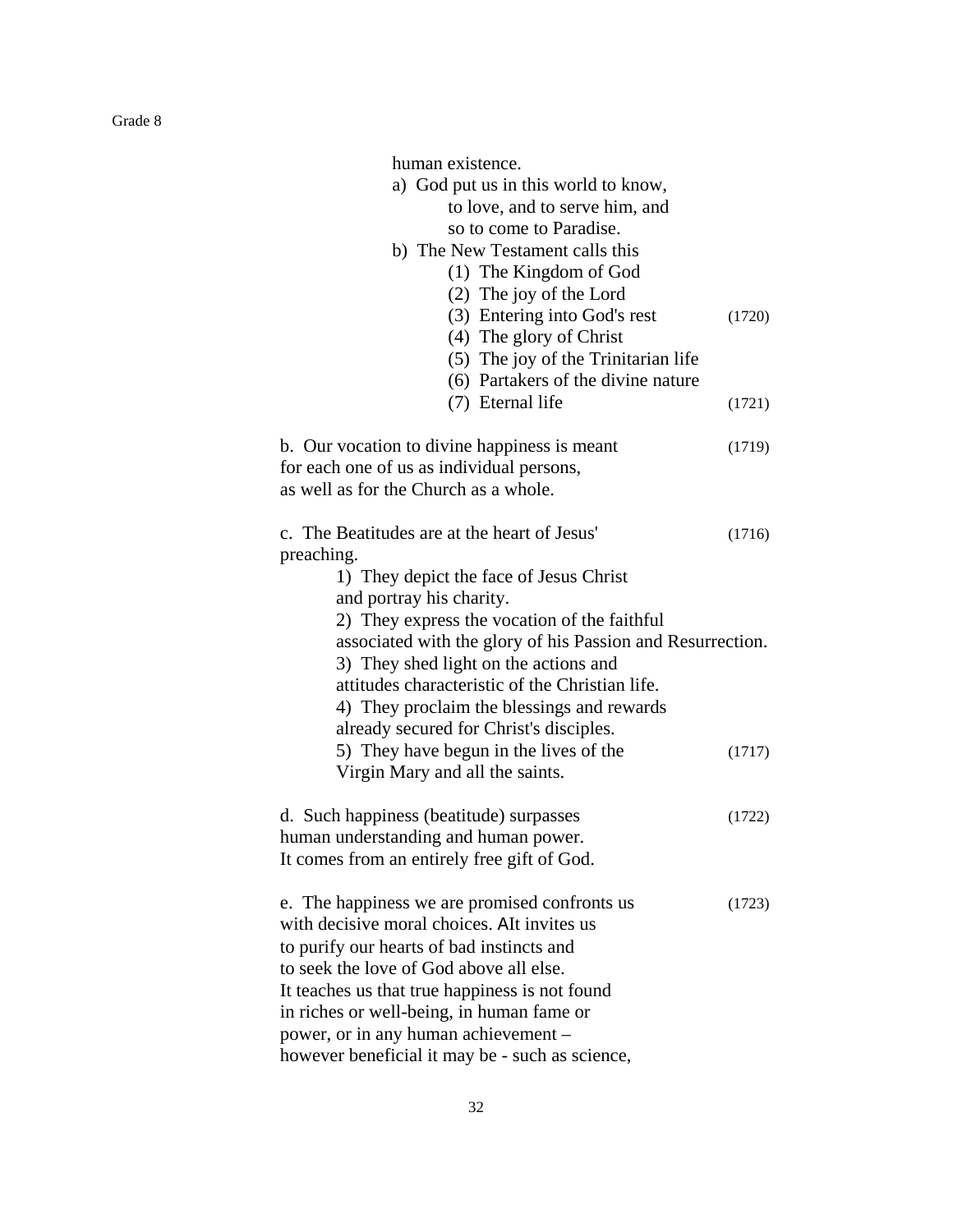human existence.

a) God put us in this world to know, to love, and to serve him, and so to come to Paradise.

b) The New Testament calls this
   - (1) The Kingdom of God
   - (2) The joy of the Lord
   - (3) Entering into God's rest (1720)
   - (4) The glory of Christ
   - (5) The joy of the Trinitarian life
   - (6) Partakers of the divine nature
   - (7) Eternal life (1721)

b. Our vocation to divine happiness is meant for each one of us as individual persons, as well as for the Church as a whole. (1719)

c. The Beatitudes are at the heart of Jesus' preaching. (1716)

1) They depict the face of Jesus Christ and portray his charity.
2) They express the vocation of the faithful associated with the glory of his Passion and Resurrection.
3) They shed light on the actions and attitudes characteristic of the Christian life.
4) They proclaim the blessings and rewards already secured for Christ's disciples.
5) They have begun in the lives of the Virgin Mary and all the saints. (1717)

d. Such happiness (beatitude) surpasses human understanding and human power. It comes from an entirely free gift of God. (1722)

e. The happiness we are promised confronts us with decisive moral choices. AIt invites us to purify our hearts of bad instincts and to seek the love of God above all else. It teaches us that true happiness is not found in riches or well-being, in human fame or power, or in any human achievement – however beneficial it may be - such as science, (1723)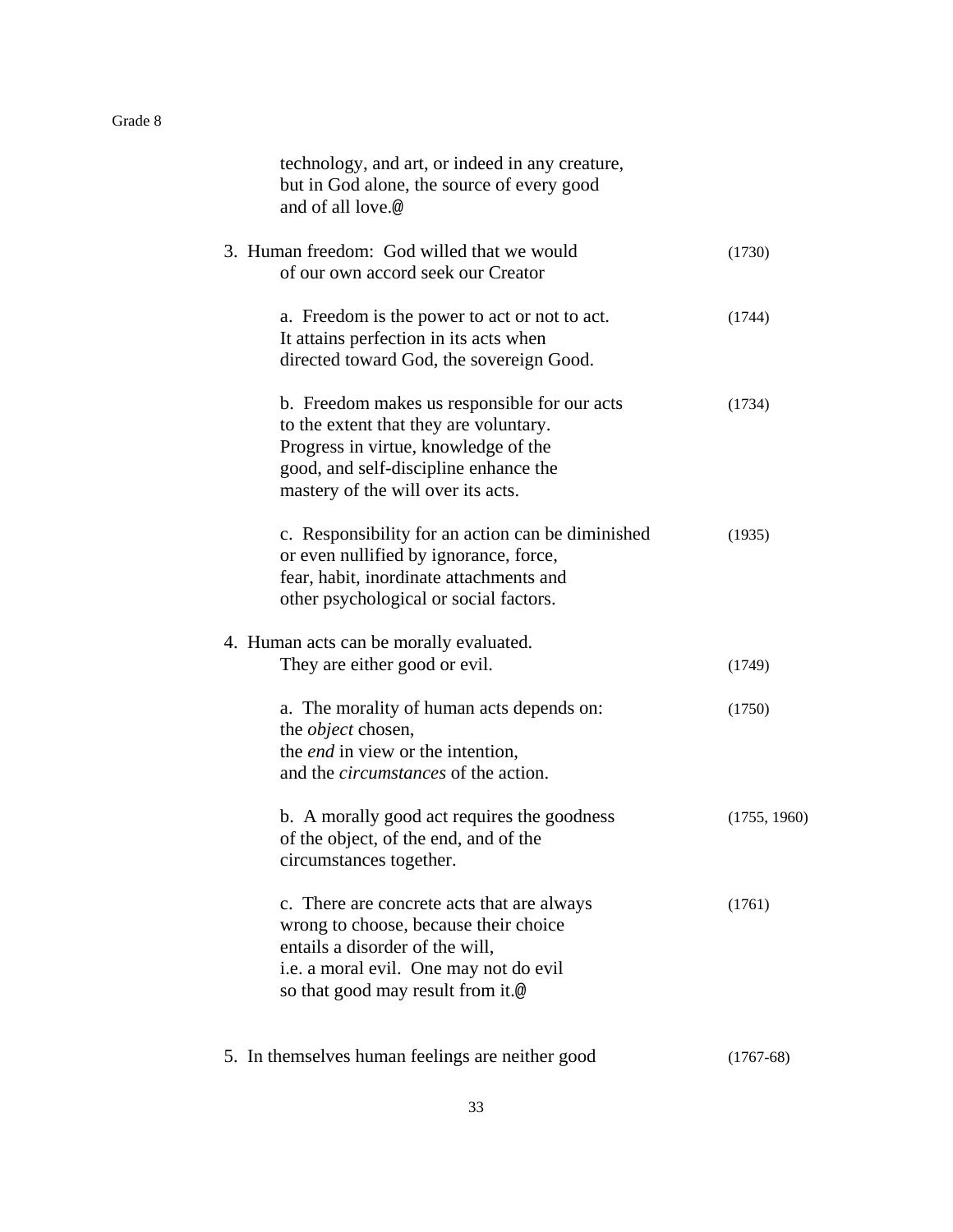technology, and art, or indeed in any creature, but in God alone, the source of every good and of all love.@

3. Human freedom: God willed that we would of our own accord seek our Creator (1730)

    a. Freedom is the power to act or not to act. It attains perfection in its acts when directed toward God, the sovereign Good. (1744)

    b. Freedom makes us responsible for our acts to the extent that they are voluntary. Progress in virtue, knowledge of the good, and self-discipline enhance the mastery of the will over its acts. (1734)

    c. Responsibility for an action can be diminished or even nullified by ignorance, force, fear, habit, inordinate attachments and other psychological or social factors. (1935)

4. Human acts can be morally evaluated. They are either good or evil. (1749)

    a. The morality of human acts depends on: the *object* chosen, the *end* in view or the intention, and the *circumstances* of the action. (1750)

    b. A morally good act requires the goodness of the object, of the end, and of the circumstances together. (1755, 1960)

    c. There are concrete acts that are always wrong to choose, because their choice entails a disorder of the will, i.e. a moral evil. One may not do evil so that good may result from it.@ (1761)

5. In themselves human feelings are neither good (1767-68)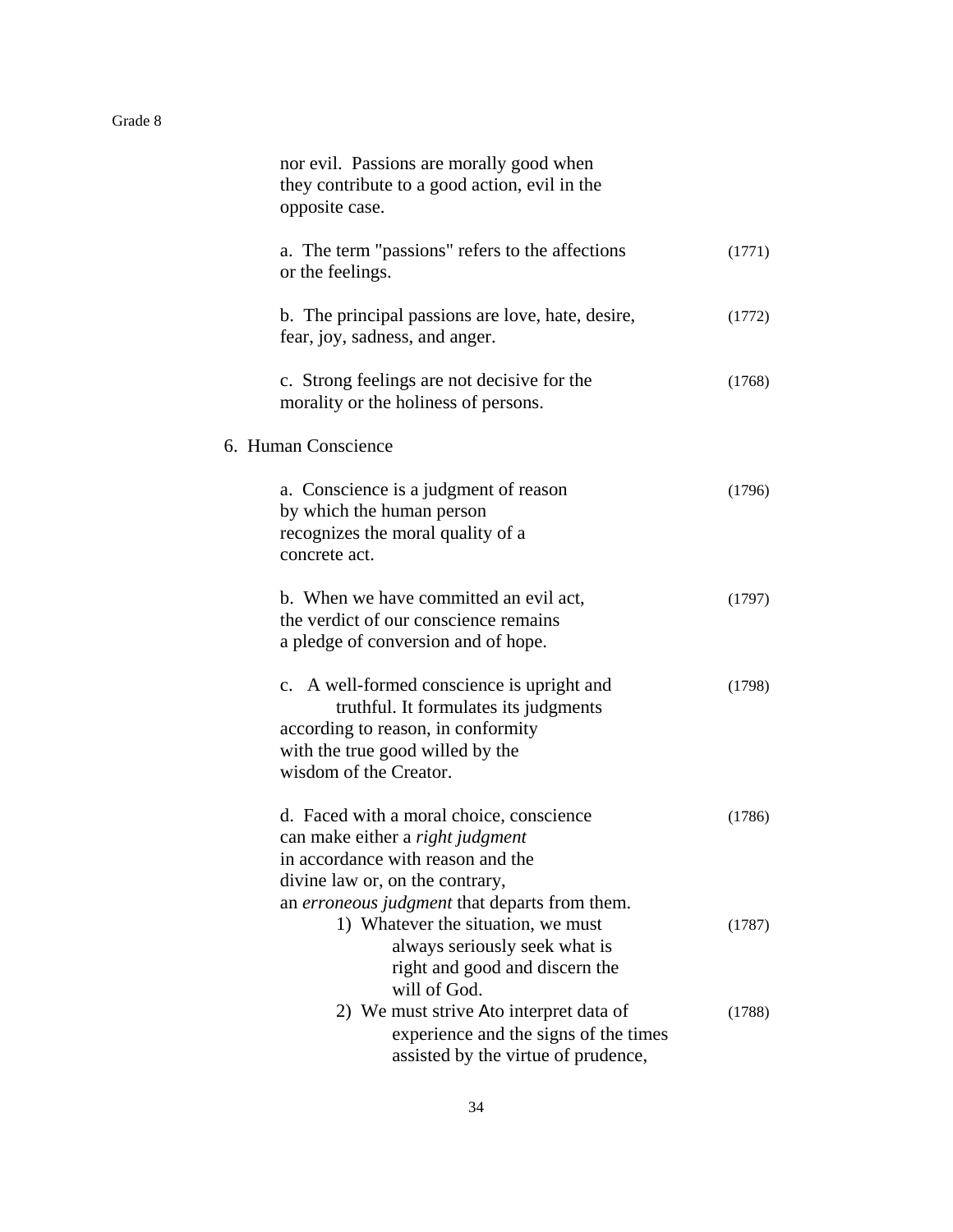nor evil. Passions are morally good when they contribute to a good action, evil in the opposite case.

a. The term "passions" refers to the affections or the feelings. (1771)

b. The principal passions are love, hate, desire, fear, joy, sadness, and anger. (1772)

c. Strong feelings are not decisive for the morality or the holiness of persons. (1768)

6. Human Conscience

a. Conscience is a judgment of reason by which the human person recognizes the moral quality of a concrete act. (1796)

b. When we have committed an evil act, the verdict of our conscience remains a pledge of conversion and of hope. (1797)

c. A well-formed conscience is upright and truthful. It formulates its judgments according to reason, in conformity with the true good willed by the wisdom of the Creator. (1798)

d. Faced with a moral choice, conscience can make either a *right judgment* in accordance with reason and the divine law or, on the contrary, an *erroneous judgment* that departs from them. (1786)

1) Whatever the situation, we must always seriously seek what is right and good and discern the will of God. (1787)

2) We must strive Ato interpret data of experience and the signs of the times assisted by the virtue of prudence, (1788)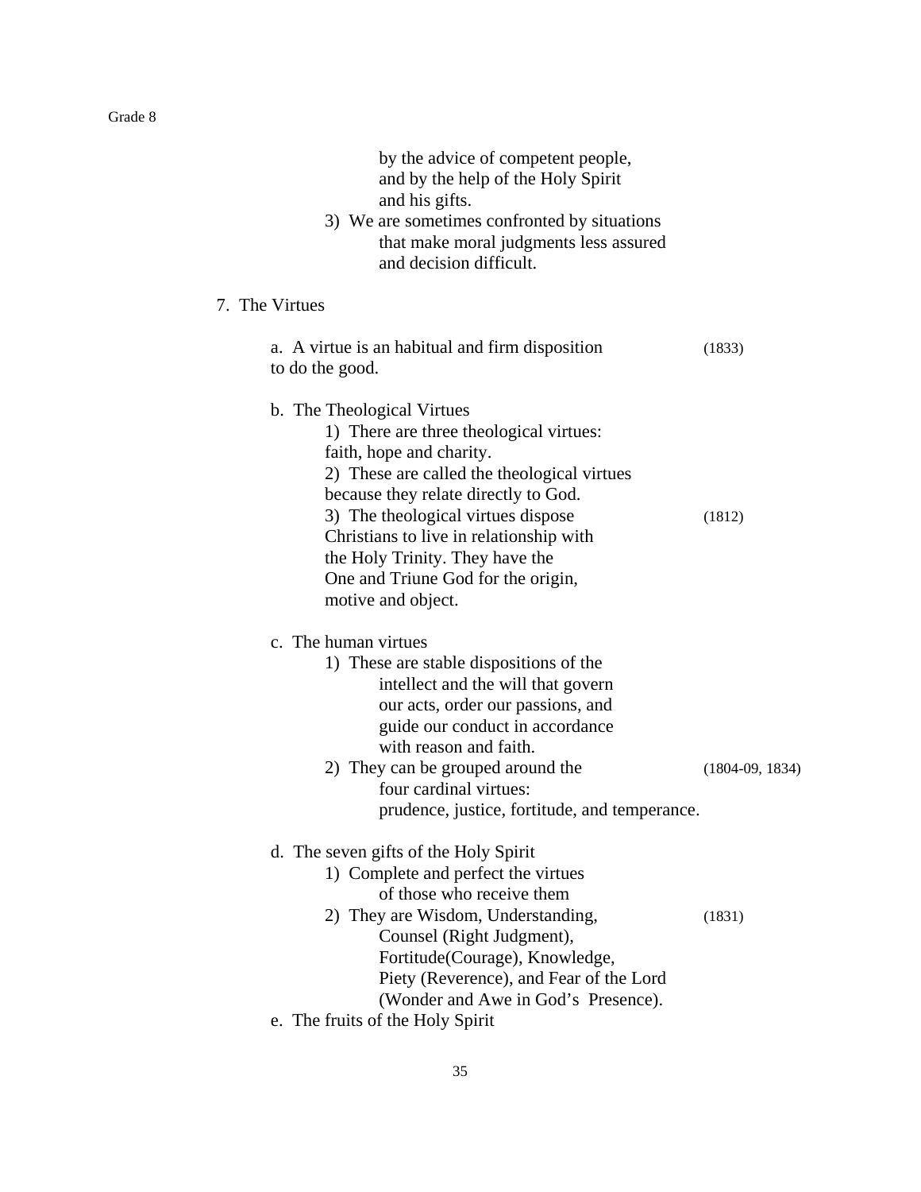by the advice of competent people, and by the help of the Holy Spirit and his gifts.

3) We are sometimes confronted by situations that make moral judgments less assured and decision difficult.

7. The Virtues

a. A virtue is an habitual and firm disposition to do the good. (1833)

b. The Theological Virtues

1) There are three theological virtues: faith, hope and charity.

2) These are called the theological virtues because they relate directly to God.

3) The theological virtues dispose Christians to live in relationship with the Holy Trinity. They have the One and Triune God for the origin, motive and object. (1812)

c. The human virtues

1) These are stable dispositions of the intellect and the will that govern our acts, order our passions, and guide our conduct in accordance with reason and faith.

2) They can be grouped around the four cardinal virtues: prudence, justice, fortitude, and temperance. (1804-09, 1834)

d. The seven gifts of the Holy Spirit

1) Complete and perfect the virtues of those who receive them

2) They are Wisdom, Understanding, Counsel (Right Judgment), Fortitude(Courage), Knowledge, Piety (Reverence), and Fear of the Lord (Wonder and Awe in God's Presence). (1831)

e. The fruits of the Holy Spirit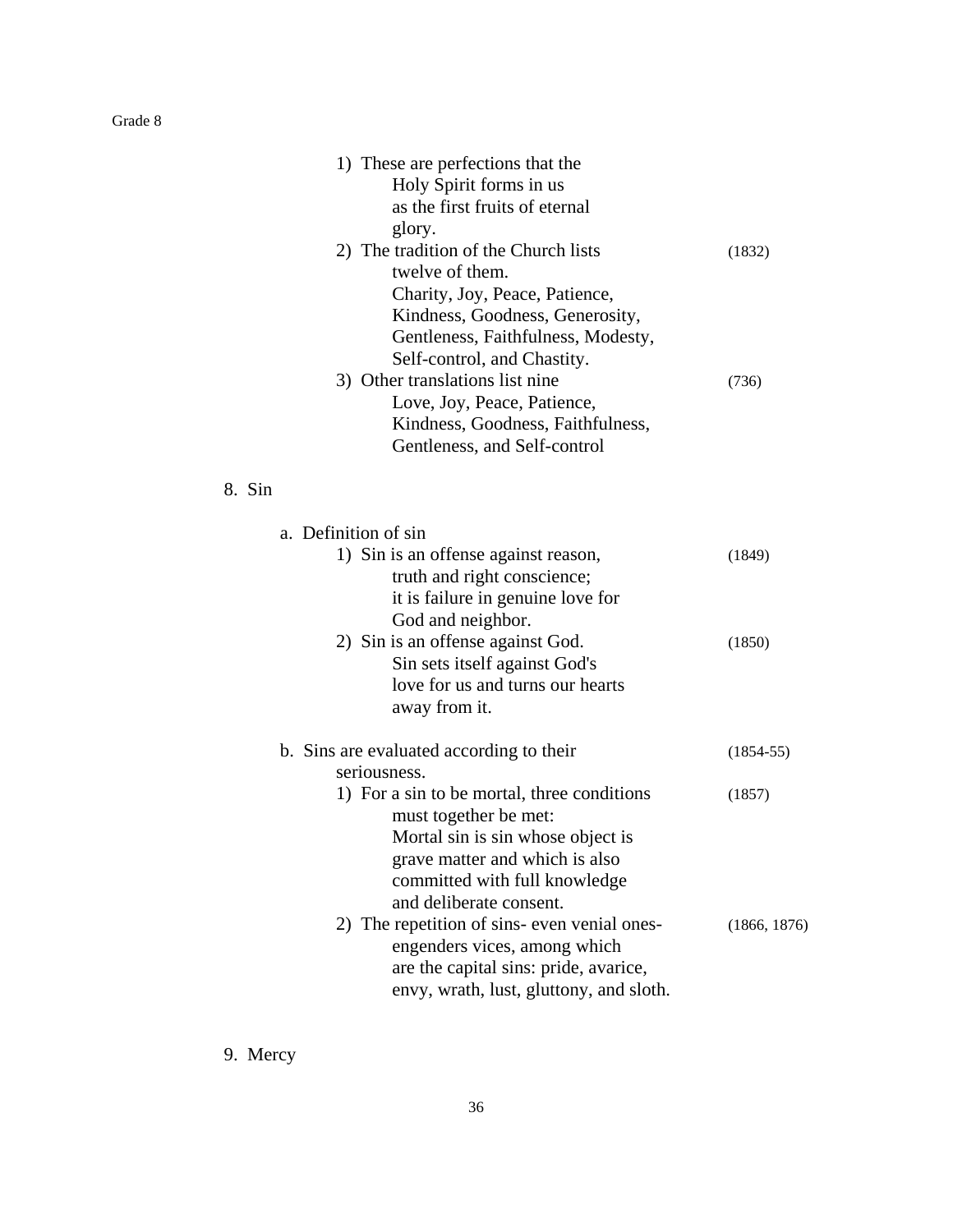1) These are perfections that the Holy Spirit forms in us as the first fruits of eternal glory.
2) The tradition of the Church lists twelve of them. (1832)
   Charity, Joy, Peace, Patience, Kindness, Goodness, Generosity, Gentleness, Faithfulness, Modesty, Self-control, and Chastity.
3) Other translations list nine (736)
   Love, Joy, Peace, Patience, Kindness, Goodness, Faithfulness, Gentleness, and Self-control

8. Sin

   a. Definition of sin
      1) Sin is an offense against reason, truth and right conscience; it is failure in genuine love for God and neighbor. (1849)
      2) Sin is an offense against God. Sin sets itself against God's love for us and turns our hearts away from it. (1850)

   b. Sins are evaluated according to their seriousness. (1854-55)
      1) For a sin to be mortal, three conditions must together be met: (1857)
         Mortal sin is sin whose object is grave matter and which is also committed with full knowledge and deliberate consent.
      2) The repetition of sins- even venial ones- engenders vices, among which are the capital sins: pride, avarice, envy, wrath, lust, gluttony, and sloth. (1866, 1876)

9. Mercy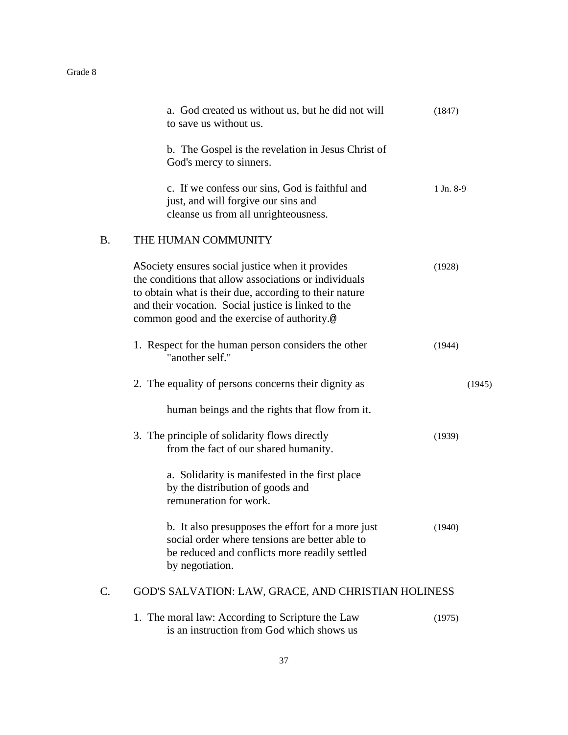a. God created us without us, but he did not will to save us without us. (1847)

b. The Gospel is the revelation in Jesus Christ of God's mercy to sinners.

c. If we confess our sins, God is faithful and just, and will forgive our sins and cleanse us from all unrighteousness. 1 Jn. 8-9

## B. THE HUMAN COMMUNITY

ASociety ensures social justice when it provides the conditions that allow associations or individuals to obtain what is their due, according to their nature and their vocation. Social justice is linked to the common good and the exercise of authority.@ (1928)

1. Respect for the human person considers the other "another self." (1944)

2. The equality of persons concerns their dignity as human beings and the rights that flow from it. (1945)

3. The principle of solidarity flows directly from the fact of our shared humanity. (1939)

   a. Solidarity is manifested in the first place by the distribution of goods and remuneration for work.

   b. It also presupposes the effort for a more just social order where tensions are better able to be reduced and conflicts more readily settled by negotiation. (1940)

## C. GOD'S SALVATION: LAW, GRACE, AND CHRISTIAN HOLINESS

1. The moral law: According to Scripture the Law is an instruction from God which shows us (1975)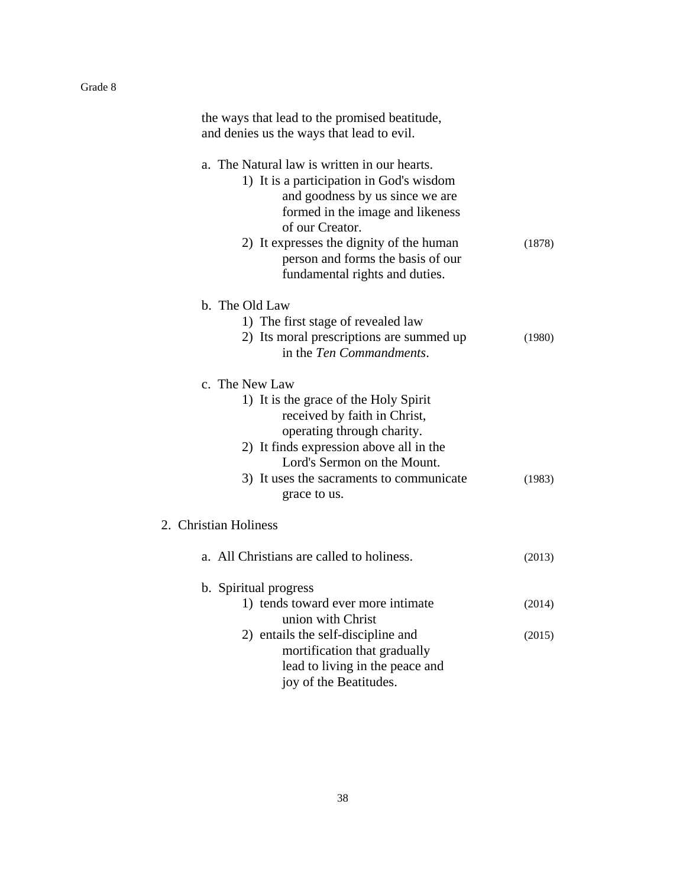the ways that lead to the promised beatitude, and denies us the ways that lead to evil.

a. The Natural law is written in our hearts.
   1) It is a participation in God's wisdom and goodness by us since we are formed in the image and likeness of our Creator.
   2) It expresses the dignity of the human person and forms the basis of our fundamental rights and duties. (1878)

b. The Old Law
   1) The first stage of revealed law
   2) Its moral prescriptions are summed up in the *Ten Commandments*. (1980)

c. The New Law
   1) It is the grace of the Holy Spirit received by faith in Christ, operating through charity.
   2) It finds expression above all in the Lord's Sermon on the Mount.
   3) It uses the sacraments to communicate grace to us. (1983)

2. Christian Holiness

   a. All Christians are called to holiness. (2013)

   b. Spiritual progress
      1) tends toward ever more intimate union with Christ (2014)
      2) entails the self-discipline and mortification that gradually lead to living in the peace and joy of the Beatitudes. (2015)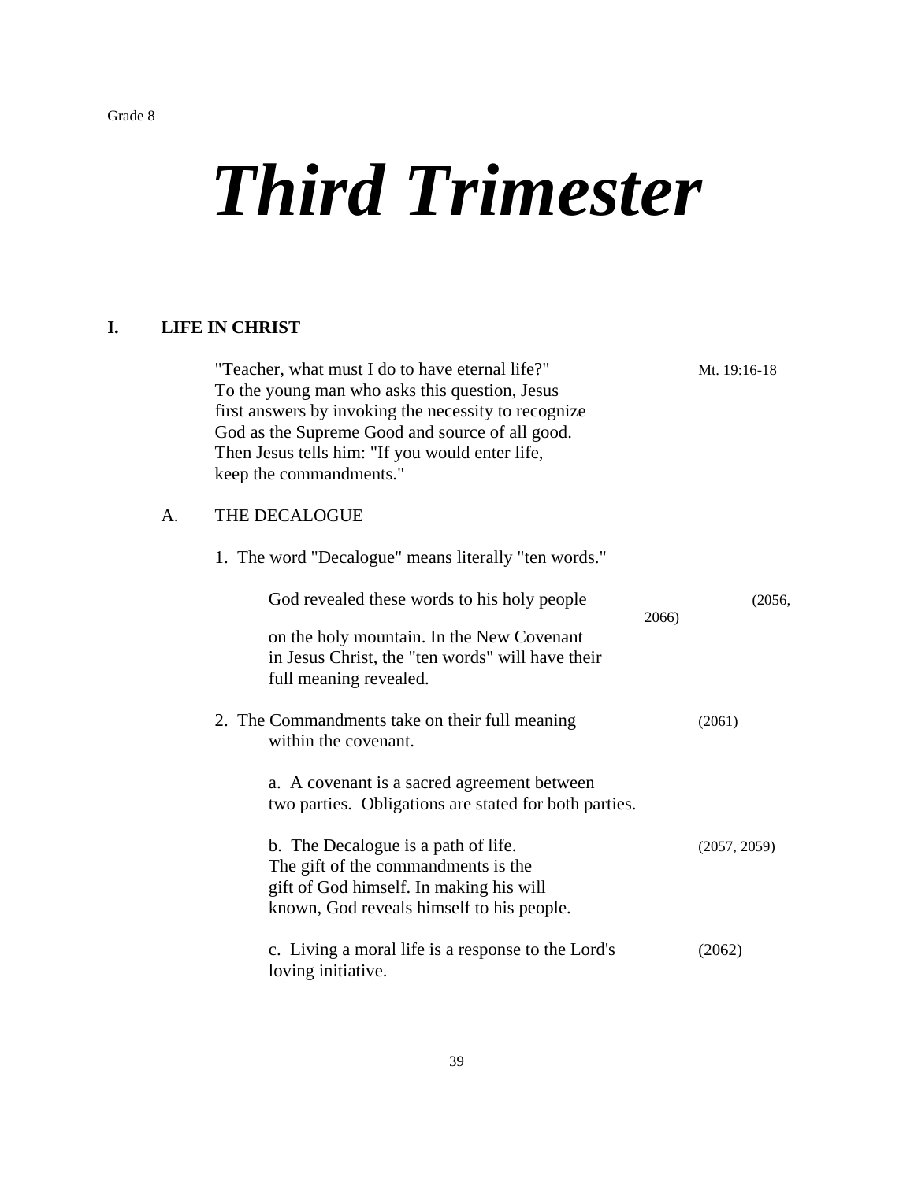Grade 8

# *Third Trimester*

## I. LIFE IN CHRIST

"Teacher, what must I do to have eternal life?" To the young man who asks this question, Jesus first answers by invoking the necessity to recognize God as the Supreme Good and source of all good. Then Jesus tells him: "If you would enter life, keep the commandments." — Mt. 19:16-18

### A. THE DECALOGUE

1. The word "Decalogue" means literally "ten words."

   God revealed these words to his holy people on the holy mountain. In the New Covenant in Jesus Christ, the "ten words" will have their full meaning revealed. (2056, 2066)

2. The Commandments take on their full meaning within the covenant. (2061)

   a. A covenant is a sacred agreement between two parties. Obligations are stated for both parties.

   b. The Decalogue is a path of life. The gift of the commandments is the gift of God himself. In making his will known, God reveals himself to his people. (2057, 2059)

   c. Living a moral life is a response to the Lord's loving initiative. (2062)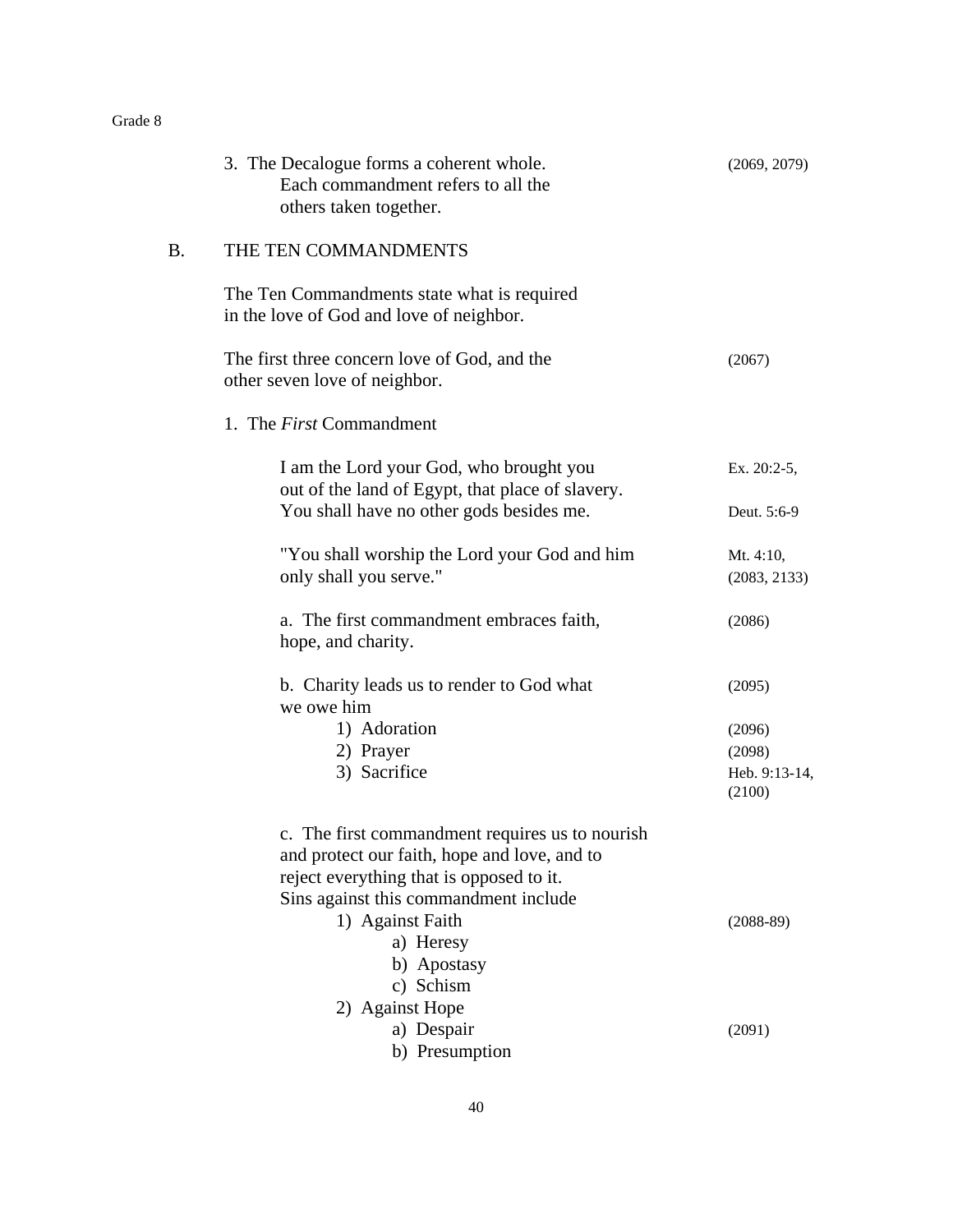3. The Decalogue forms a coherent whole. Each commandment refers to all the others taken together. (2069, 2079)

## B. THE TEN COMMANDMENTS

The Ten Commandments state what is required in the love of God and love of neighbor.

The first three concern love of God, and the other seven love of neighbor. (2067)

### 1. The *First* Commandment

I am the Lord your God, who brought you out of the land of Egypt, that place of slavery. You shall have no other gods besides me. Ex. 20:2-5, Deut. 5:6-9

"You shall worship the Lord your God and him only shall you serve." Mt. 4:10, (2083, 2133)

a. The first commandment embraces faith, hope, and charity. (2086)

b. Charity leads us to render to God what we owe him (2095)

1) Adoration (2096)
2) Prayer (2098)
3) Sacrifice Heb. 9:13-14, (2100)

c. The first commandment requires us to nourish and protect our faith, hope and love, and to reject everything that is opposed to it. Sins against this commandment include

1) Against Faith (2088-89)
   a) Heresy
   b) Apostasy
   c) Schism
2) Against Hope
   a) Despair (2091)
   b) Presumption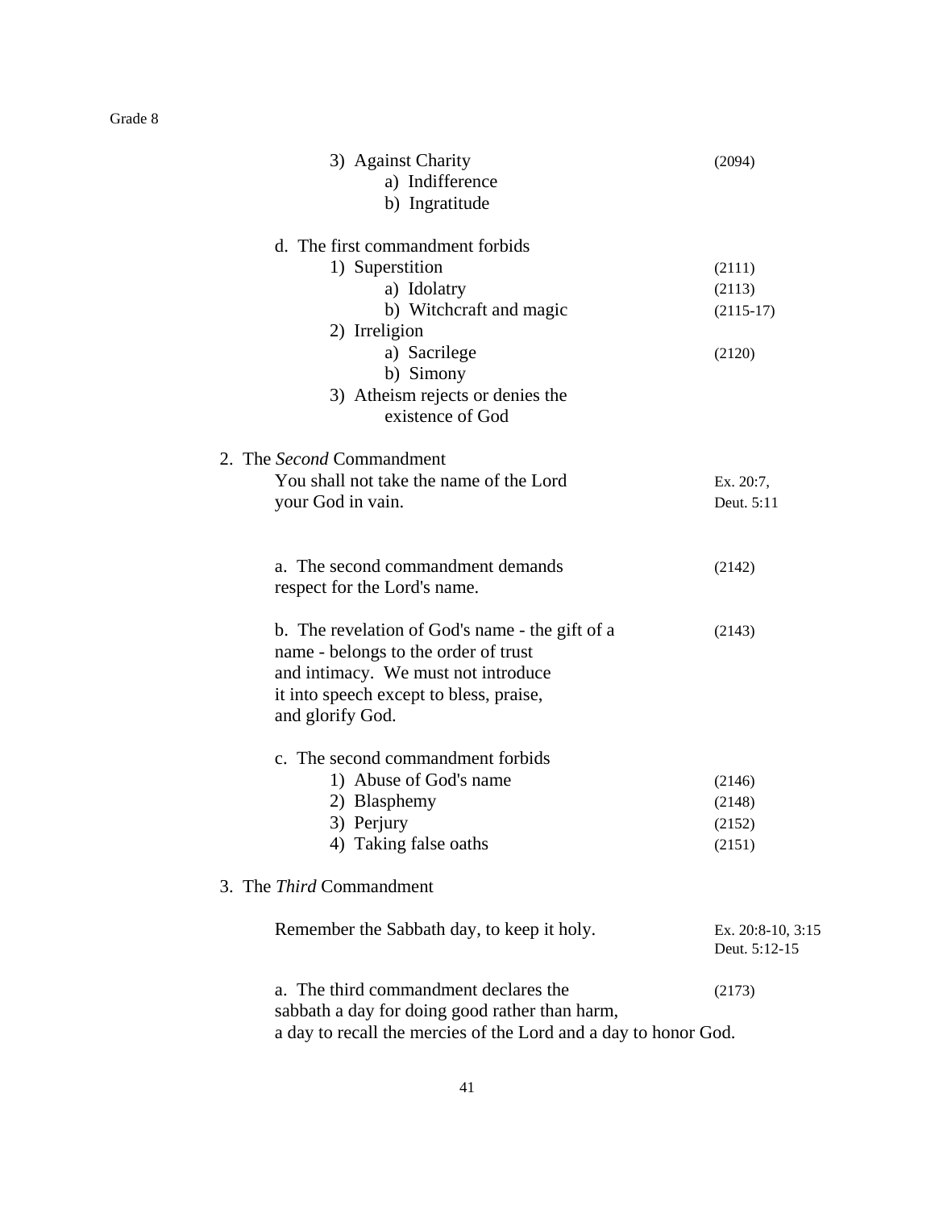3) Against Charity (2094)
   a) Indifference
   b) Ingratitude

d. The first commandment forbids
   1) Superstition (2111)
      a) Idolatry (2113)
      b) Witchcraft and magic (2115-17)
   2) Irreligion
      a) Sacrilege (2120)
      b) Simony
   3) Atheism rejects or denies the existence of God

2. The *Second* Commandment

You shall not take the name of the Lord your God in vain. Ex. 20:7, Deut. 5:11

a. The second commandment demands respect for the Lord's name. (2142)

b. The revelation of God's name - the gift of a name - belongs to the order of trust and intimacy. We must not introduce it into speech except to bless, praise, and glorify God. (2143)

c. The second commandment forbids
   1) Abuse of God's name (2146)
   2) Blasphemy (2148)
   3) Perjury (2152)
   4) Taking false oaths (2151)

3. The *Third* Commandment

Remember the Sabbath day, to keep it holy. Ex. 20:8-10, 3:15 Deut. 5:12-15

a. The third commandment declares the sabbath a day for doing good rather than harm, a day to recall the mercies of the Lord and a day to honor God. (2173)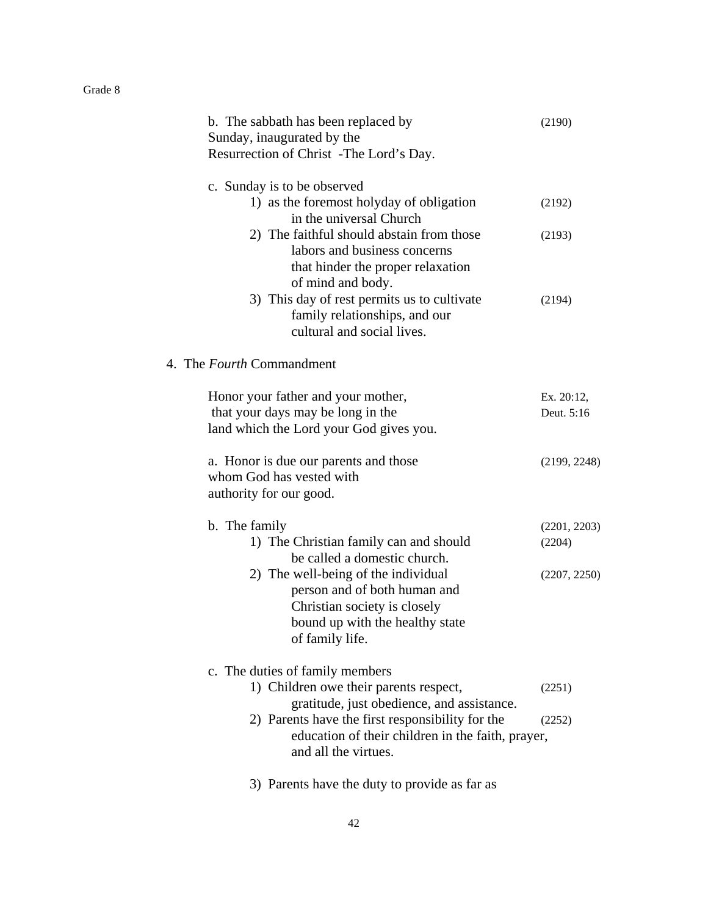b. The sabbath has been replaced by Sunday, inaugurated by the Resurrection of Christ -The Lord's Day. (2190)

c. Sunday is to be observed

1) as the foremost holyday of obligation in the universal Church (2192)
2) The faithful should abstain from those labors and business concerns that hinder the proper relaxation of mind and body. (2193)
3) This day of rest permits us to cultivate family relationships, and our cultural and social lives. (2194)

4. The *Fourth* Commandment

Honor your father and your mother, that your days may be long in the land which the Lord your God gives you. (Ex. 20:12, Deut. 5:16)

a. Honor is due our parents and those whom God has vested with authority for our good. (2199, 2248)

b. The family (2201, 2203)

1) The Christian family can and should be called a domestic church. (2204)
2) The well-being of the individual person and of both human and Christian society is closely bound up with the healthy state of family life. (2207, 2250)

c. The duties of family members

1) Children owe their parents respect, gratitude, just obedience, and assistance. (2251)
2) Parents have the first responsibility for the education of their children in the faith, prayer, and all the virtues. (2252)
3) Parents have the duty to provide as far as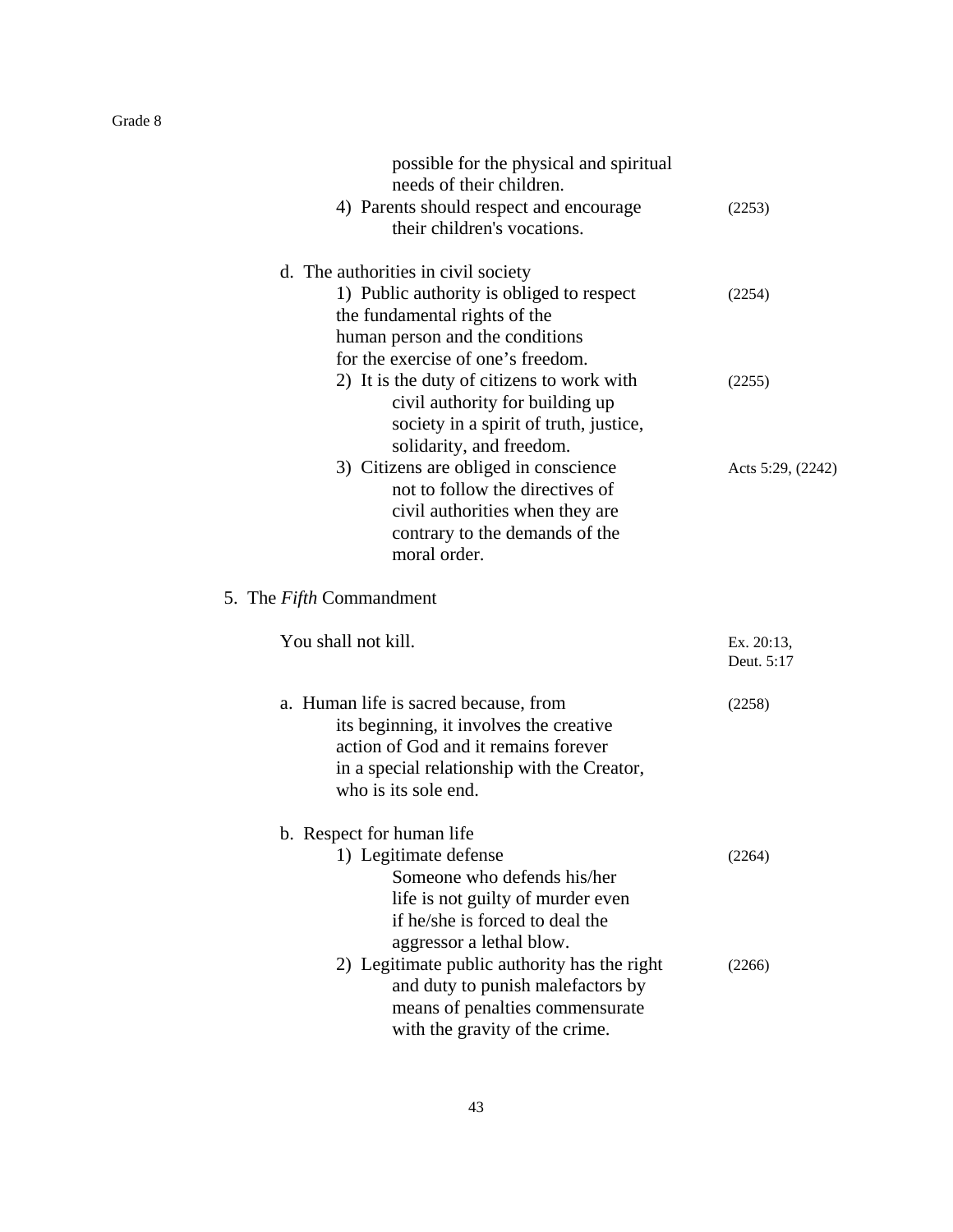possible for the physical and spiritual needs of their children.

4) Parents should respect and encourage their children's vocations. (2253)

d. The authorities in civil society

1) Public authority is obliged to respect the fundamental rights of the human person and the conditions for the exercise of one's freedom. (2254)

2) It is the duty of citizens to work with civil authority for building up society in a spirit of truth, justice, solidarity, and freedom. (2255)

3) Citizens are obliged in conscience not to follow the directives of civil authorities when they are contrary to the demands of the moral order. Acts 5:29, (2242)

5. The *Fifth* Commandment

You shall not kill. Ex. 20:13, Deut. 5:17

a. Human life is sacred because, from its beginning, it involves the creative action of God and it remains forever in a special relationship with the Creator, who is its sole end. (2258)

b. Respect for human life

1) Legitimate defense (2264)
Someone who defends his/her life is not guilty of murder even if he/she is forced to deal the aggressor a lethal blow.

2) Legitimate public authority has the right and duty to punish malefactors by means of penalties commensurate with the gravity of the crime. (2266)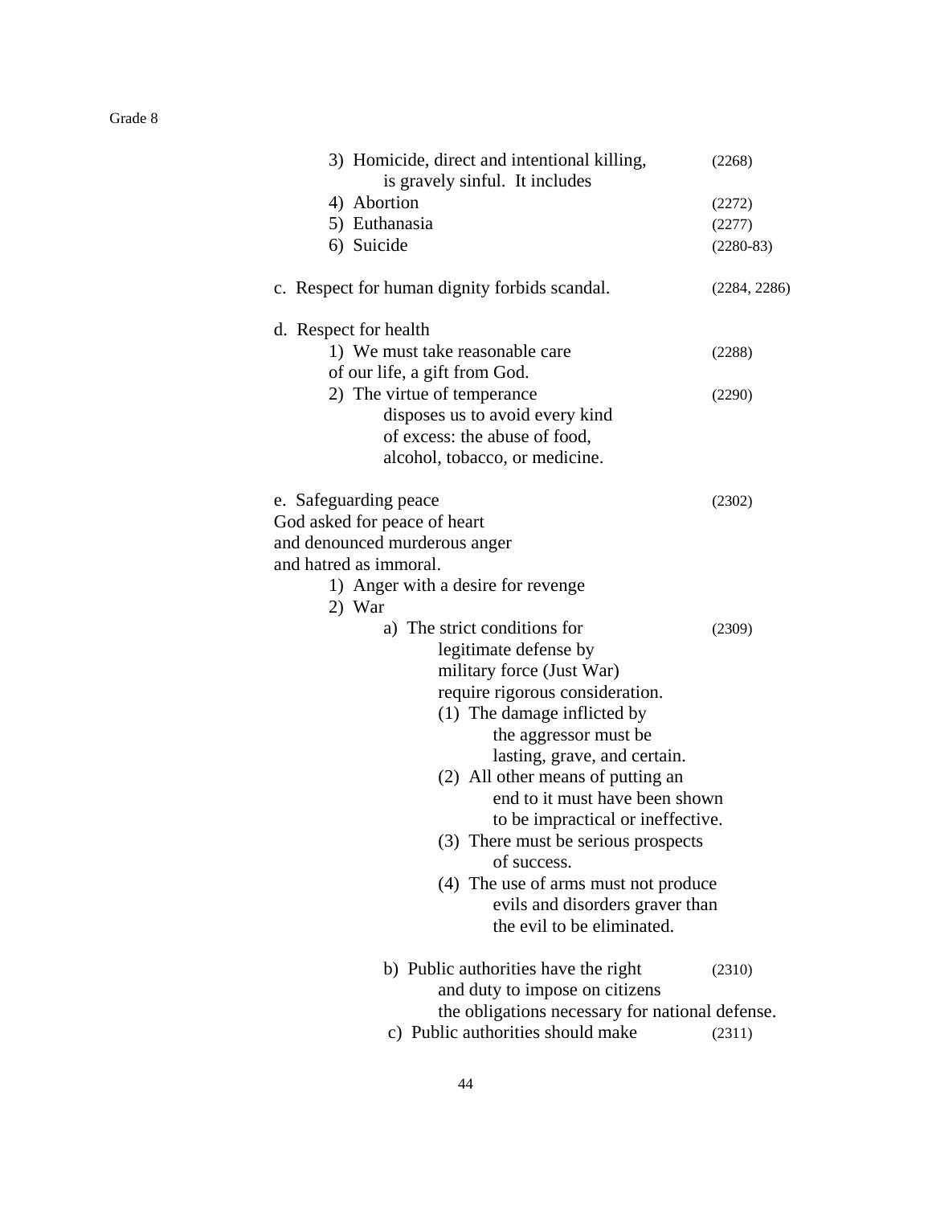3) Homicide, direct and intentional killing, is gravely sinful. It includes (2268)

4) Abortion (2272)

5) Euthanasia (2277)

6) Suicide (2280-83)

c. Respect for human dignity forbids scandal. (2284, 2286)

d. Respect for health

1) We must take reasonable care of our life, a gift from God. (2288)

2) The virtue of temperance disposes us to avoid every kind of excess: the abuse of food, alcohol, tobacco, or medicine. (2290)

e. Safeguarding peace (2302)

God asked for peace of heart and denounced murderous anger and hatred as immoral.

1) Anger with a desire for revenge

2) War

a) The strict conditions for legitimate defense by military force (Just War) require rigorous consideration. (2309)

(1) The damage inflicted by the aggressor must be lasting, grave, and certain.

(2) All other means of putting an end to it must have been shown to be impractical or ineffective.

(3) There must be serious prospects of success.

(4) The use of arms must not produce evils and disorders graver than the evil to be eliminated.

b) Public authorities have the right and duty to impose on citizens the obligations necessary for national defense. (2310)

c) Public authorities should make (2311)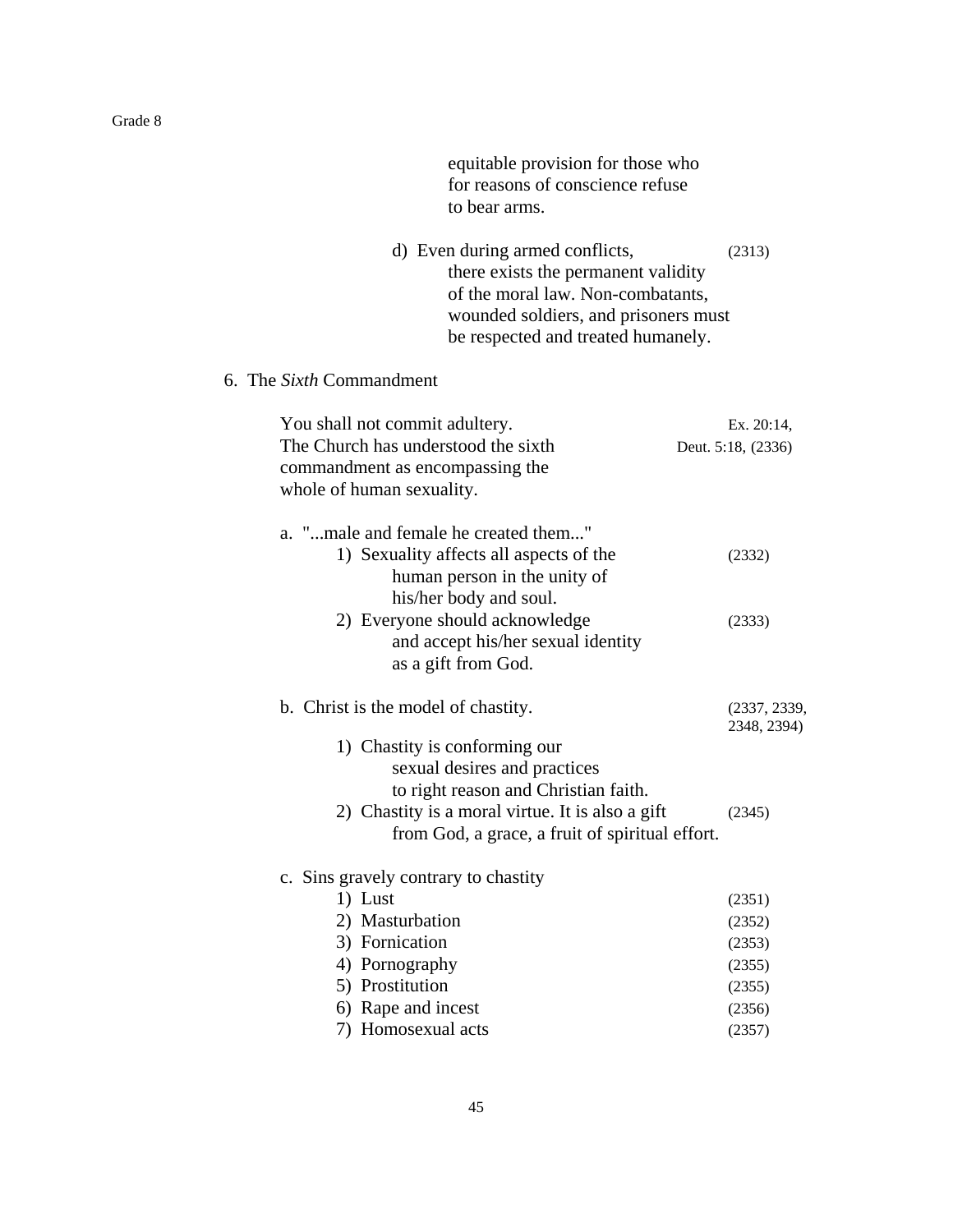equitable provision for those who for reasons of conscience refuse to bear arms.

d) Even during armed conflicts, there exists the permanent validity of the moral law. Non-combatants, wounded soldiers, and prisoners must be respected and treated humanely. (2313)

6. The *Sixth* Commandment

You shall not commit adultery. The Church has understood the sixth commandment as encompassing the whole of human sexuality. Ex. 20:14, Deut. 5:18, (2336)

a. "...male and female he created them..."
   1) Sexuality affects all aspects of the human person in the unity of his/her body and soul. (2332)
   2) Everyone should acknowledge and accept his/her sexual identity as a gift from God. (2333)

b. Christ is the model of chastity. (2337, 2339, 2348, 2394)
   1) Chastity is conforming our sexual desires and practices to right reason and Christian faith.
   2) Chastity is a moral virtue. It is also a gift from God, a grace, a fruit of spiritual effort. (2345)

c. Sins gravely contrary to chastity
   1) Lust (2351)
   2) Masturbation (2352)
   3) Fornication (2353)
   4) Pornography (2355)
   5) Prostitution (2355)
   6) Rape and incest (2356)
   7) Homosexual acts (2357)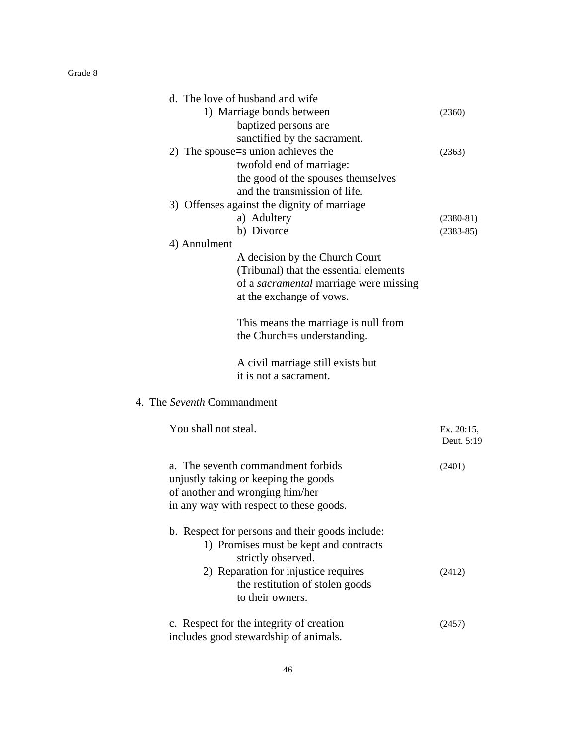d. The love of husband and wife

1) Marriage bonds between baptized persons are sanctified by the sacrament. (2360)

2) The spouse=s union achieves the twofold end of marriage: the good of the spouses themselves and the transmission of life. (2363)

3) Offenses against the dignity of marriage

   a) Adultery (2380-81)

   b) Divorce (2383-85)

4) Annulment

   A decision by the Church Court (Tribunal) that the essential elements of a *sacramental* marriage were missing at the exchange of vows.

   This means the marriage is null from the Church=s understanding.

   A civil marriage still exists but it is not a sacrament.

4. The *Seventh* Commandment

You shall not steal. (Ex. 20:15, Deut. 5:19)

a. The seventh commandment forbids unjustly taking or keeping the goods of another and wronging him/her in any way with respect to these goods. (2401)

b. Respect for persons and their goods include:

   1) Promises must be kept and contracts strictly observed.

   2) Reparation for injustice requires the restitution of stolen goods to their owners. (2412)

c. Respect for the integrity of creation includes good stewardship of animals. (2457)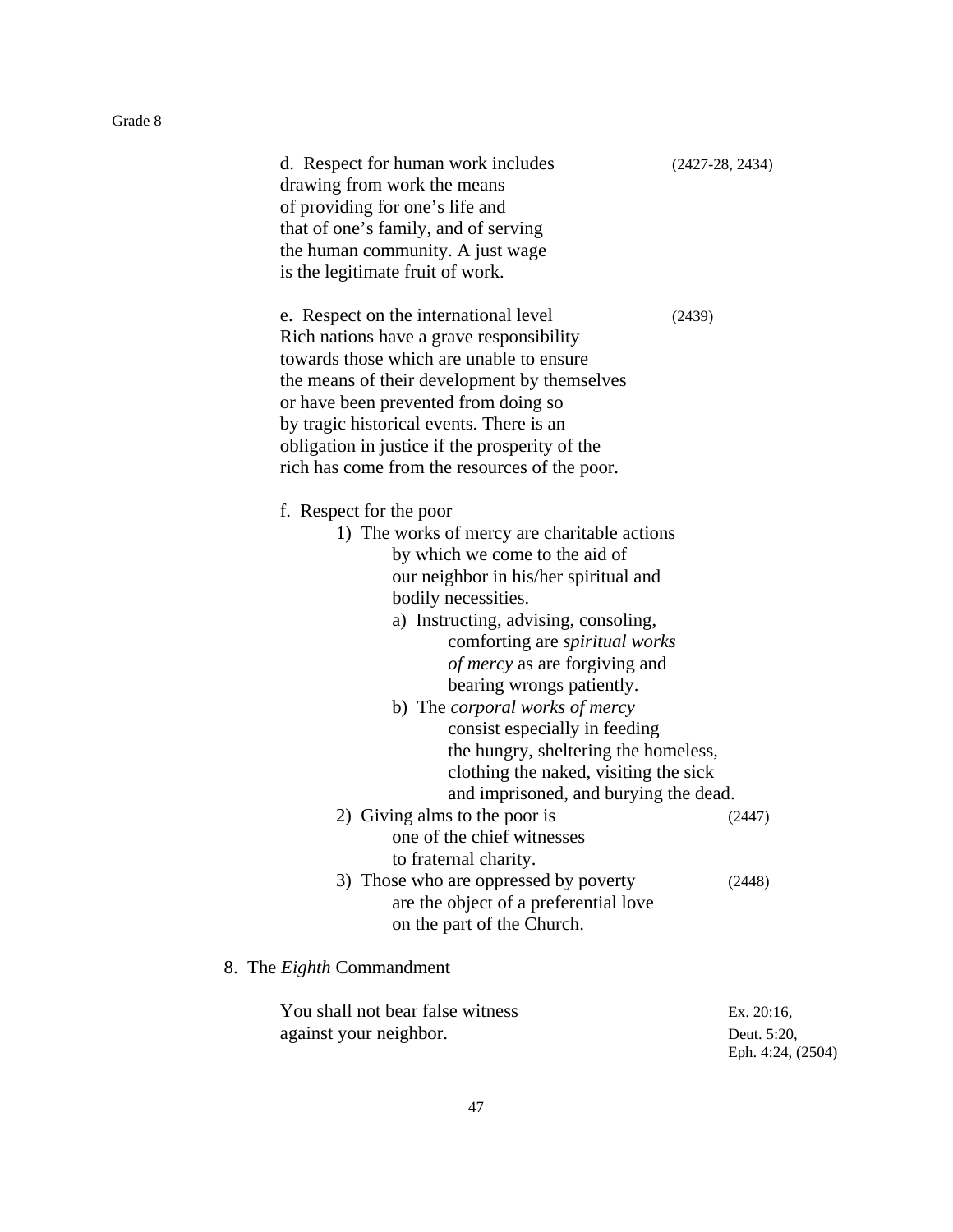d. Respect for human work includes drawing from work the means of providing for one's life and that of one's family, and of serving the human community. A just wage is the legitimate fruit of work. (2427-28, 2434)

e. Respect on the international level (2439)
Rich nations have a grave responsibility towards those which are unable to ensure the means of their development by themselves or have been prevented from doing so by tragic historical events. There is an obligation in justice if the prosperity of the rich has come from the resources of the poor.

f. Respect for the poor

1) The works of mercy are charitable actions by which we come to the aid of our neighbor in his/her spiritual and bodily necessities.
    a) Instructing, advising, consoling, comforting are *spiritual works of mercy* as are forgiving and bearing wrongs patiently.
    b) The *corporal works of mercy* consist especially in feeding the hungry, sheltering the homeless, clothing the naked, visiting the sick and imprisoned, and burying the dead.
2) Giving alms to the poor is one of the chief witnesses to fraternal charity. (2447)
3) Those who are oppressed by poverty are the object of a preferential love on the part of the Church. (2448)

8. The *Eighth* Commandment

You shall not bear false witness against your neighbor. Ex. 20:16, Deut. 5:20, Eph. 4:24, (2504)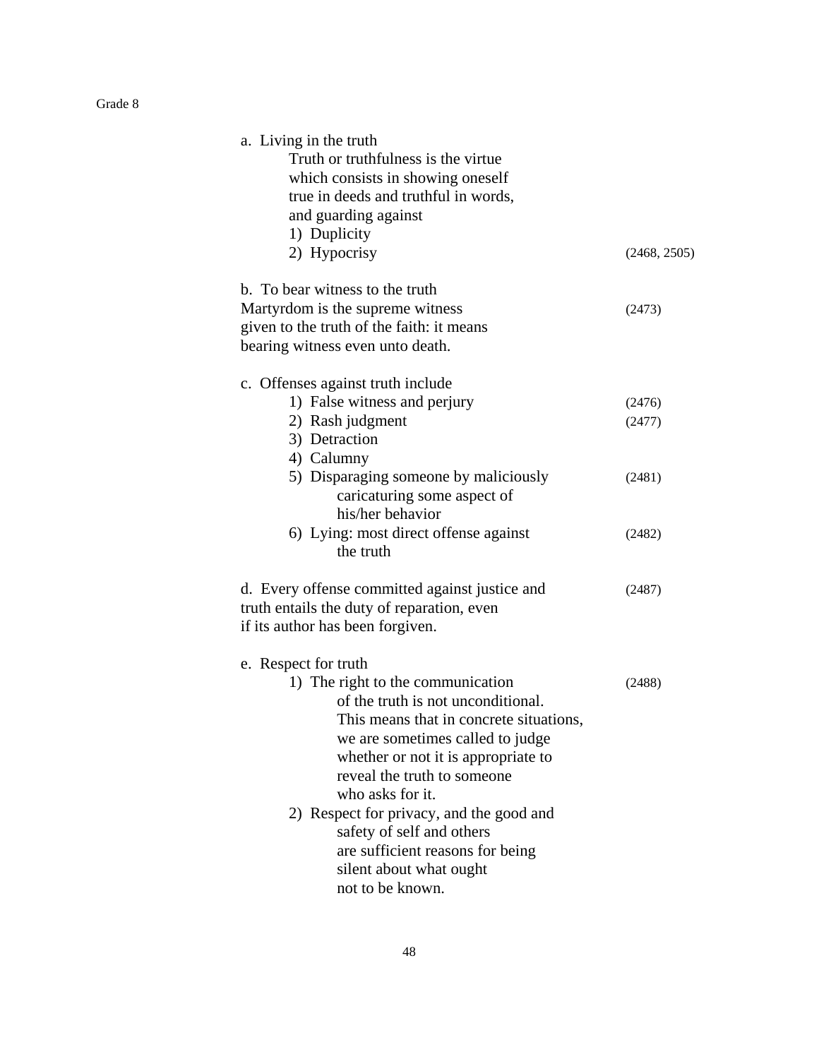a. Living in the truth

Truth or truthfulness is the virtue which consists in showing oneself true in deeds and truthful in words, and guarding against

1) Duplicity
2) Hypocrisy (2468, 2505)

b. To bear witness to the truth

Martyrdom is the supreme witness given to the truth of the faith: it means bearing witness even unto death. (2473)

c. Offenses against truth include

1) False witness and perjury (2476)
2) Rash judgment (2477)
3) Detraction
4) Calumny
5) Disparaging someone by maliciously caricaturing some aspect of his/her behavior (2481)
6) Lying: most direct offense against the truth (2482)

d. Every offense committed against justice and truth entails the duty of reparation, even if its author has been forgiven. (2487)

e. Respect for truth

1) The right to the communication of the truth is not unconditional. This means that in concrete situations, we are sometimes called to judge whether or not it is appropriate to reveal the truth to someone who asks for it. (2488)
2) Respect for privacy, and the good and safety of self and others are sufficient reasons for being silent about what ought not to be known.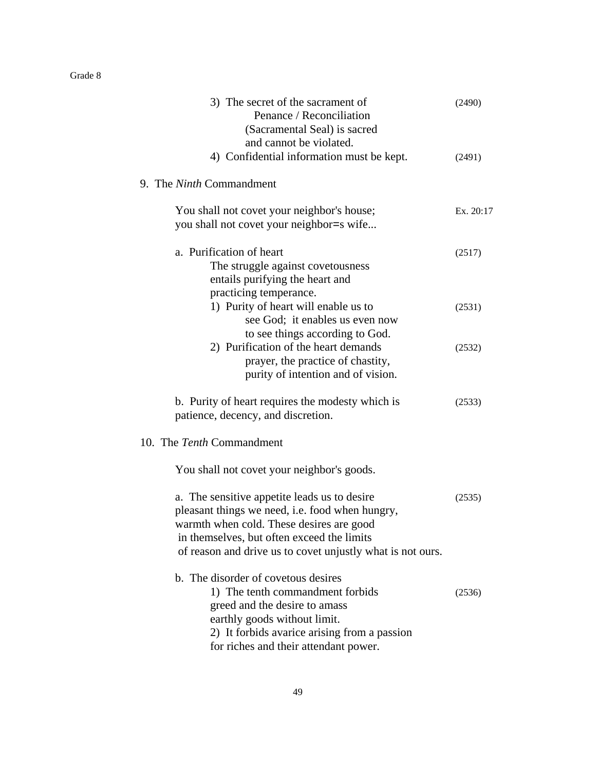3) The secret of the sacrament of Penance / Reconciliation (Sacramental Seal) is sacred and cannot be violated. (2490)

4) Confidential information must be kept. (2491)

9. The *Ninth* Commandment

You shall not covet your neighbor's house; you shall not covet your neighbor=s wife... Ex. 20:17

a. Purification of heart (2517)

The struggle against covetousness entails purifying the heart and practicing temperance.

1) Purity of heart will enable us to see God; it enables us even now to see things according to God. (2531)

2) Purification of the heart demands prayer, the practice of chastity, purity of intention and of vision. (2532)

b. Purity of heart requires the modesty which is patience, decency, and discretion. (2533)

10. The *Tenth* Commandment

You shall not covet your neighbor's goods.

a. The sensitive appetite leads us to desire pleasant things we need, i.e. food when hungry, warmth when cold. These desires are good in themselves, but often exceed the limits of reason and drive us to covet unjustly what is not ours. (2535)

b. The disorder of covetous desires

1) The tenth commandment forbids greed and the desire to amass earthly goods without limit. (2536)

2) It forbids avarice arising from a passion for riches and their attendant power.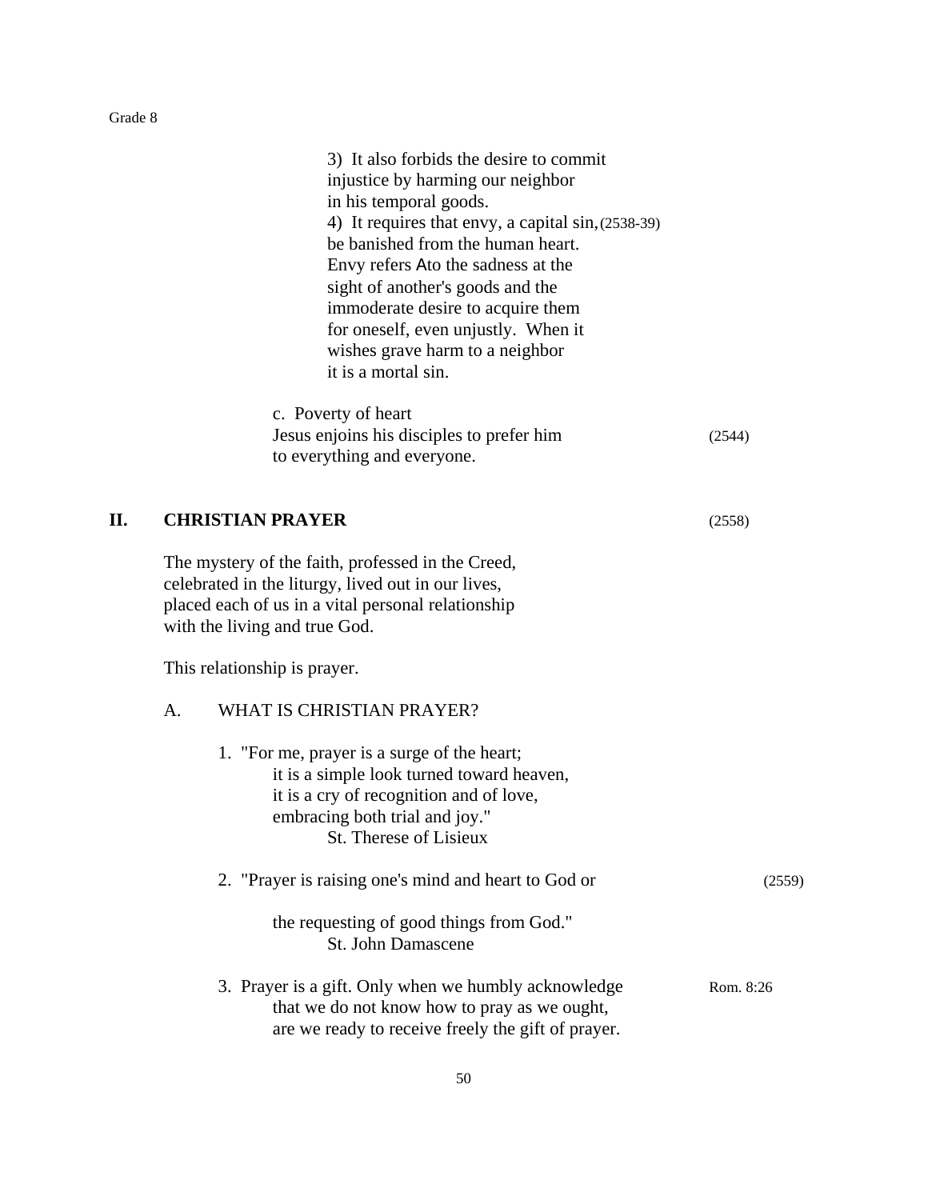3) It also forbids the desire to commit injustice by harming our neighbor in his temporal goods.

4) It requires that envy, a capital sin, (2538-39) be banished from the human heart. Envy refers Ato the sadness at the sight of another's goods and the immoderate desire to acquire them for oneself, even unjustly. When it wishes grave harm to a neighbor it is a mortal sin.

c. Poverty of heart
Jesus enjoins his disciples to prefer him to everything and everyone. (2544)

## II. CHRISTIAN PRAYER (2558)

The mystery of the faith, professed in the Creed, celebrated in the liturgy, lived out in our lives, placed each of us in a vital personal relationship with the living and true God.

This relationship is prayer.

### A. WHAT IS CHRISTIAN PRAYER?

1. "For me, prayer is a surge of the heart;
   it is a simple look turned toward heaven,
   it is a cry of recognition and of love,
   embracing both trial and joy."
   St. Therese of Lisieux

2. "Prayer is raising one's mind and heart to God or (2559)

   the requesting of good things from God."
   St. John Damascene

3. Prayer is a gift. Only when we humbly acknowledge that we do not know how to pray as we ought, are we ready to receive freely the gift of prayer. Rom. 8:26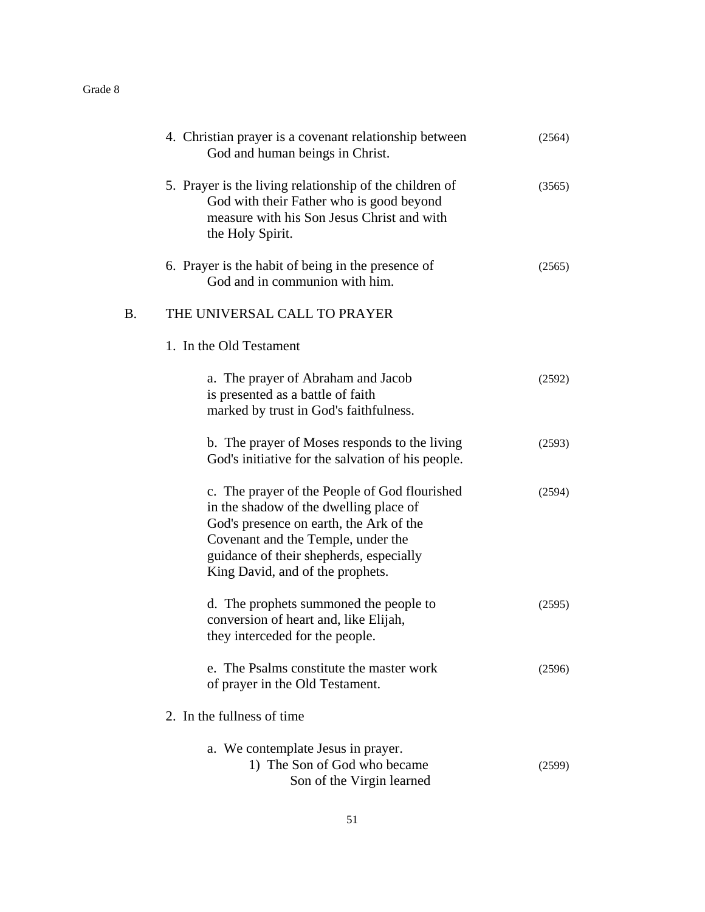4. Christian prayer is a covenant relationship between God and human beings in Christ. (2564)

5. Prayer is the living relationship of the children of God with their Father who is good beyond measure with his Son Jesus Christ and with the Holy Spirit. (3565)

6. Prayer is the habit of being in the presence of God and in communion with him. (2565)

B. THE UNIVERSAL CALL TO PRAYER

1. In the Old Testament

   a. The prayer of Abraham and Jacob is presented as a battle of faith marked by trust in God's faithfulness. (2592)

   b. The prayer of Moses responds to the living God's initiative for the salvation of his people. (2593)

   c. The prayer of the People of God flourished in the shadow of the dwelling place of God's presence on earth, the Ark of the Covenant and the Temple, under the guidance of their shepherds, especially King David, and of the prophets. (2594)

   d. The prophets summoned the people to conversion of heart and, like Elijah, they interceded for the people. (2595)

   e. The Psalms constitute the master work of prayer in the Old Testament. (2596)

2. In the fullness of time

   a. We contemplate Jesus in prayer.
      1) The Son of God who became Son of the Virgin learned (2599)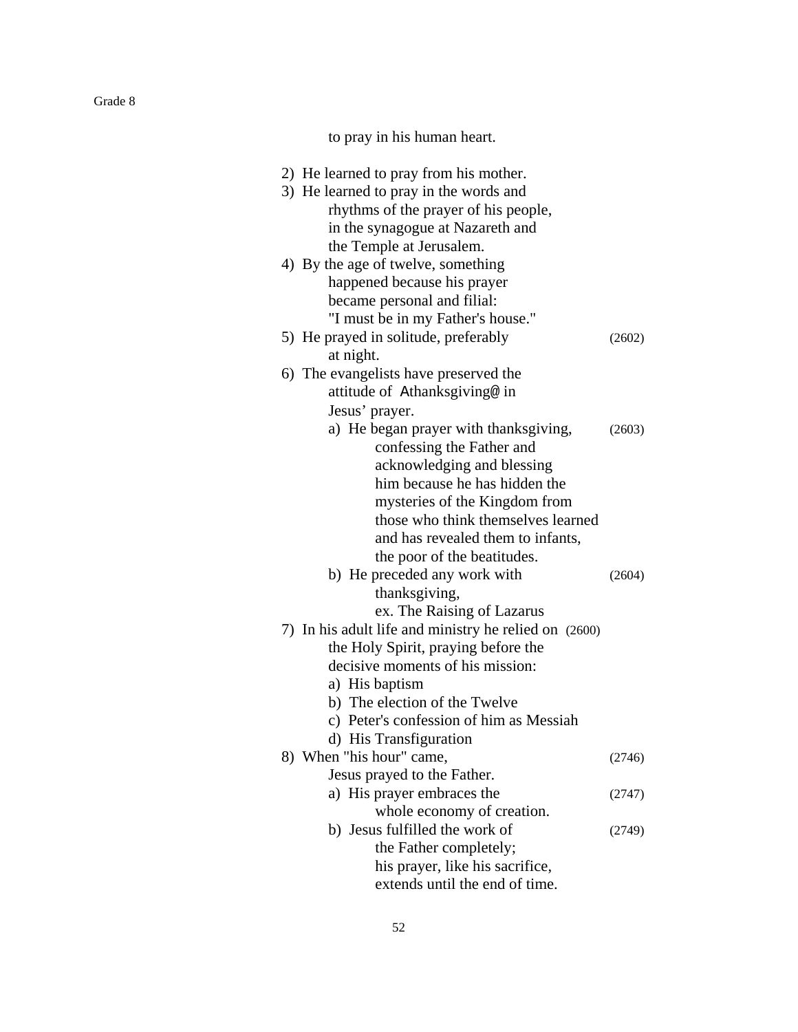to pray in his human heart.

2) He learned to pray from his mother.
3) He learned to pray in the words and rhythms of the prayer of his people, in the synagogue at Nazareth and the Temple at Jerusalem.
4) By the age of twelve, something happened because his prayer became personal and filial: "I must be in my Father's house."
5) He prayed in solitude, preferably at night. (2602)
6) The evangelists have preserved the attitude of Athanksgiving@ in Jesus' prayer.
    a) He began prayer with thanksgiving, confessing the Father and acknowledging and blessing him because he has hidden the mysteries of the Kingdom from those who think themselves learned and has revealed them to infants, the poor of the beatitudes. (2603)
    b) He preceded any work with thanksgiving, ex. The Raising of Lazarus (2604)
7) In his adult life and ministry he relied on the Holy Spirit, praying before the decisive moments of his mission: (2600)
    a) His baptism
    b) The election of the Twelve
    c) Peter's confession of him as Messiah
    d) His Transfiguration
8) When "his hour" came, Jesus prayed to the Father. (2746)
    a) His prayer embraces the whole economy of creation. (2747)
    b) Jesus fulfilled the work of the Father completely; his prayer, like his sacrifice, extends until the end of time. (2749)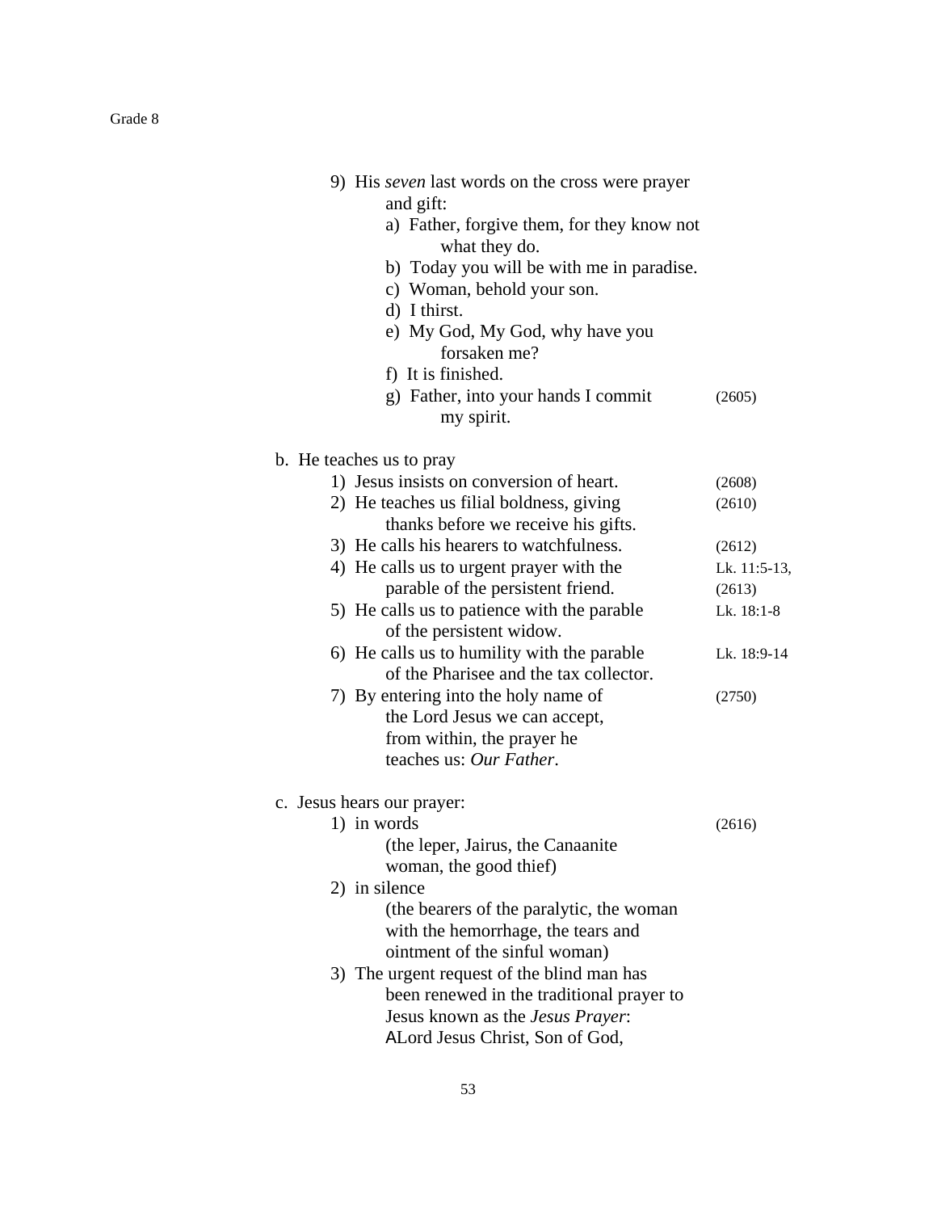9) His *seven* last words on the cross were prayer and gift:
   - a) Father, forgive them, for they know not what they do.
   - b) Today you will be with me in paradise.
   - c) Woman, behold your son.
   - d) I thirst.
   - e) My God, My God, why have you forsaken me?
   - f) It is finished.
   - g) Father, into your hands I commit my spirit. (2605)

b. He teaches us to pray

1) Jesus insists on conversion of heart. (2608)
2) He teaches us filial boldness, giving thanks before we receive his gifts. (2610)
3) He calls his hearers to watchfulness. (2612)
4) He calls us to urgent prayer with the parable of the persistent friend. Lk. 11:5-13, (2613)
5) He calls us to patience with the parable of the persistent widow. Lk. 18:1-8
6) He calls us to humility with the parable of the Pharisee and the tax collector. Lk. 18:9-14
7) By entering into the holy name of the Lord Jesus we can accept, from within, the prayer he teaches us: *Our Father*. (2750)

c. Jesus hears our prayer:

1) in words (2616)
   (the leper, Jairus, the Canaanite woman, the good thief)
2) in silence
   (the bearers of the paralytic, the woman with the hemorrhage, the tears and ointment of the sinful woman)
3) The urgent request of the blind man has been renewed in the traditional prayer to Jesus known as the *Jesus Prayer*:
   ALord Jesus Christ, Son of God,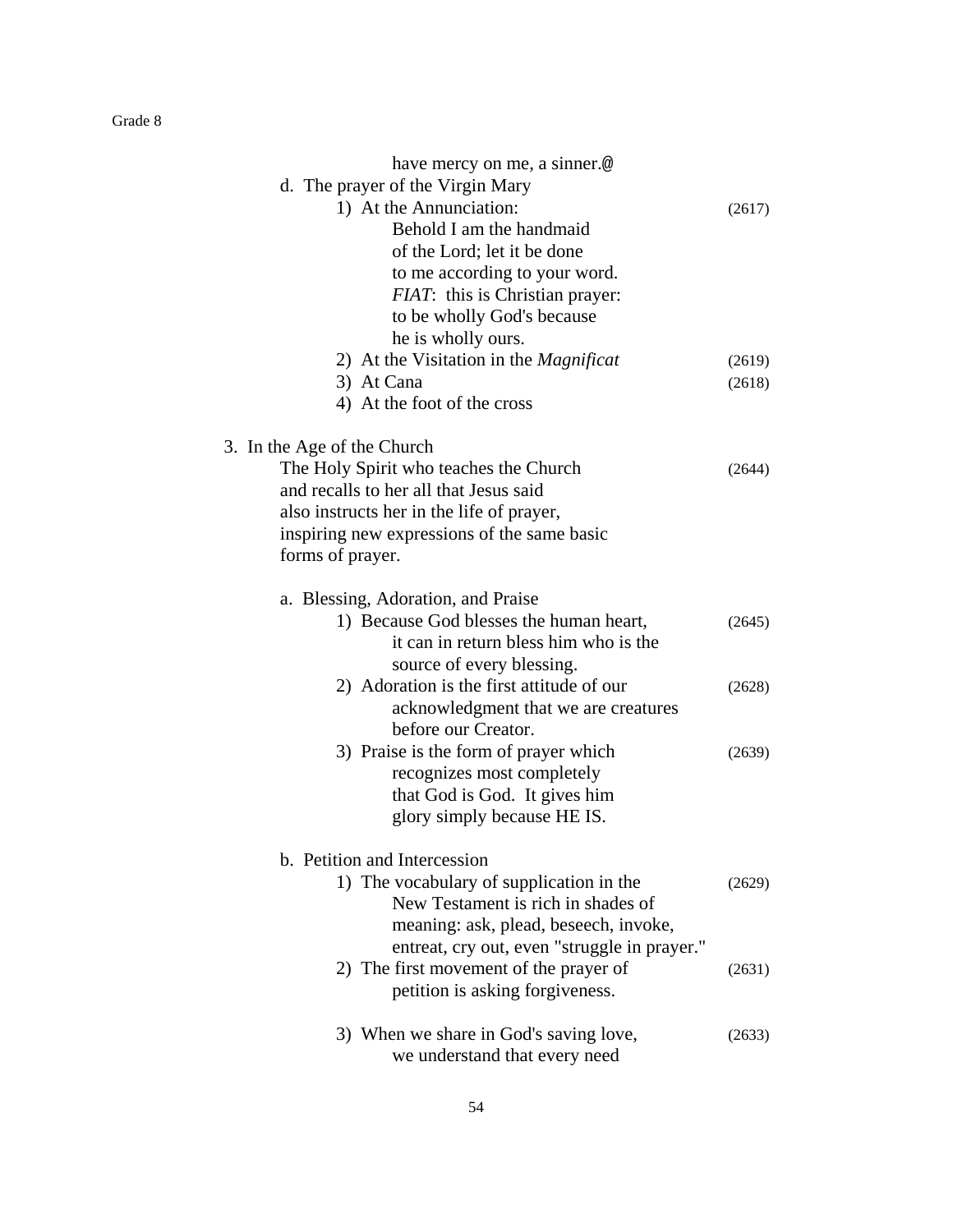have mercy on me, a sinner.@

d. The prayer of the Virgin Mary

1) At the Annunciation: (2617)
 Behold I am the handmaid
 of the Lord; let it be done
 to me according to your word.
 *FIAT*: this is Christian prayer:
 to be wholly God's because
 he is wholly ours.

2) At the Visitation in the *Magnificat* (2619)

3) At Cana (2618)

4) At the foot of the cross

3. In the Age of the Church

The Holy Spirit who teaches the Church (2644)
and recalls to her all that Jesus said
also instructs her in the life of prayer,
inspiring new expressions of the same basic
forms of prayer.

a. Blessing, Adoration, and Praise

1) Because God blesses the human heart, (2645)
 it can in return bless him who is the
 source of every blessing.

2) Adoration is the first attitude of our (2628)
 acknowledgment that we are creatures
 before our Creator.

3) Praise is the form of prayer which (2639)
 recognizes most completely
 that God is God. It gives him
 glory simply because HE IS.

b. Petition and Intercession

1) The vocabulary of supplication in the (2629)
 New Testament is rich in shades of
 meaning: ask, plead, beseech, invoke,
 entreat, cry out, even "struggle in prayer."

2) The first movement of the prayer of (2631)
 petition is asking forgiveness.

3) When we share in God's saving love, (2633)
 we understand that every need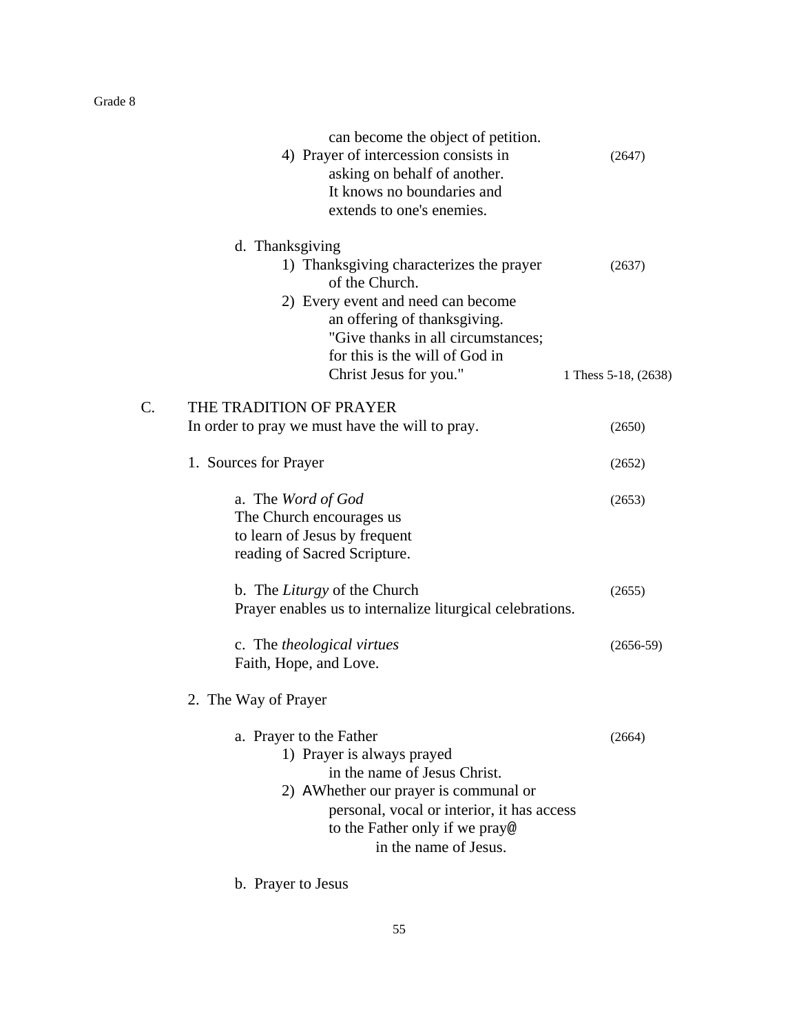can become the object of petition.

4) Prayer of intercession consists in asking on behalf of another. It knows no boundaries and extends to one's enemies. (2647)

d. Thanksgiving

1) Thanksgiving characterizes the prayer of the Church. (2637)

2) Every event and need can become an offering of thanksgiving. "Give thanks in all circumstances; for this is the will of God in Christ Jesus for you." 1 Thess 5-18, (2638)

C. THE TRADITION OF PRAYER

In order to pray we must have the will to pray. (2650)

1. Sources for Prayer (2652)

a. The *Word of God* (2653)
The Church encourages us to learn of Jesus by frequent reading of Sacred Scripture.

b. The *Liturgy* of the Church (2655)
Prayer enables us to internalize liturgical celebrations.

c. The *theological virtues* (2656-59)
Faith, Hope, and Love.

2. The Way of Prayer

a. Prayer to the Father (2664)

1) Prayer is always prayed in the name of Jesus Christ.

2) AWhether our prayer is communal or personal, vocal or interior, it has access to the Father only if we pray@ in the name of Jesus.

b. Prayer to Jesus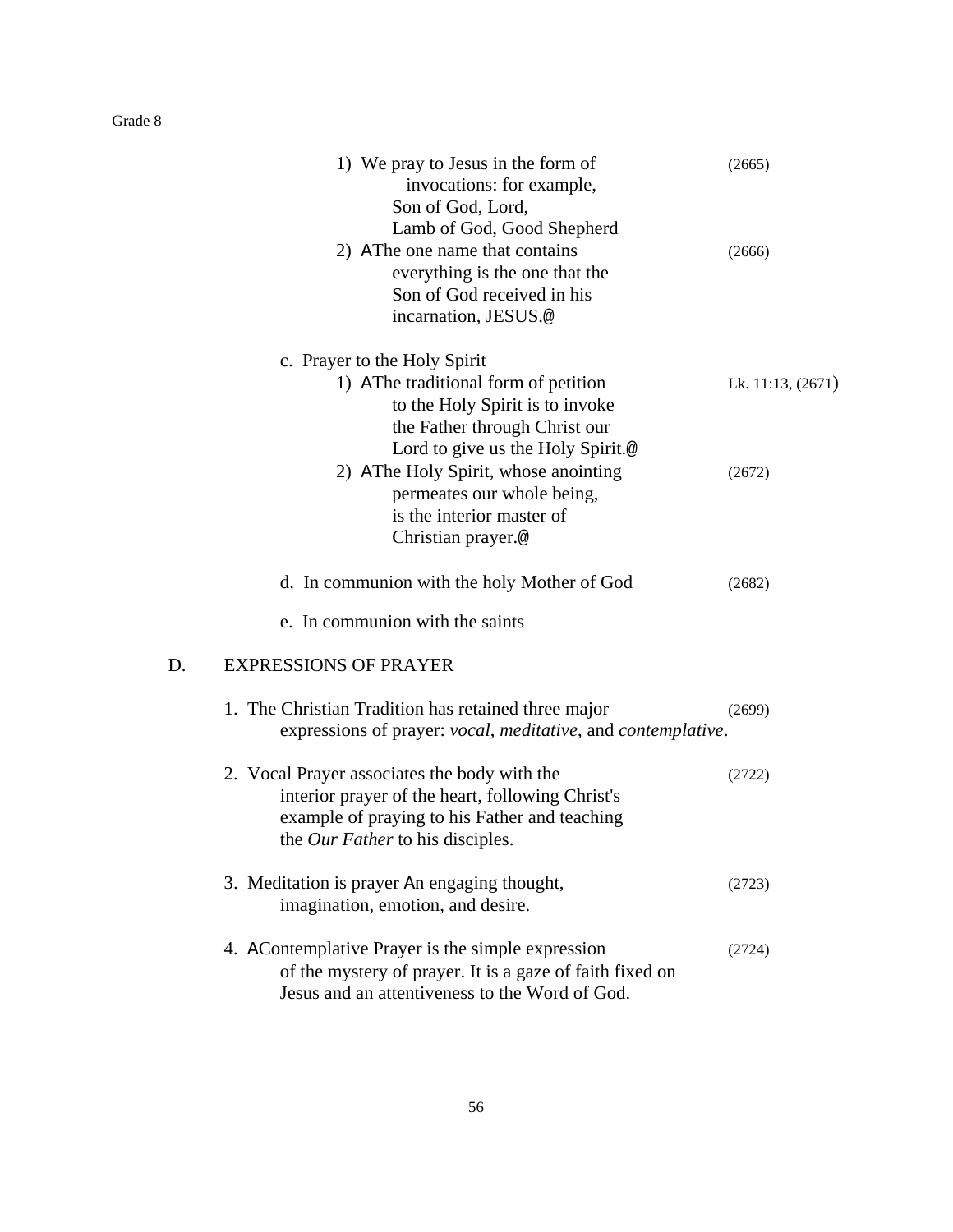- 1) We pray to Jesus in the form of invocations: for example, Son of God, Lord, Lamb of God, Good Shepherd (2665)
- 2) AThe one name that contains everything is the one that the Son of God received in his incarnation, JESUS.@ (2666)

c. Prayer to the Holy Spirit

- 1) AThe traditional form of petition to the Holy Spirit is to invoke the Father through Christ our Lord to give us the Holy Spirit.@ Lk. 11:13, (2671)
- 2) AThe Holy Spirit, whose anointing permeates our whole being, is the interior master of Christian prayer.@ (2672)

d. In communion with the holy Mother of God (2682)

e. In communion with the saints

D. EXPRESSIONS OF PRAYER

1. The Christian Tradition has retained three major expressions of prayer: *vocal*, *meditative*, and *contemplative*. (2699)

2. Vocal Prayer associates the body with the interior prayer of the heart, following Christ's example of praying to his Father and teaching the *Our Father* to his disciples. (2722)

3. Meditation is prayer An engaging thought, imagination, emotion, and desire. (2723)

4. AContemplative Prayer is the simple expression of the mystery of prayer. It is a gaze of faith fixed on Jesus and an attentiveness to the Word of God. (2724)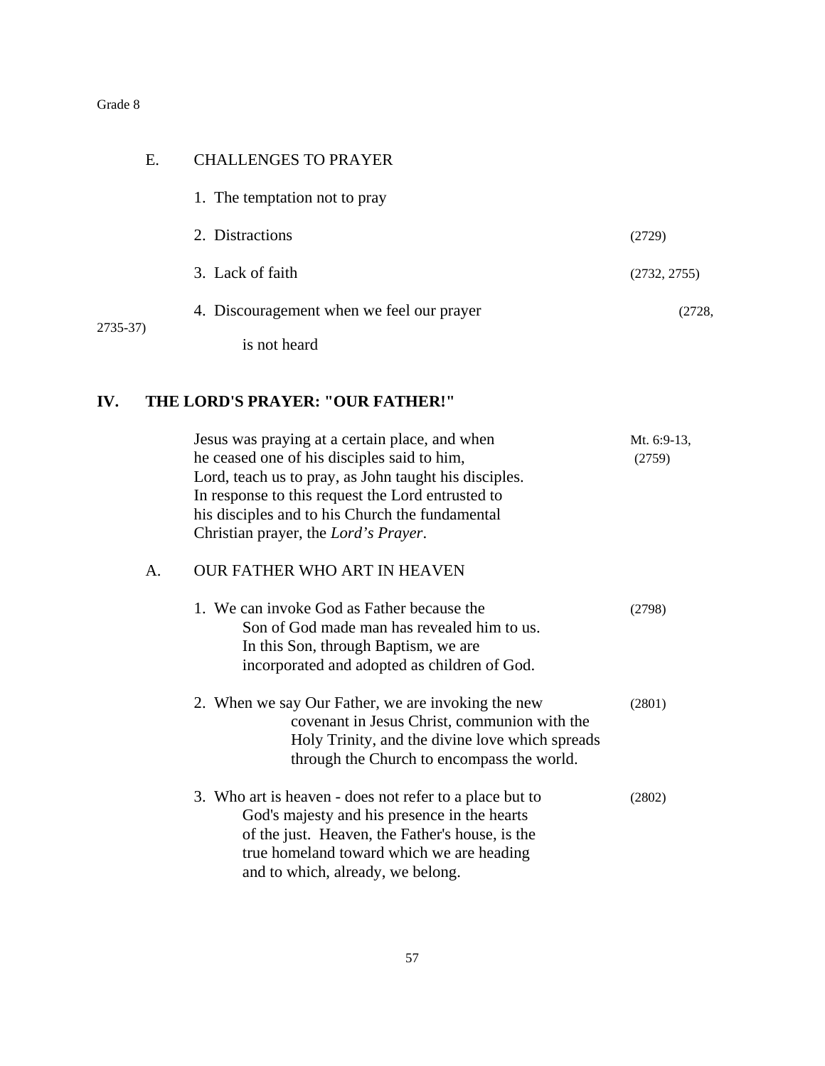E. CHALLENGES TO PRAYER

1. The temptation not to pray
2. Distractions (2729)
3. Lack of faith (2732, 2755)
4. Discouragement when we feel our prayer is not heard (2728, 2735-37)

## IV. THE LORD'S PRAYER: "OUR FATHER!"

Jesus was praying at a certain place, and when he ceased one of his disciples said to him, Lord, teach us to pray, as John taught his disciples. In response to this request the Lord entrusted to his disciples and to his Church the fundamental Christian prayer, the *Lord's Prayer*. (Mt. 6:9-13, (2759))

A. OUR FATHER WHO ART IN HEAVEN

1. We can invoke God as Father because the Son of God made man has revealed him to us. In this Son, through Baptism, we are incorporated and adopted as children of God. (2798)

2. When we say Our Father, we are invoking the new covenant in Jesus Christ, communion with the Holy Trinity, and the divine love which spreads through the Church to encompass the world. (2801)

3. Who art is heaven - does not refer to a place but to God's majesty and his presence in the hearts of the just. Heaven, the Father's house, is the true homeland toward which we are heading and to which, already, we belong. (2802)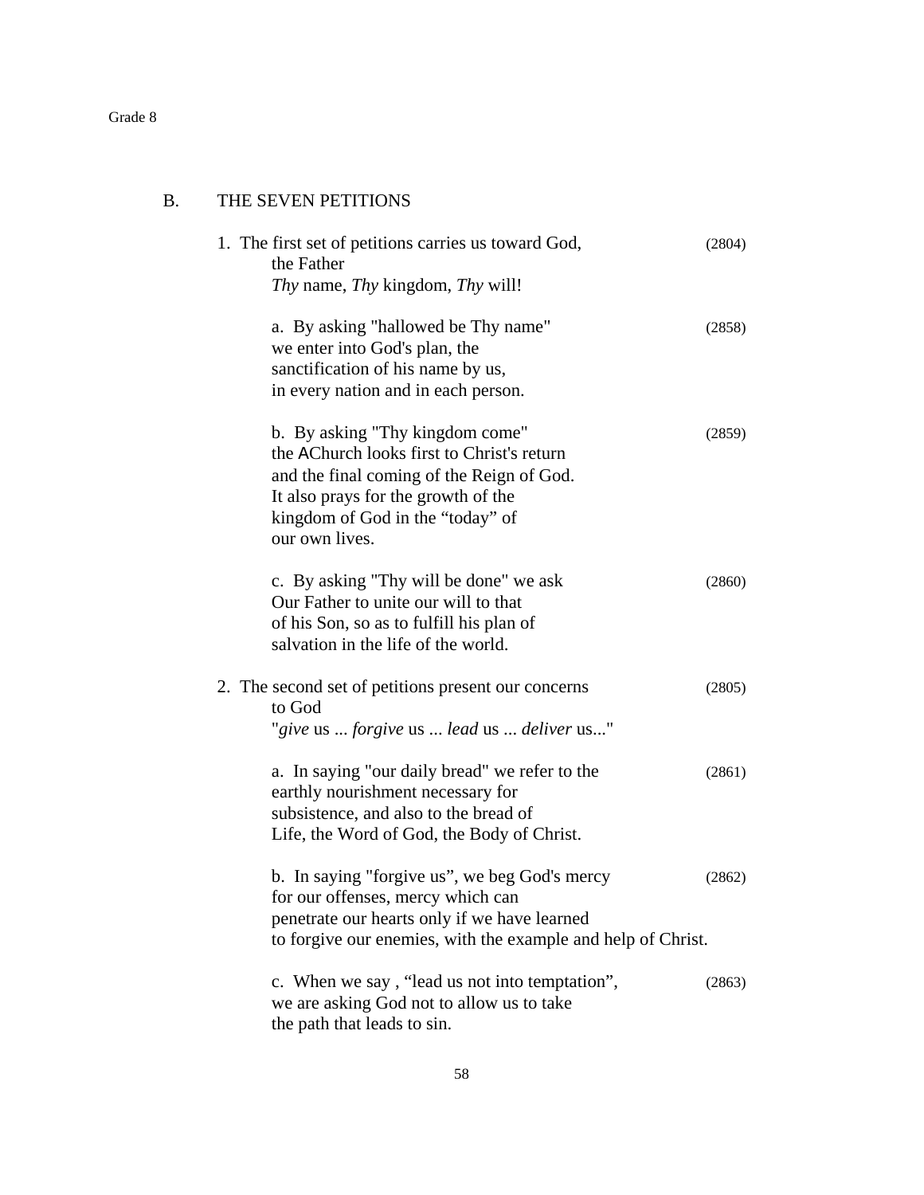## B. THE SEVEN PETITIONS

1. The first set of petitions carries us toward God, the Father (2804)
   *Thy* name, *Thy* kingdom, *Thy* will!

   a. By asking "hallowed be Thy name" we enter into God's plan, the sanctification of his name by us, in every nation and in each person. (2858)

   b. By asking "Thy kingdom come" the AChurch looks first to Christ's return and the final coming of the Reign of God. It also prays for the growth of the kingdom of God in the "today" of our own lives. (2859)

   c. By asking "Thy will be done" we ask Our Father to unite our will to that of his Son, so as to fulfill his plan of salvation in the life of the world. (2860)

2. The second set of petitions present our concerns to God (2805)
   "*give* us ... *forgive* us ... *lead* us ... *deliver* us..."

   a. In saying "our daily bread" we refer to the earthly nourishment necessary for subsistence, and also to the bread of Life, the Word of God, the Body of Christ. (2861)

   b. In saying "forgive us", we beg God's mercy for our offenses, mercy which can penetrate our hearts only if we have learned to forgive our enemies, with the example and help of Christ. (2862)

   c. When we say , "lead us not into temptation", we are asking God not to allow us to take the path that leads to sin. (2863)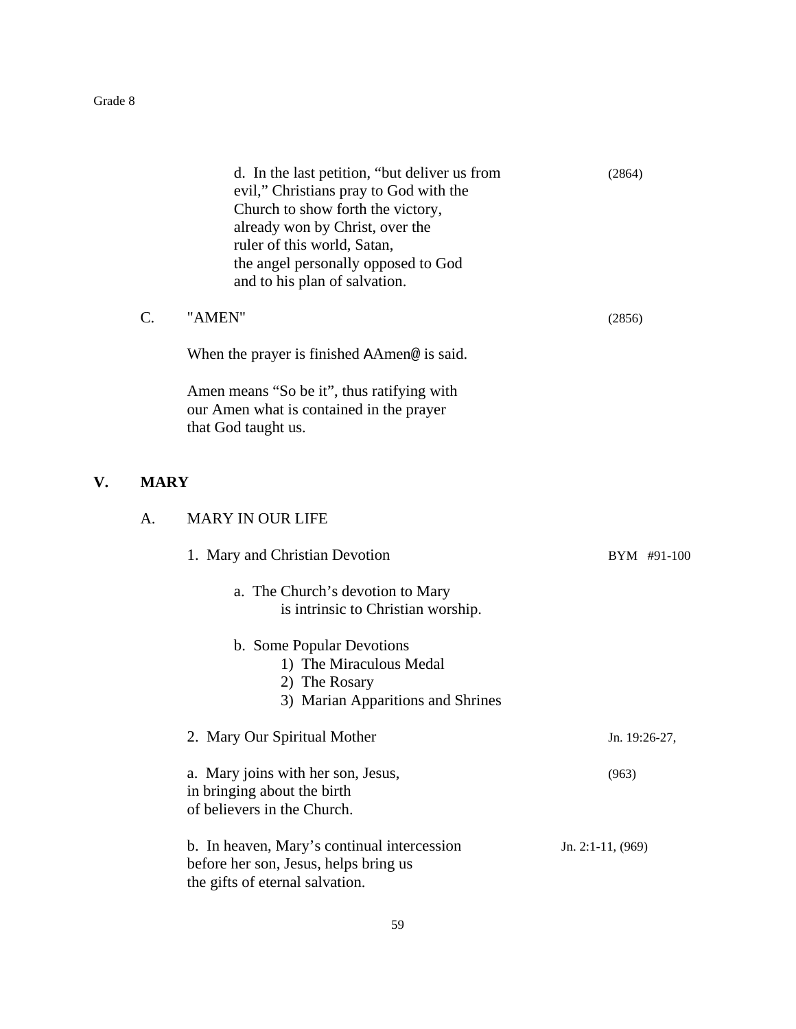d. In the last petition, "but deliver us from evil," Christians pray to God with the Church to show forth the victory, already won by Christ, over the ruler of this world, Satan, the angel personally opposed to God and to his plan of salvation. (2864)

C. "AMEN" (2856)

When the prayer is finished AAmen@ is said.

Amen means "So be it", thus ratifying with our Amen what is contained in the prayer that God taught us.

## V. MARY

A. MARY IN OUR LIFE

1. Mary and Christian Devotion BYM #91-100

a. The Church's devotion to Mary is intrinsic to Christian worship.

b. Some Popular Devotions
   1) The Miraculous Medal
   2) The Rosary
   3) Marian Apparitions and Shrines

2. Mary Our Spiritual Mother Jn. 19:26-27,

a. Mary joins with her son, Jesus, in bringing about the birth of believers in the Church. (963)

b. In heaven, Mary's continual intercession before her son, Jesus, helps bring us the gifts of eternal salvation. Jn. 2:1-11, (969)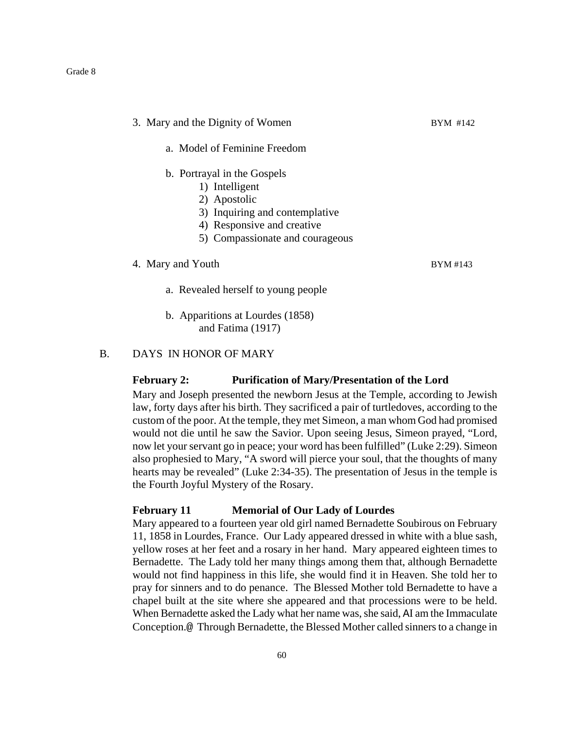3. Mary and the Dignity of Women BYM #142

   a. Model of Feminine Freedom

   b. Portrayal in the Gospels
      1) Intelligent
      2) Apostolic
      3) Inquiring and contemplative
      4) Responsive and creative
      5) Compassionate and courageous

4. Mary and Youth BYM #143

   a. Revealed herself to young people

   b. Apparitions at Lourdes (1858) and Fatima (1917)

B. DAYS IN HONOR OF MARY

**February 2: Purification of Mary/Presentation of the Lord**

Mary and Joseph presented the newborn Jesus at the Temple, according to Jewish law, forty days after his birth. They sacrificed a pair of turtledoves, according to the custom of the poor. At the temple, they met Simeon, a man whom God had promised would not die until he saw the Savior. Upon seeing Jesus, Simeon prayed, "Lord, now let your servant go in peace; your word has been fulfilled" (Luke 2:29). Simeon also prophesied to Mary, "A sword will pierce your soul, that the thoughts of many hearts may be revealed" (Luke 2:34-35). The presentation of Jesus in the temple is the Fourth Joyful Mystery of the Rosary.

**February 11 Memorial of Our Lady of Lourdes**

Mary appeared to a fourteen year old girl named Bernadette Soubirous on February 11, 1858 in Lourdes, France. Our Lady appeared dressed in white with a blue sash, yellow roses at her feet and a rosary in her hand. Mary appeared eighteen times to Bernadette. The Lady told her many things among them that, although Bernadette would not find happiness in this life, she would find it in Heaven. She told her to pray for sinners and to do penance. The Blessed Mother told Bernadette to have a chapel built at the site where she appeared and that processions were to be held. When Bernadette asked the Lady what her name was, she said, AI am the Immaculate Conception.@ Through Bernadette, the Blessed Mother called sinners to a change in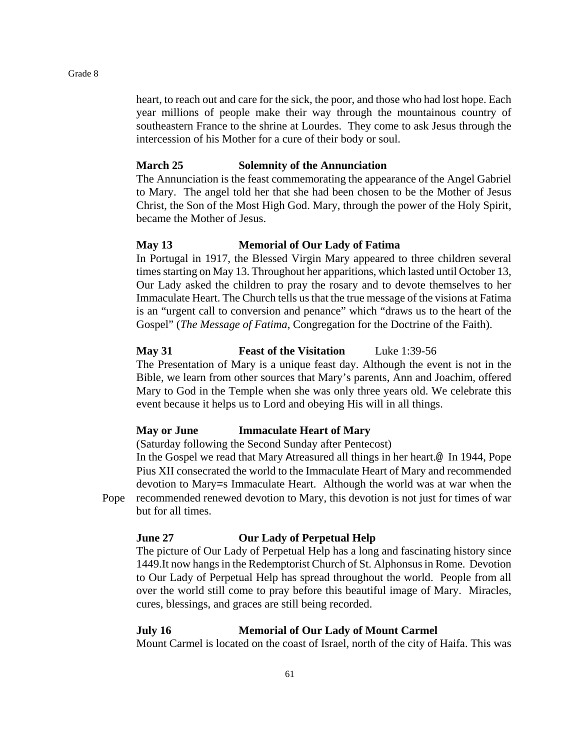heart, to reach out and care for the sick, the poor, and those who had lost hope. Each year millions of people make their way through the mountainous country of southeastern France to the shrine at Lourdes. They come to ask Jesus through the intercession of his Mother for a cure of their body or soul.

**March 25 Solemnity of the Annunciation**

The Annunciation is the feast commemorating the appearance of the Angel Gabriel to Mary. The angel told her that she had been chosen to be the Mother of Jesus Christ, the Son of the Most High God. Mary, through the power of the Holy Spirit, became the Mother of Jesus.

**May 13 Memorial of Our Lady of Fatima**

In Portugal in 1917, the Blessed Virgin Mary appeared to three children several times starting on May 13. Throughout her apparitions, which lasted until October 13, Our Lady asked the children to pray the rosary and to devote themselves to her Immaculate Heart. The Church tells us that the true message of the visions at Fatima is an "urgent call to conversion and penance" which "draws us to the heart of the Gospel" (*The Message of Fatima*, Congregation for the Doctrine of the Faith).

**May 31 Feast of the Visitation** Luke 1:39-56

The Presentation of Mary is a unique feast day. Although the event is not in the Bible, we learn from other sources that Mary's parents, Ann and Joachim, offered Mary to God in the Temple when she was only three years old. We celebrate this event because it helps us to Lord and obeying His will in all things.

**May or June Immaculate Heart of Mary**

(Saturday following the Second Sunday after Pentecost)

In the Gospel we read that Mary Atreasured all things in her heart.@ In 1944, Pope Pius XII consecrated the world to the Immaculate Heart of Mary and recommended devotion to Mary=s Immaculate Heart. Although the world was at war when the Pope recommended renewed devotion to Mary, this devotion is not just for times of war but for all times.

**June 27 Our Lady of Perpetual Help**

The picture of Our Lady of Perpetual Help has a long and fascinating history since 1449.It now hangs in the Redemptorist Church of St. Alphonsus in Rome. Devotion to Our Lady of Perpetual Help has spread throughout the world. People from all over the world still come to pray before this beautiful image of Mary. Miracles, cures, blessings, and graces are still being recorded.

**July 16 Memorial of Our Lady of Mount Carmel**

Mount Carmel is located on the coast of Israel, north of the city of Haifa. This was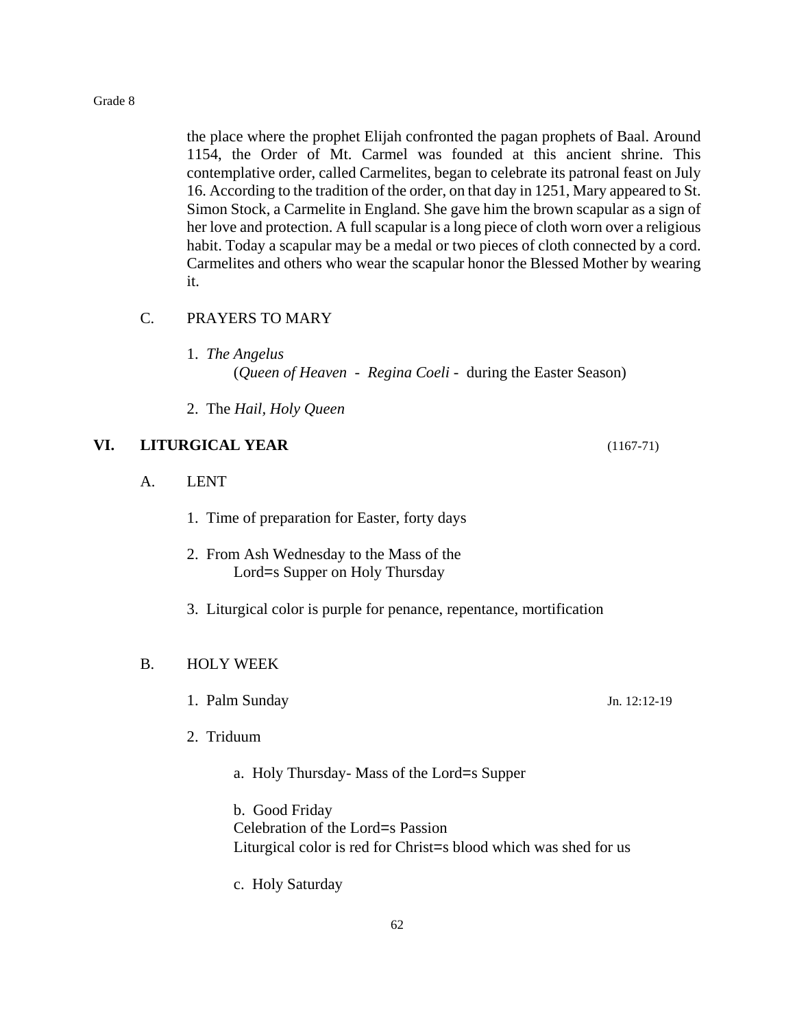the place where the prophet Elijah confronted the pagan prophets of Baal. Around 1154, the Order of Mt. Carmel was founded at this ancient shrine. This contemplative order, called Carmelites, began to celebrate its patronal feast on July 16. According to the tradition of the order, on that day in 1251, Mary appeared to St. Simon Stock, a Carmelite in England. She gave him the brown scapular as a sign of her love and protection. A full scapular is a long piece of cloth worn over a religious habit. Today a scapular may be a medal or two pieces of cloth connected by a cord. Carmelites and others who wear the scapular honor the Blessed Mother by wearing it.

C. PRAYERS TO MARY

1. *The Angelus*
   (*Queen of Heaven* - *Regina Coeli* - during the Easter Season)

2. The *Hail, Holy Queen*

## VI. LITURGICAL YEAR (1167-71)

A. LENT

1. Time of preparation for Easter, forty days

2. From Ash Wednesday to the Mass of the Lord=s Supper on Holy Thursday

3. Liturgical color is purple for penance, repentance, mortification

B. HOLY WEEK

1. Palm Sunday — Jn. 12:12-19

2. Triduum

   a. Holy Thursday- Mass of the Lord=s Supper

   b. Good Friday
   Celebration of the Lord=s Passion
   Liturgical color is red for Christ=s blood which was shed for us

   c. Holy Saturday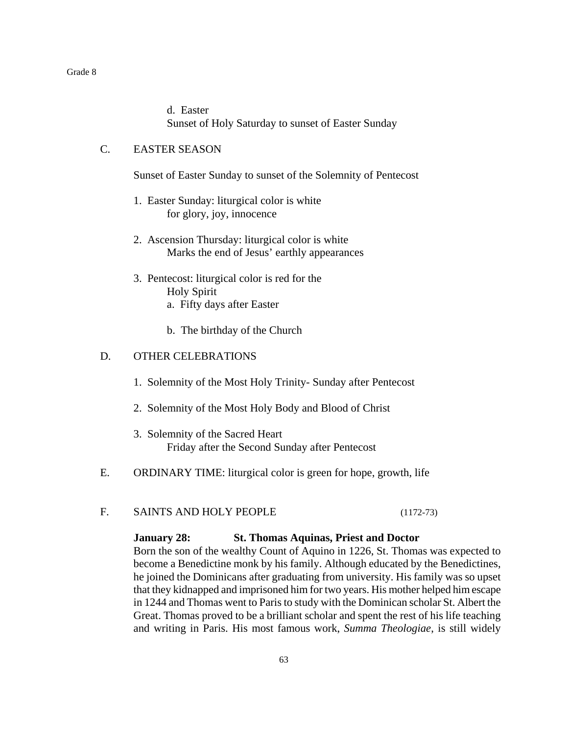d. Easter
Sunset of Holy Saturday to sunset of Easter Sunday

C. EASTER SEASON

Sunset of Easter Sunday to sunset of the Solemnity of Pentecost

1. Easter Sunday: liturgical color is white
   for glory, joy, innocence

2. Ascension Thursday: liturgical color is white
   Marks the end of Jesus' earthly appearances

3. Pentecost: liturgical color is red for the
   Holy Spirit
   a. Fifty days after Easter

   b. The birthday of the Church

D. OTHER CELEBRATIONS

1. Solemnity of the Most Holy Trinity- Sunday after Pentecost

2. Solemnity of the Most Holy Body and Blood of Christ

3. Solemnity of the Sacred Heart
   Friday after the Second Sunday after Pentecost

E. ORDINARY TIME: liturgical color is green for hope, growth, life

F. SAINTS AND HOLY PEOPLE (1172-73)

**January 28: St. Thomas Aquinas, Priest and Doctor**
Born the son of the wealthy Count of Aquino in 1226, St. Thomas was expected to become a Benedictine monk by his family. Although educated by the Benedictines, he joined the Dominicans after graduating from university. His family was so upset that they kidnapped and imprisoned him for two years. His mother helped him escape in 1244 and Thomas went to Paris to study with the Dominican scholar St. Albert the Great. Thomas proved to be a brilliant scholar and spent the rest of his life teaching and writing in Paris. His most famous work, *Summa Theologiae*, is still widely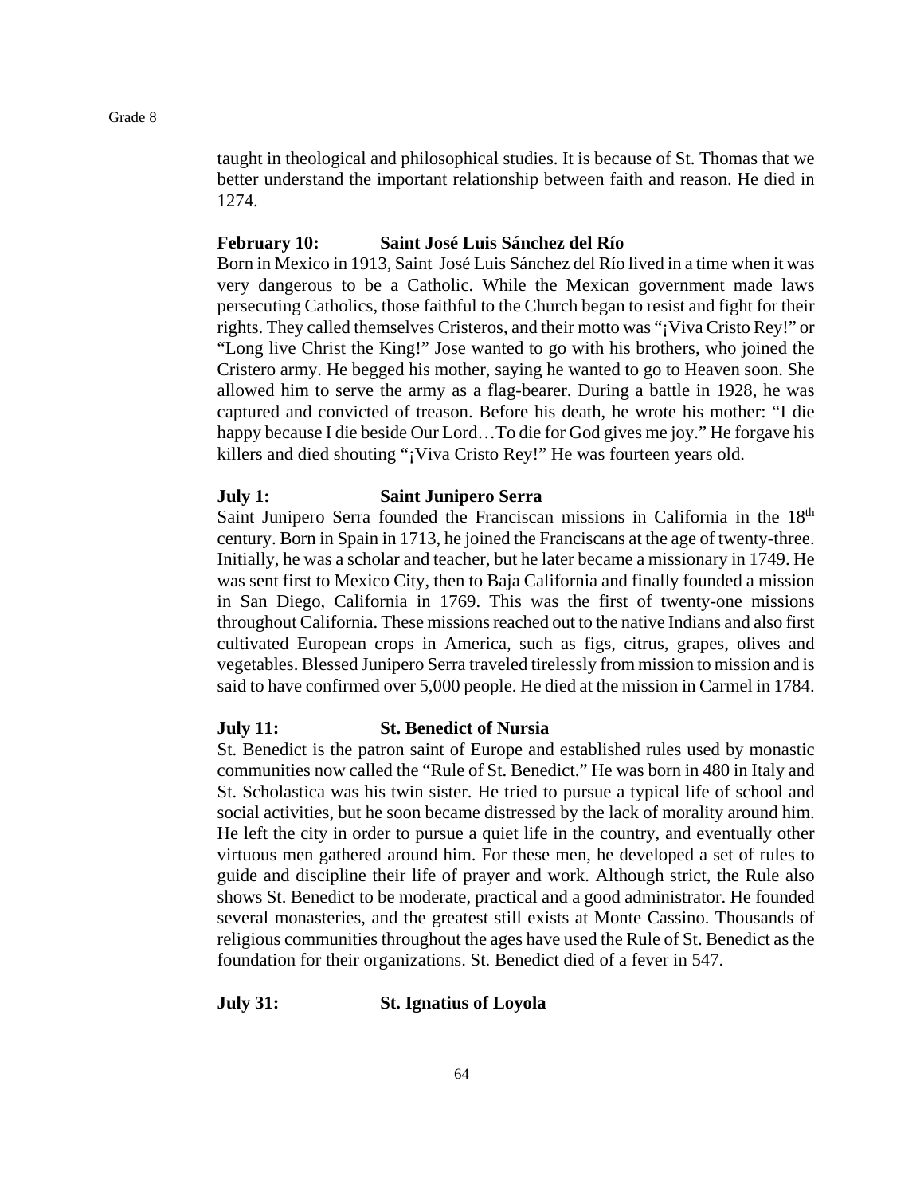taught in theological and philosophical studies. It is because of St. Thomas that we better understand the important relationship between faith and reason. He died in 1274.

**February 10: Saint José Luis Sánchez del Río**

Born in Mexico in 1913, Saint José Luis Sánchez del Río lived in a time when it was very dangerous to be a Catholic. While the Mexican government made laws persecuting Catholics, those faithful to the Church began to resist and fight for their rights. They called themselves Cristeros, and their motto was "¡Viva Cristo Rey!" or "Long live Christ the King!" Jose wanted to go with his brothers, who joined the Cristero army. He begged his mother, saying he wanted to go to Heaven soon. She allowed him to serve the army as a flag-bearer. During a battle in 1928, he was captured and convicted of treason. Before his death, he wrote his mother: "I die happy because I die beside Our Lord…To die for God gives me joy." He forgave his killers and died shouting "¡Viva Cristo Rey!" He was fourteen years old.

**July 1: Saint Junipero Serra**

Saint Junipero Serra founded the Franciscan missions in California in the 18th century. Born in Spain in 1713, he joined the Franciscans at the age of twenty-three. Initially, he was a scholar and teacher, but he later became a missionary in 1749. He was sent first to Mexico City, then to Baja California and finally founded a mission in San Diego, California in 1769. This was the first of twenty-one missions throughout California. These missions reached out to the native Indians and also first cultivated European crops in America, such as figs, citrus, grapes, olives and vegetables. Blessed Junipero Serra traveled tirelessly from mission to mission and is said to have confirmed over 5,000 people. He died at the mission in Carmel in 1784.

**July 11: St. Benedict of Nursia**

St. Benedict is the patron saint of Europe and established rules used by monastic communities now called the "Rule of St. Benedict." He was born in 480 in Italy and St. Scholastica was his twin sister. He tried to pursue a typical life of school and social activities, but he soon became distressed by the lack of morality around him. He left the city in order to pursue a quiet life in the country, and eventually other virtuous men gathered around him. For these men, he developed a set of rules to guide and discipline their life of prayer and work. Although strict, the Rule also shows St. Benedict to be moderate, practical and a good administrator. He founded several monasteries, and the greatest still exists at Monte Cassino. Thousands of religious communities throughout the ages have used the Rule of St. Benedict as the foundation for their organizations. St. Benedict died of a fever in 547.

**July 31: St. Ignatius of Loyola**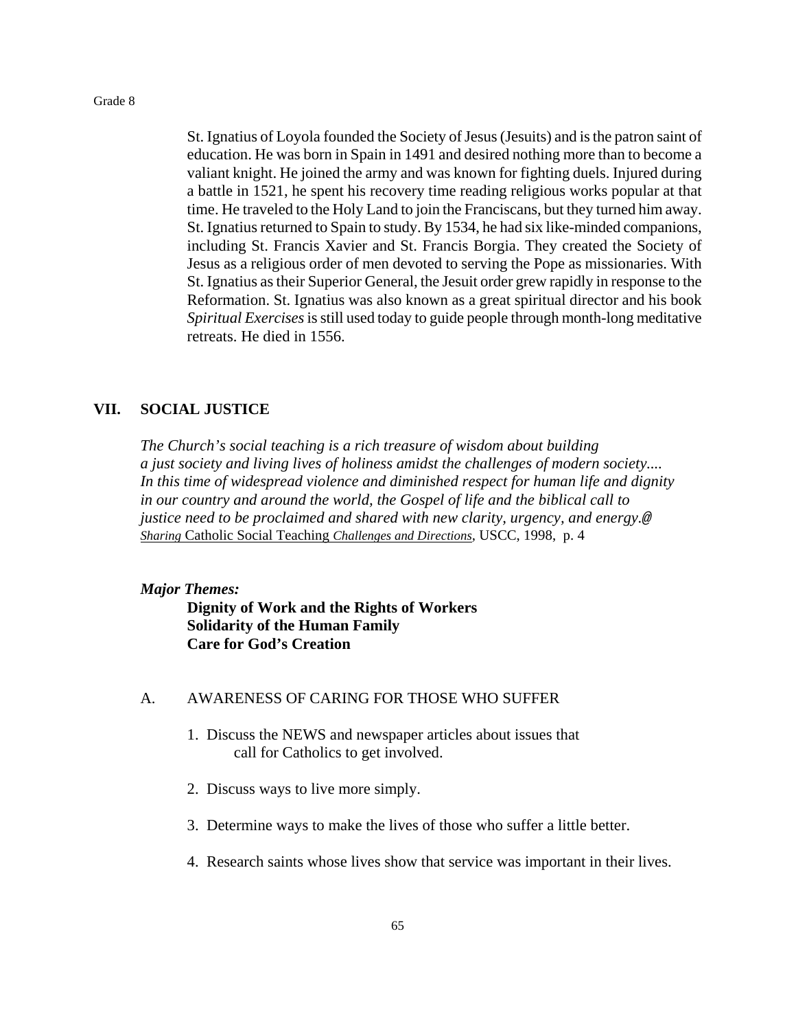St. Ignatius of Loyola founded the Society of Jesus (Jesuits) and is the patron saint of education. He was born in Spain in 1491 and desired nothing more than to become a valiant knight. He joined the army and was known for fighting duels. Injured during a battle in 1521, he spent his recovery time reading religious works popular at that time. He traveled to the Holy Land to join the Franciscans, but they turned him away. St. Ignatius returned to Spain to study. By 1534, he had six like-minded companions, including St. Francis Xavier and St. Francis Borgia. They created the Society of Jesus as a religious order of men devoted to serving the Pope as missionaries. With St. Ignatius as their Superior General, the Jesuit order grew rapidly in response to the Reformation. St. Ignatius was also known as a great spiritual director and his book *Spiritual Exercises* is still used today to guide people through month-long meditative retreats. He died in 1556.

## VII. SOCIAL JUSTICE

*The Church's social teaching is a rich treasure of wisdom about building a just society and living lives of holiness amidst the challenges of modern society.... In this time of widespread violence and diminished respect for human life and dignity in our country and around the world, the Gospel of life and the biblical call to justice need to be proclaimed and shared with new clarity, urgency, and energy.@*
*Sharing* Catholic Social Teaching *Challenges and Directions*, USCC, 1998, p. 4

***Major Themes:***

**Dignity of Work and the Rights of Workers**
**Solidarity of the Human Family**
**Care for God's Creation**

### A. AWARENESS OF CARING FOR THOSE WHO SUFFER

1. Discuss the NEWS and newspaper articles about issues that call for Catholics to get involved.
2. Discuss ways to live more simply.
3. Determine ways to make the lives of those who suffer a little better.
4. Research saints whose lives show that service was important in their lives.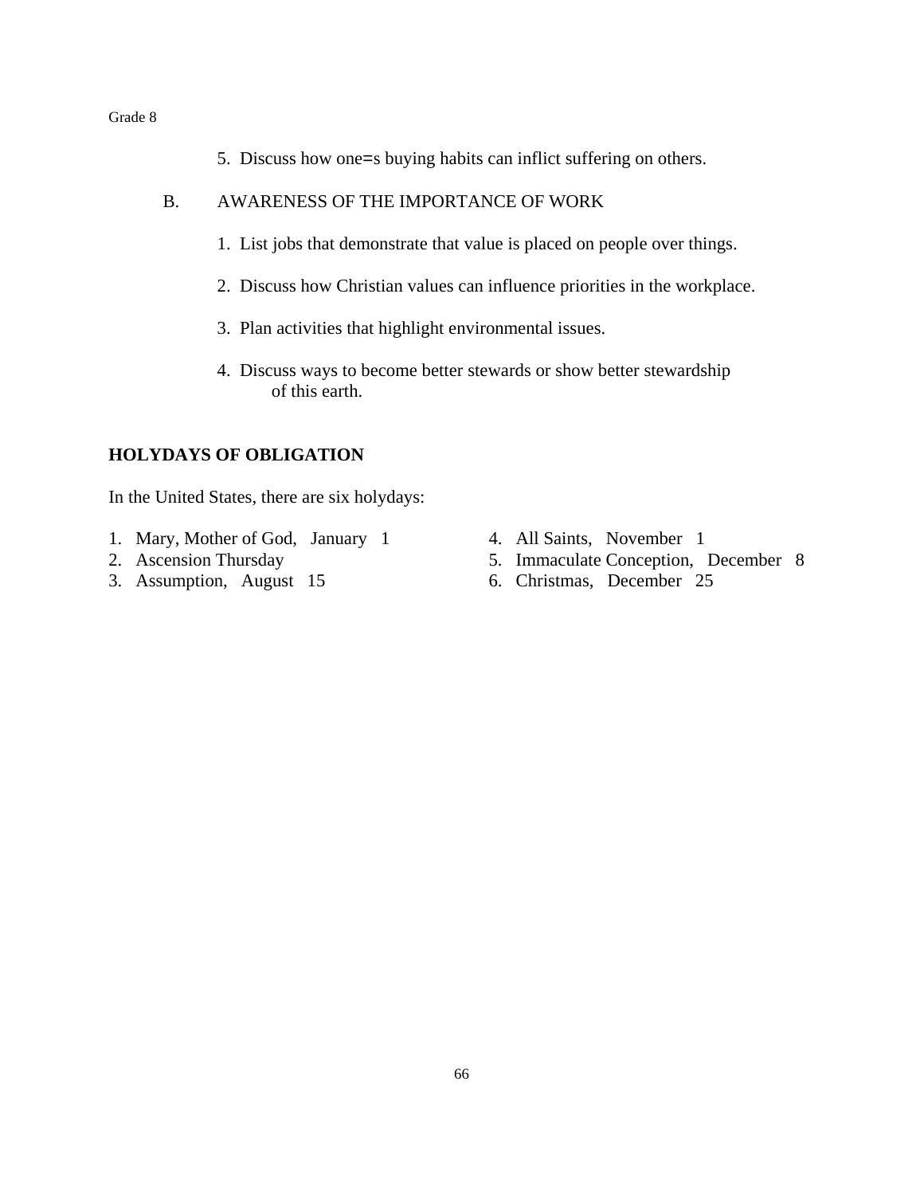5. Discuss how one=s buying habits can inflict suffering on others.

B. AWARENESS OF THE IMPORTANCE OF WORK

1. List jobs that demonstrate that value is placed on people over things.
2. Discuss how Christian values can influence priorities in the workplace.
3. Plan activities that highlight environmental issues.
4. Discuss ways to become better stewards or show better stewardship of this earth.

**HOLYDAYS OF OBLIGATION**

In the United States, there are six holydays:

1. Mary, Mother of God, January 1
2. Ascension Thursday
3. Assumption, August 15
4. All Saints, November 1
5. Immaculate Conception, December 8
6. Christmas, December 25